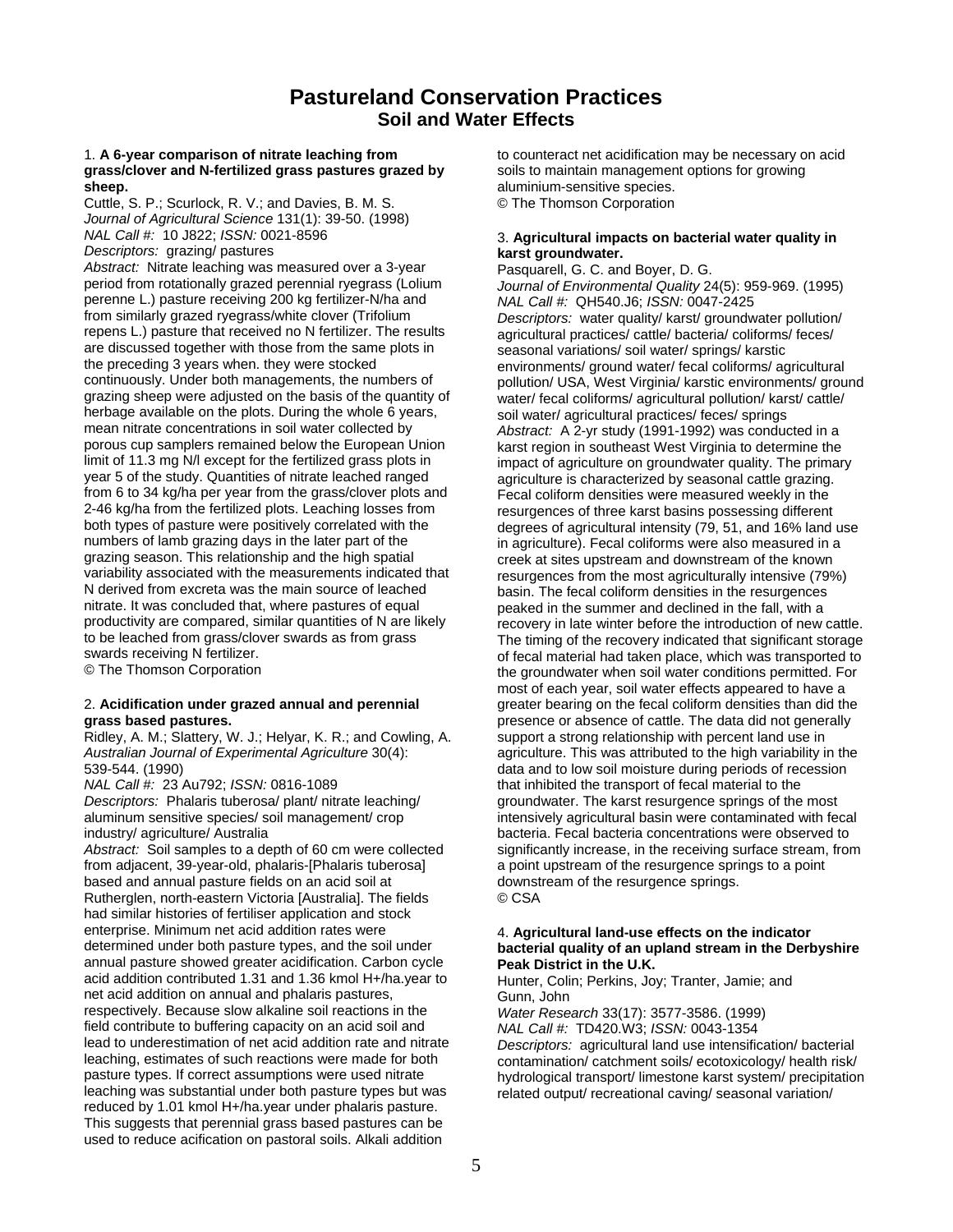# Pastureland Conservation Practices
## Soil and Water Effects

1. **A 6-year comparison of nitrate leaching from grass/clover and N-fertilized grass pastures grazed by sheep.**
Cuttle, S. P.; Scurlock, R. V.; and Davies, B. M. S.
*Journal of Agricultural Science* 131(1): 39-50. (1998)
*NAL Call #:* 10 J822; *ISSN:* 0021-8596
*Descriptors:* grazing/ pastures
*Abstract:* Nitrate leaching was measured over a 3-year period from rotationally grazed perennial ryegrass (Lolium perenne L.) pasture receiving 200 kg fertilizer-N/ha and from similarly grazed ryegrass/white clover (Trifolium repens L.) pasture that received no N fertilizer. The results are discussed together with those from the same plots in the preceding 3 years when. they were stocked continuously. Under both managements, the numbers of grazing sheep were adjusted on the basis of the quantity of herbage available on the plots. During the whole 6 years, mean nitrate concentrations in soil water collected by porous cup samplers remained below the European Union limit of 11.3 mg N/l except for the fertilized grass plots in year 5 of the study. Quantities of nitrate leached ranged from 6 to 34 kg/ha per year from the grass/clover plots and 2-46 kg/ha from the fertilized plots. Leaching losses from both types of pasture were positively correlated with the numbers of lamb grazing days in the later part of the grazing season. This relationship and the high spatial variability associated with the measurements indicated that N derived from excreta was the main source of leached nitrate. It was concluded that, where pastures of equal productivity are compared, similar quantities of N are likely to be leached from grass/clover swards as from grass swards receiving N fertilizer.
© The Thomson Corporation

2. **Acidification under grazed annual and perennial grass based pastures.**
Ridley, A. M.; Slattery, W. J.; Helyar, K. R.; and Cowling, A.
*Australian Journal of Experimental Agriculture* 30(4): 539-544. (1990)
*NAL Call #:* 23 Au792; *ISSN:* 0816-1089
*Descriptors:* Phalaris tuberosa/ plant/ nitrate leaching/ aluminum sensitive species/ soil management/ crop industry/ agriculture/ Australia
*Abstract:* Soil samples to a depth of 60 cm were collected from adjacent, 39-year-old, phalaris-[Phalaris tuberosa] based and annual pasture fields on an acid soil at Rutherglen, north-eastern Victoria [Australia]. The fields had similar histories of fertiliser application and stock enterprise. Minimum net acid addition rates were determined under both pasture types, and the soil under annual pasture showed greater acidification. Carbon cycle acid addition contributed 1.31 and 1.36 kmol H+/ha.year to net acid addition on annual and phalaris pastures, respectively. Because slow alkaline soil reactions in the field contribute to buffering capacity on an acid soil and lead to underestimation of net acid addition rate and nitrate leaching, estimates of such reactions were made for both pasture types. If correct assumptions were used nitrate leaching was substantial under both pasture types but was reduced by 1.01 kmol H+/ha.year under phalaris pasture. This suggests that perennial grass based pastures can be used to reduce acification on pastoral soils. Alkali addition to counteract net acidification may be necessary on acid soils to maintain management options for growing aluminium-sensitive species.
© The Thomson Corporation

3. **Agricultural impacts on bacterial water quality in karst groundwater.**
Pasquarell, G. C. and Boyer, D. G.
*Journal of Environmental Quality* 24(5): 959-969. (1995)
*NAL Call #:* QH540.J6; *ISSN:* 0047-2425
*Descriptors:* water quality/ karst/ groundwater pollution/ agricultural practices/ cattle/ bacteria/ coliforms/ feces/ seasonal variations/ soil water/ springs/ karstic environments/ ground water/ fecal coliforms/ agricultural pollution/ USA, West Virginia/ karstic environments/ ground water/ fecal coliforms/ agricultural pollution/ karst/ cattle/ soil water/ agricultural practices/ feces/ springs
*Abstract:* A 2-yr study (1991-1992) was conducted in a karst region in southeast West Virginia to determine the impact of agriculture on groundwater quality. The primary agriculture is characterized by seasonal cattle grazing. Fecal coliform densities were measured weekly in the resurgences of three karst basins possessing different degrees of agricultural intensity (79, 51, and 16% land use in agriculture). Fecal coliforms were also measured in a creek at sites upstream and downstream of the known resurgences from the most agriculturally intensive (79%) basin. The fecal coliform densities in the resurgences peaked in the summer and declined in the fall, with a recovery in late winter before the introduction of new cattle. The timing of the recovery indicated that significant storage of fecal material had taken place, which was transported to the groundwater when soil water conditions permitted. For most of each year, soil water effects appeared to have a greater bearing on the fecal coliform densities than did the presence or absence of cattle. The data did not generally support a strong relationship with percent land use in agriculture. This was attributed to the high variability in the data and to low soil moisture during periods of recession that inhibited the transport of fecal material to the groundwater. The karst resurgence springs of the most intensively agricultural basin were contaminated with fecal bacteria. Fecal bacteria concentrations were observed to significantly increase, in the receiving surface stream, from a point upstream of the resurgence springs to a point downstream of the resurgence springs.
© CSA

4. **Agricultural land-use effects on the indicator bacterial quality of an upland stream in the Derbyshire Peak District in the U.K.**
Hunter, Colin; Perkins, Joy; Tranter, Jamie; and Gunn, John
*Water Research* 33(17): 3577-3586. (1999)
*NAL Call #:* TD420.W3; *ISSN:* 0043-1354
*Descriptors:* agricultural land use intensification/ bacterial contamination/ catchment soils/ ecotoxicology/ health risk/ hydrological transport/ limestone karst system/ precipitation related output/ recreational caving/ seasonal variation/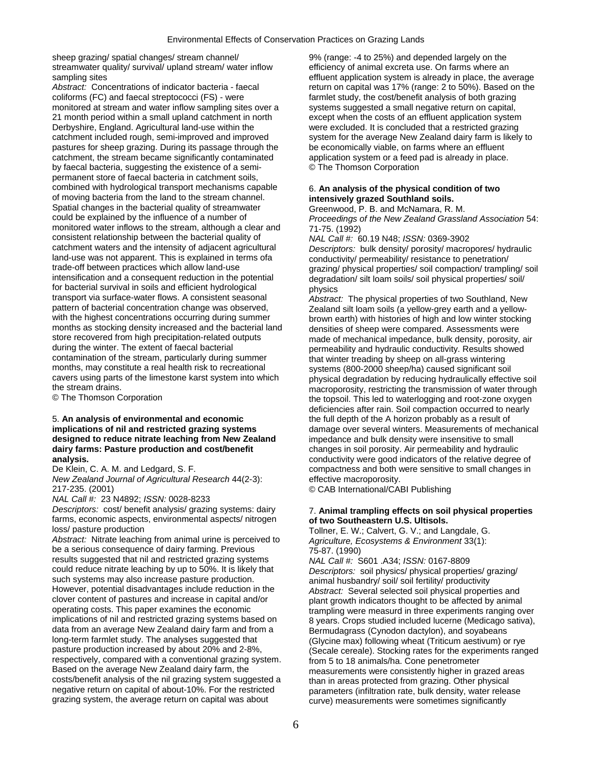sheep grazing/ spatial changes/ stream channel/ streamwater quality/ survival/ upland stream/ water inflow sampling sites

*Abstract:* Concentrations of indicator bacteria - faecal coliforms (FC) and faecal streptococci (FS) - were monitored at stream and water inflow sampling sites over a 21 month period within a small upland catchment in north Derbyshire, England. Agricultural land-use within the catchment included rough, semi-improved and improved pastures for sheep grazing. During its passage through the catchment, the stream became significantly contaminated by faecal bacteria, suggesting the existence of a semi-permanent store of faecal bacteria in catchment soils, combined with hydrological transport mechanisms capable of moving bacteria from the land to the stream channel. Spatial changes in the bacterial quality of streamwater could be explained by the influence of a number of monitored water inflows to the stream, although a clear and consistent relationship between the bacterial quality of catchment waters and the intensity of adjacent agricultural land-use was not apparent. This is explained in terms ofa trade-off between practices which allow land-use intensification and a consequent reduction in the potential for bacterial survival in soils and efficient hydrological transport via surface-water flows. A consistent seasonal pattern of bacterial concentration change was observed, with the highest concentrations occurring during summer months as stocking density increased and the bacterial land store recovered from high precipitation-related outputs during the winter. The extent of faecal bacterial contamination of the stream, particularly during summer months, may constitute a real health risk to recreational cavers using parts of the limestone karst system into which the stream drains.
© The Thomson Corporation

5. **An analysis of environmental and economic implications of nil and restricted grazing systems designed to reduce nitrate leaching from New Zealand dairy farms: Pasture production and cost/benefit analysis.**
De Klein, C. A. M. and Ledgard, S. F.
*New Zealand Journal of Agricultural Research* 44(2-3): 217-235. (2001)
*NAL Call #:* 23 N4892; *ISSN:* 0028-8233
*Descriptors:* cost/ benefit analysis/ grazing systems: dairy farms, economic aspects, environmental aspects/ nitrogen loss/ pasture production
*Abstract:* Nitrate leaching from animal urine is perceived to be a serious consequence of dairy farming. Previous results suggested that nil and restricted grazing systems could reduce nitrate leaching by up to 50%. It is likely that such systems may also increase pasture production. However, potential disadvantages include reduction in the clover content of pastures and increase in capital and/or operating costs. This paper examines the economic implications of nil and restricted grazing systems based on data from an average New Zealand dairy farm and from a long-term farmlet study. The analyses suggested that pasture production increased by about 20% and 2-8%, respectively, compared with a conventional grazing system. Based on the average New Zealand dairy farm, the costs/benefit analysis of the nil grazing system suggested a negative return on capital of about-10%. For the restricted grazing system, the average return on capital was about 9% (range: -4 to 25%) and depended largely on the efficiency of animal excreta use. On farms where an effluent application system is already in place, the average return on capital was 17% (range: 2 to 50%). Based on the farmlet study, the cost/benefit analysis of both grazing systems suggested a small negative return on capital, except when the costs of an effluent application system were excluded. It is concluded that a restricted grazing system for the average New Zealand dairy farm is likely to be economically viable, on farms where an effluent application system or a feed pad is already in place.
© The Thomson Corporation

6. **An analysis of the physical condition of two intensively grazed Southland soils.**
Greenwood, P. B. and McNamara, R. M.
*Proceedings of the New Zealand Grassland Association* 54: 71-75. (1992)
*NAL Call #:* 60.19 N48; *ISSN:* 0369-3902
*Descriptors:* bulk density/ porosity/ macropores/ hydraulic conductivity/ permeability/ resistance to penetration/ grazing/ physical properties/ soil compaction/ trampling/ soil degradation/ silt loam soils/ soil physical properties/ soil/ physics
*Abstract:* The physical properties of two Southland, New Zealand silt loam soils (a yellow-grey earth and a yellow-brown earth) with histories of high and low winter stocking densities of sheep were compared. Assessments were made of mechanical impedance, bulk density, porosity, air permeability and hydraulic conductivity. Results showed that winter treading by sheep on all-grass wintering systems (800-2000 sheep/ha) caused significant soil physical degradation by reducing hydraulically effective soil macroporosity, restricting the transmission of water through the topsoil. This led to waterlogging and root-zone oxygen deficiencies after rain. Soil compaction occurred to nearly the full depth of the A horizon probably as a result of damage over several winters. Measurements of mechanical impedance and bulk density were insensitive to small changes in soil porosity. Air permeability and hydraulic conductivity were good indicators of the relative degree of compactness and both were sensitive to small changes in effective macroporosity.
© CAB International/CABI Publishing

7. **Animal trampling effects on soil physical properties of two Southeastern U.S. Ultisols.**
Tollner, E. W.; Calvert, G. V.; and Langdale, G.
*Agriculture, Ecosystems & Environment* 33(1): 75-87. (1990)
*NAL Call #:* S601 .A34; *ISSN:* 0167-8809
*Descriptors:* soil physics/ physical properties/ grazing/ animal husbandry/ soil/ soil fertility/ productivity
*Abstract:* Several selected soil physical properties and plant growth indicators thought to be affected by animal trampling were measurd in three experiments ranging over 8 years. Crops studied included lucerne (Medicago sativa), Bermudagrass (Cynodon dactylon), and soyabeans (Glycine max) following wheat (Triticum aestivum) or rye (Secale cereale). Stocking rates for the experiments ranged from 5 to 18 animals/ha. Cone penetrometer measurements were consistently higher in grazed areas than in areas protected from grazing. Other physical parameters (infiltration rate, bulk density, water release curve) measurements were sometimes significantly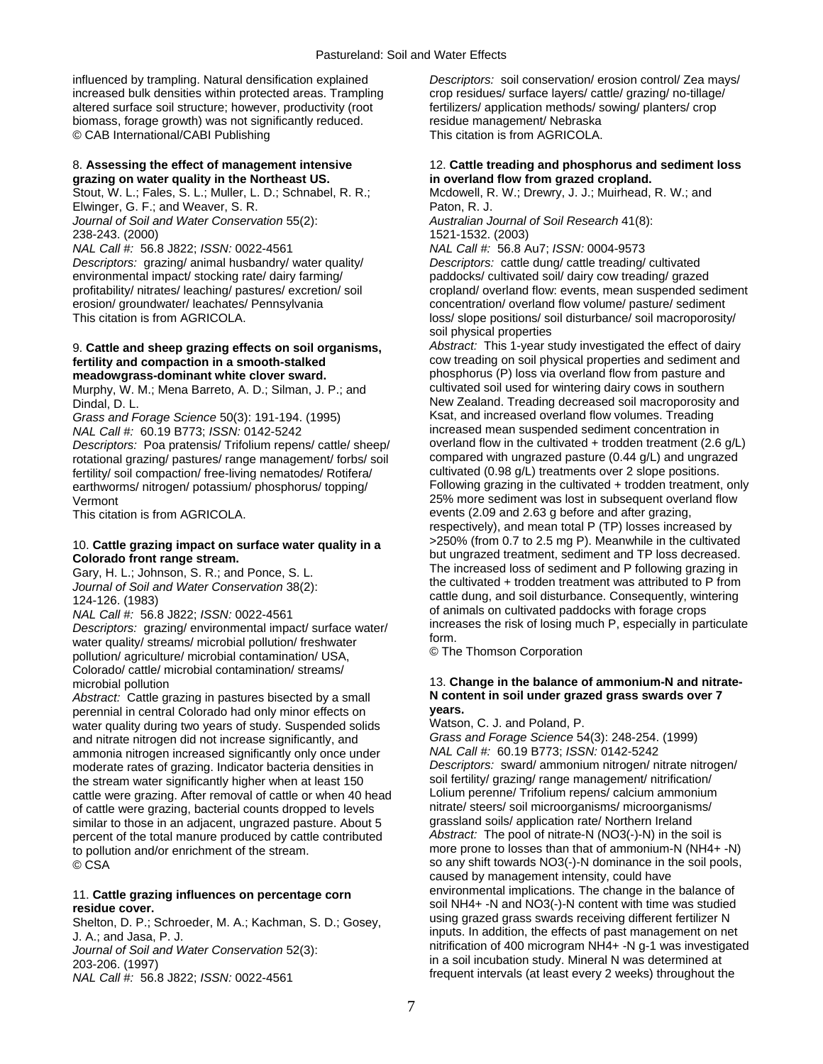influenced by trampling. Natural densification explained increased bulk densities within protected areas. Trampling altered surface soil structure; however, productivity (root biomass, forage growth) was not significantly reduced.
© CAB International/CABI Publishing

8. **Assessing the effect of management intensive grazing on water quality in the Northeast US.**
Stout, W. L.; Fales, S. L.; Muller, L. D.; Schnabel, R. R.; Elwinger, G. F.; and Weaver, S. R.
*Journal of Soil and Water Conservation* 55(2): 238-243. (2000)
*NAL Call #:* 56.8 J822; *ISSN:* 0022-4561
*Descriptors:* grazing/ animal husbandry/ water quality/ environmental impact/ stocking rate/ dairy farming/ profitability/ nitrates/ leaching/ pastures/ excretion/ soil erosion/ groundwater/ leachates/ Pennsylvania
This citation is from AGRICOLA.

9. **Cattle and sheep grazing effects on soil organisms, fertility and compaction in a smooth-stalked meadowgrass-dominant white clover sward.**
Murphy, W. M.; Mena Barreto, A. D.; Silman, J. P.; and Dindal, D. L.
*Grass and Forage Science* 50(3): 191-194. (1995)
*NAL Call #:* 60.19 B773; *ISSN:* 0142-5242
*Descriptors:* Poa pratensis/ Trifolium repens/ cattle/ sheep/ rotational grazing/ pastures/ range management/ forbs/ soil fertility/ soil compaction/ free-living nematodes/ Rotifera/ earthworms/ nitrogen/ potassium/ phosphorus/ topping/ Vermont
This citation is from AGRICOLA.

10. **Cattle grazing impact on surface water quality in a Colorado front range stream.**
Gary, H. L.; Johnson, S. R.; and Ponce, S. L.
*Journal of Soil and Water Conservation* 38(2): 124-126. (1983)
*NAL Call #:* 56.8 J822; *ISSN:* 0022-4561
*Descriptors:* grazing/ environmental impact/ surface water/ water quality/ streams/ microbial pollution/ freshwater pollution/ agriculture/ microbial contamination/ USA, Colorado/ cattle/ microbial contamination/ streams/ microbial pollution
*Abstract:* Cattle grazing in pastures bisected by a small perennial in central Colorado had only minor effects on water quality during two years of study. Suspended solids and nitrate nitrogen did not increase significantly, and ammonia nitrogen increased significantly only once under moderate rates of grazing. Indicator bacteria densities in the stream water significantly higher when at least 150 cattle were grazing. After removal of cattle or when 40 head of cattle were grazing, bacterial counts dropped to levels similar to those in an adjacent, ungrazed pasture. About 5 percent of the total manure produced by cattle contributed to pollution and/or enrichment of the stream.
© CSA

11. **Cattle grazing influences on percentage corn residue cover.**
Shelton, D. P.; Schroeder, M. A.; Kachman, S. D.; Gosey, J. A.; and Jasa, P. J.
*Journal of Soil and Water Conservation* 52(3): 203-206. (1997)
*NAL Call #:* 56.8 J822; *ISSN:* 0022-4561
*Descriptors:* soil conservation/ erosion control/ Zea mays/ crop residues/ surface layers/ cattle/ grazing/ no-tillage/ fertilizers/ application methods/ sowing/ planters/ crop residue management/ Nebraska
This citation is from AGRICOLA.

12. **Cattle treading and phosphorus and sediment loss in overland flow from grazed cropland.**
Mcdowell, R. W.; Drewry, J. J.; Muirhead, R. W.; and Paton, R. J.
*Australian Journal of Soil Research* 41(8): 1521-1532. (2003)
*NAL Call #:* 56.8 Au7; *ISSN:* 0004-9573
*Descriptors:* cattle dung/ cattle treading/ cultivated paddocks/ cultivated soil/ dairy cow treading/ grazed cropland/ overland flow: events, mean suspended sediment concentration/ overland flow volume/ pasture/ sediment loss/ slope positions/ soil disturbance/ soil macroporosity/ soil physical properties
*Abstract:* This 1-year study investigated the effect of dairy cow treading on soil physical properties and sediment and phosphorus (P) loss via overland flow from pasture and cultivated soil used for wintering dairy cows in southern New Zealand. Treading decreased soil macroporosity and Ksat, and increased overland flow volumes. Treading increased mean suspended sediment concentration in overland flow in the cultivated + trodden treatment (2.6 g/L) compared with ungrazed pasture (0.44 g/L) and ungrazed cultivated (0.98 g/L) treatments over 2 slope positions. Following grazing in the cultivated + trodden treatment, only 25% more sediment was lost in subsequent overland flow events (2.09 and 2.63 g before and after grazing, respectively), and mean total P (TP) losses increased by >250% (from 0.7 to 2.5 mg P). Meanwhile in the cultivated but ungrazed treatment, sediment and TP loss decreased. The increased loss of sediment and P following grazing in the cultivated + trodden treatment was attributed to P from cattle dung, and soil disturbance. Consequently, wintering of animals on cultivated paddocks with forage crops increases the risk of losing much P, especially in particulate form.
© The Thomson Corporation

13. **Change in the balance of ammonium-N and nitrate-N content in soil under grazed grass swards over 7 years.**
Watson, C. J. and Poland, P.
*Grass and Forage Science* 54(3): 248-254. (1999)
*NAL Call #:* 60.19 B773; *ISSN:* 0142-5242
*Descriptors:* sward/ ammonium nitrogen/ nitrate nitrogen/ soil fertility/ grazing/ range management/ nitrification/ Lolium perenne/ Trifolium repens/ calcium ammonium nitrate/ steers/ soil microorganisms/ microorganisms/ grassland soils/ application rate/ Northern Ireland
*Abstract:* The pool of nitrate-N ($NO_3^-$-N) in the soil is more prone to losses than that of ammonium-N ($NH_4^+$-N) so any shift towards $NO_3^-$-N dominance in the soil pools, caused by management intensity, could have environmental implications. The change in the balance of soil $NH_4^+$-N and $NO_3^-$-N content with time was studied using grazed grass swards receiving different fertilizer N inputs. In addition, the effects of past management on net nitrification of 400 microgram $NH_4^+$-N g-1 was investigated in a soil incubation study. Mineral N was determined at frequent intervals (at least every 2 weeks) throughout the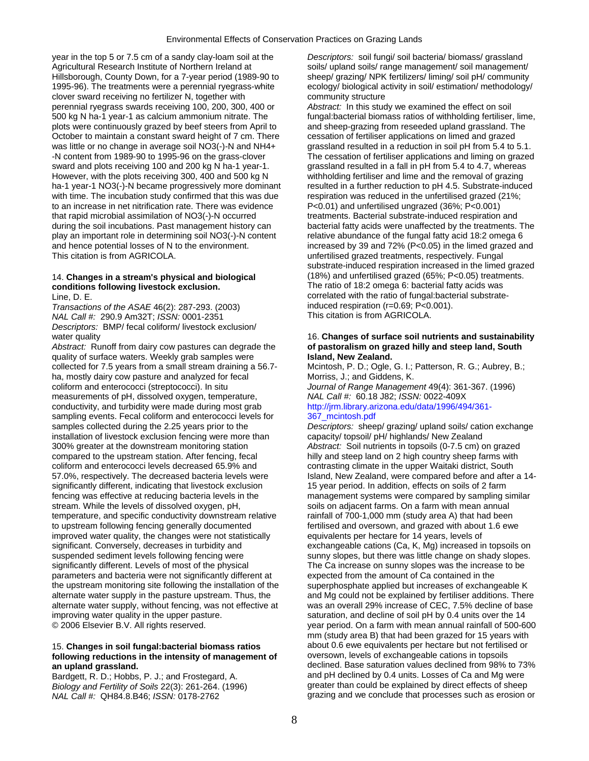year in the top 5 or 7.5 cm of a sandy clay-loam soil at the Agricultural Research Institute of Northern Ireland at Hillsborough, County Down, for a 7-year period (1989-90 to 1995-96). The treatments were a perennial ryegrass-white clover sward receiving no fertilizer N, together with perennial ryegrass swards receiving 100, 200, 300, 400 or 500 kg N ha-1 year-1 as calcium ammonium nitrate. The plots were continuously grazed by beef steers from April to October to maintain a constant sward height of 7 cm. There was little or no change in average soil NO3(-)-N and NH4+ -N content from 1989-90 to 1995-96 on the grass-clover sward and plots receiving 100 and 200 kg N ha-1 year-1. However, with the plots receiving 300, 400 and 500 kg N ha-1 year-1 NO3(-)-N became progressively more dominant with time. The incubation study confirmed that this was due to an increase in net nitrification rate. There was evidence that rapid microbial assimilation of NO3(-)-N occurred during the soil incubations. Past management history can play an important role in determining soil NO3(-)-N content and hence potential losses of N to the environment.
This citation is from AGRICOLA.

14. **Changes in a stream's physical and biological conditions following livestock exclusion.**
Line, D. E.
*Transactions of the ASAE* 46(2): 287-293. (2003)
*NAL Call #:* 290.9 Am32T; *ISSN:* 0001-2351
*Descriptors:* BMP/ fecal coliform/ livestock exclusion/ water quality
*Abstract:* Runoff from dairy cow pastures can degrade the quality of surface waters. Weekly grab samples were collected for 7.5 years from a small stream draining a 56.7-ha, mostly dairy cow pasture and analyzed for fecal coliform and enterococci (streptococci). In situ measurements of pH, dissolved oxygen, temperature, conductivity, and turbidity were made during most grab sampling events. Fecal coliform and enterococci levels for samples collected during the 2.25 years prior to the installation of livestock exclusion fencing were more than 300% greater at the downstream monitoring station compared to the upstream station. After fencing, fecal coliform and enterococci levels decreased 65.9% and 57.0%, respectively. The decreased bacteria levels were significantly different, indicating that livestock exclusion fencing was effective at reducing bacteria levels in the stream. While the levels of dissolved oxygen, pH, temperature, and specific conductivity downstream relative to upstream following fencing generally documented improved water quality, the changes were not statistically significant. Conversely, decreases in turbidity and suspended sediment levels following fencing were significantly different. Levels of most of the physical parameters and bacteria were not significantly different at the upstream monitoring site following the installation of the alternate water supply in the pasture upstream. Thus, the alternate water supply, without fencing, was not effective at improving water quality in the upper pasture.
© 2006 Elsevier B.V. All rights reserved.

15. **Changes in soil fungal:bacterial biomass ratios following reductions in the intensity of management of an upland grassland.**
Bardgett, R. D.; Hobbs, P. J.; and Frostegard, A.
*Biology and Fertility of Soils* 22(3): 261-264. (1996)
*NAL Call #:* QH84.8.B46; *ISSN:* 0178-2762
*Descriptors:* soil fungi/ soil bacteria/ biomass/ grassland soils/ upland soils/ range management/ soil management/ sheep/ grazing/ NPK fertilizers/ liming/ soil pH/ community ecology/ biological activity in soil/ estimation/ methodology/ community structure
*Abstract:* In this study we examined the effect on soil fungal:bacterial biomass ratios of withholding fertiliser, lime, and sheep-grazing from reseeded upland grassland. The cessation of fertiliser applications on limed and grazed grassland resulted in a reduction in soil pH from 5.4 to 5.1. The cessation of fertiliser applications and liming on grazed grassland resulted in a fall in pH from 5.4 to 4.7, whereas withholding fertiliser and lime and the removal of grazing resulted in a further reduction to pH 4.5. Substrate-induced respiration was reduced in the unfertilised grazed (21%; P<0.01) and unfertilised ungrazed (36%; P<0.001) treatments. Bacterial substrate-induced respiration and bacterial fatty acids were unaffected by the treatments. The relative abundance of the fungal fatty acid 18:2 omega 6 increased by 39 and 72% (P<0.05) in the limed grazed and unfertilised grazed treatments, respectively. Fungal substrate-induced respiration increased in the limed grazed (18%) and unfertilised grazed (65%; P<0.05) treatments. The ratio of 18:2 omega 6: bacterial fatty acids was correlated with the ratio of fungal:bacterial substrate-induced respiration (r=0.69; P<0.001).
This citation is from AGRICOLA.

16. **Changes of surface soil nutrients and sustainability of pastoralism on grazed hilly and steep land, South Island, New Zealand.**
Mcintosh, P. D.; Ogle, G. I.; Patterson, R. G.; Aubrey, B.; Morriss, J.; and Giddens, K.
*Journal of Range Management* 49(4): 361-367. (1996)
*NAL Call #:* 60.18 J82; *ISSN:* 0022-409X
http://jrm.library.arizona.edu/data/1996/494/361-367_mcintosh.pdf
*Descriptors:* sheep/ grazing/ upland soils/ cation exchange capacity/ topsoil/ pH/ highlands/ New Zealand
*Abstract:* Soil nutrients in topsoils (0-7.5 cm) on grazed hilly and steep land on 2 high country sheep farms with contrasting climate in the upper Waitaki district, South Island, New Zealand, were compared before and after a 14-15 year period. In addition, effects on soils of 2 farm management systems were compared by sampling similar soils on adjacent farms. On a farm with mean annual rainfall of 700-1,000 mm (study area A) that had been fertilised and oversown, and grazed with about 1.6 ewe equivalents per hectare for 14 years, levels of exchangeable cations (Ca, K, Mg) increased in topsoils on sunny slopes, but there was little change on shady slopes. The Ca increase on sunny slopes was the increase to be expected from the amount of Ca contained in the superphosphate applied but increases of exchangeable K and Mg could not be explained by fertiliser additions. There was an overall 29% increase of CEC, 7.5% decline of base saturation, and decline of soil pH by 0.4 units over the 14 year period. On a farm with mean annual rainfall of 500-600 mm (study area B) that had been grazed for 15 years with about 0.6 ewe equivalents per hectare but not fertilised or oversown, levels of exchangeable cations in topsoils declined. Base saturation values declined from 98% to 73% and pH declined by 0.4 units. Losses of Ca and Mg were greater than could be explained by direct effects of sheep grazing and we conclude that processes such as erosion or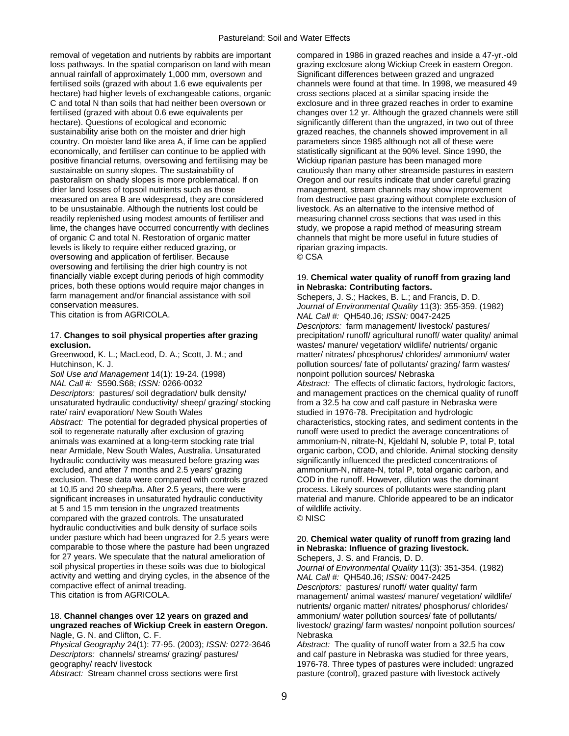removal of vegetation and nutrients by rabbits are important loss pathways. In the spatial comparison on land with mean annual rainfall of approximately 1,000 mm, oversown and fertilised soils (grazed with about 1.6 ewe equivalents per hectare) had higher levels of exchangeable cations, organic C and total N than soils that had neither been oversown or fertilised (grazed with about 0.6 ewe equivalents per hectare). Questions of ecological and economic sustainability arise both on the moister and drier high country. On moister land like area A, if lime can be applied economically, and fertiliser can continue to be applied with positive financial returns, oversowing and fertilising may be sustainable on sunny slopes. The sustainability of pastoralism on shady slopes is more problematical. If on drier land losses of topsoil nutrients such as those measured on area B are widespread, they are considered to be unsustainable. Although the nutrients lost could be readily replenished using modest amounts of fertiliser and lime, the changes have occurred concurrently with declines of organic C and total N. Restoration of organic matter levels is likely to require either reduced grazing, or oversowing and application of fertiliser. Because oversowing and fertilising the drier high country is not financially viable except during periods of high commodity prices, both these options would require major changes in farm management and/or financial assistance with soil conservation measures.
This citation is from AGRICOLA.

17. **Changes to soil physical properties after grazing exclusion.**
Greenwood, K. L.; MacLeod, D. A.; Scott, J. M.; and Hutchinson, K. J.
*Soil Use and Management* 14(1): 19-24. (1998)
*NAL Call #:* S590.S68; *ISSN:* 0266-0032
*Descriptors:* pastures/ soil degradation/ bulk density/ unsaturated hydraulic conductivity/ sheep/ grazing/ stocking rate/ rain/ evaporation/ New South Wales
*Abstract:* The potential for degraded physical properties of soil to regenerate naturally after exclusion of grazing animals was examined at a long-term stocking rate trial near Armidale, New South Wales, Australia. Unsaturated hydraulic conductivity was measured before grazing was excluded, and after 7 months and 2.5 years' grazing exclusion. These data were compared with controls grazed at 10,l5 and 20 sheep/ha. After 2.5 years, there were significant increases in unsaturated hydraulic conductivity at 5 and 15 mm tension in the ungrazed treatments compared with the grazed controls. The unsaturated hydraulic conductivities and bulk density of surface soils under pasture which had been ungrazed for 2.5 years were comparable to those where the pasture had been ungrazed for 27 years. We speculate that the natural amelioration of soil physical properties in these soils was due to biological activity and wetting and drying cycles, in the absence of the compactive effect of animal treading.
This citation is from AGRICOLA.

18. **Channel changes over 12 years on grazed and ungrazed reaches of Wickiup Creek in eastern Oregon.**
Nagle, G. N. and Clifton, C. F.
*Physical Geography* 24(1): 77-95. (2003); *ISSN:* 0272-3646
*Descriptors:* channels/ streams/ grazing/ pastures/ geography/ reach/ livestock
*Abstract:* Stream channel cross sections were first compared in 1986 in grazed reaches and inside a 47-yr.-old grazing exclosure along Wickiup Creek in eastern Oregon. Significant differences between grazed and ungrazed channels were found at that time. In 1998, we measured 49 cross sections placed at a similar spacing inside the exclosure and in three grazed reaches in order to examine changes over 12 yr. Although the grazed channels were still significantly different than the ungrazed, in two out of three grazed reaches, the channels showed improvement in all parameters since 1985 although not all of these were statistically significant at the 90% level. Since 1990, the Wickiup riparian pasture has been managed more cautiously than many other streamside pastures in eastern Oregon and our results indicate that under careful grazing management, stream channels may show improvement from destructive past grazing without complete exclusion of livestock. As an alternative to the intensive method of measuring channel cross sections that was used in this study, we propose a rapid method of measuring stream channels that might be more useful in future studies of riparian grazing impacts.
© CSA

19. **Chemical water quality of runoff from grazing land in Nebraska: Contributing factors.**
Schepers, J. S.; Hackes, B. L.; and Francis, D. D.
*Journal of Environmental Quality* 11(3): 355-359. (1982)
*NAL Call #:* QH540.J6; *ISSN:* 0047-2425
*Descriptors:* farm management/ livestock/ pastures/ precipitation/ runoff/ agricultural runoff/ water quality/ animal wastes/ manure/ vegetation/ wildlife/ nutrients/ organic matter/ nitrates/ phosphorus/ chlorides/ ammonium/ water pollution sources/ fate of pollutants/ grazing/ farm wastes/ nonpoint pollution sources/ Nebraska
*Abstract:* The effects of climatic factors, hydrologic factors, and management practices on the chemical quality of runoff from a 32.5 ha cow and calf pasture in Nebraska were studied in 1976-78. Precipitation and hydrologic characteristics, stocking rates, and sediment contents in the runoff were used to predict the average concentrations of ammonium-N, nitrate-N, Kjeldahl N, soluble P, total P, total organic carbon, COD, and chloride. Animal stocking density significantly influenced the predicted concentrations of ammonium-N, nitrate-N, total P, total organic carbon, and COD in the runoff. However, dilution was the dominant process. Likely sources of pollutants were standing plant material and manure. Chloride appeared to be an indicator of wildlife activity.
© NISC

20. **Chemical water quality of runoff from grazing land in Nebraska: Influence of grazing livestock.**
Schepers, J. S. and Francis, D. D.
*Journal of Environmental Quality* 11(3): 351-354. (1982)
*NAL Call #:* QH540.J6; *ISSN:* 0047-2425
*Descriptors:* pastures/ runoff/ water quality/ farm management/ animal wastes/ manure/ vegetation/ wildlife/ nutrients/ organic matter/ nitrates/ phosphorus/ chlorides/ ammonium/ water pollution sources/ fate of pollutants/ livestock/ grazing/ farm wastes/ nonpoint pollution sources/ Nebraska
*Abstract:* The quality of runoff water from a 32.5 ha cow and calf pasture in Nebraska was studied for three years, 1976-78. Three types of pastures were included: ungrazed pasture (control), grazed pasture with livestock actively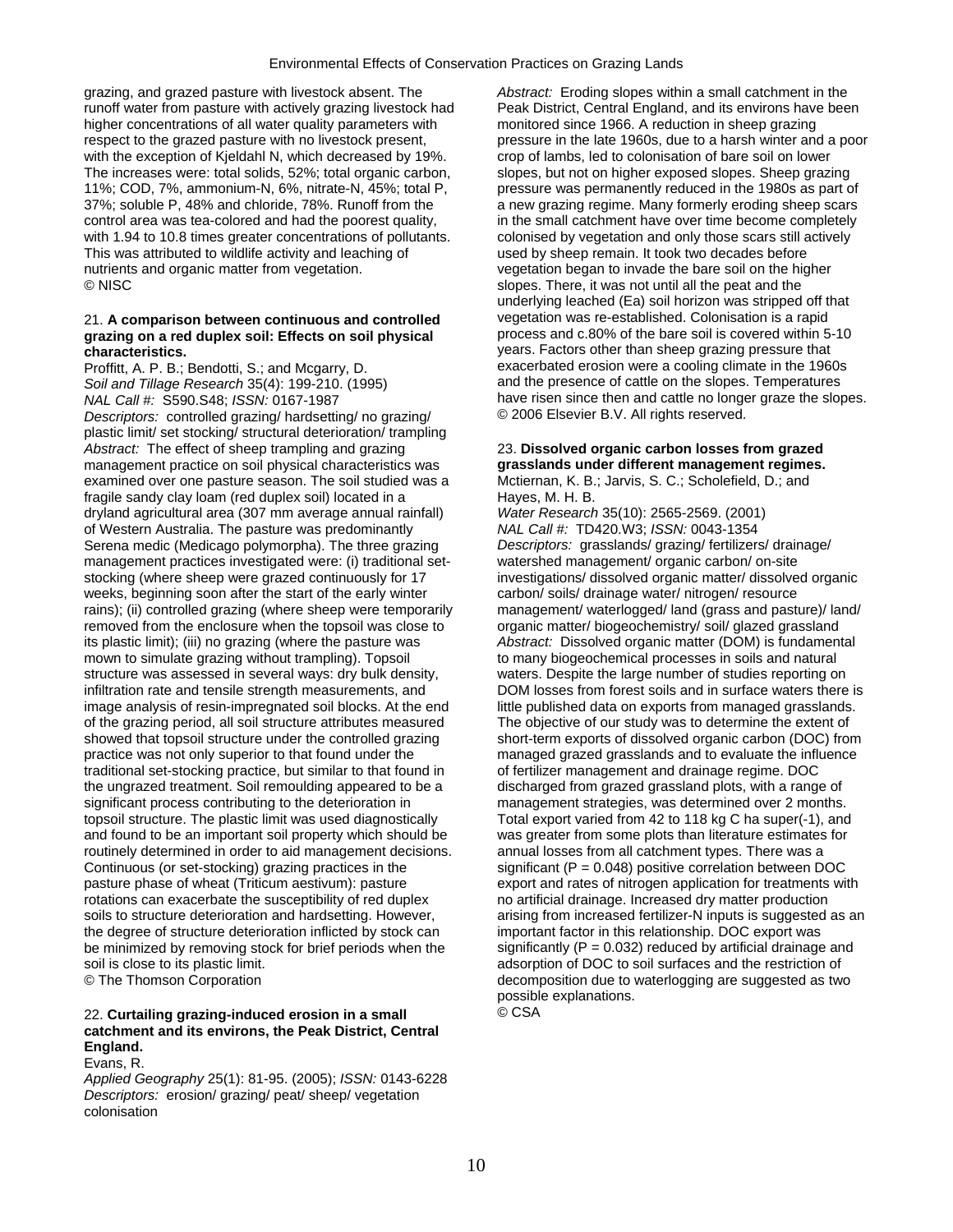grazing, and grazed pasture with livestock absent. The runoff water from pasture with actively grazing livestock had higher concentrations of all water quality parameters with respect to the grazed pasture with no livestock present, with the exception of Kjeldahl N, which decreased by 19%. The increases were: total solids, 52%; total organic carbon, 11%; COD, 7%, ammonium-N, 6%, nitrate-N, 45%; total P, 37%; soluble P, 48% and chloride, 78%. Runoff from the control area was tea-colored and had the poorest quality, with 1.94 to 10.8 times greater concentrations of pollutants. This was attributed to wildlife activity and leaching of nutrients and organic matter from vegetation.
© NISC

21. **A comparison between continuous and controlled grazing on a red duplex soil: Effects on soil physical characteristics.**
Proffitt, A. P. B.; Bendotti, S.; and Mcgarry, D.
*Soil and Tillage Research* 35(4): 199-210. (1995)
*NAL Call #:* S590.S48; *ISSN:* 0167-1987
*Descriptors:* controlled grazing/ hardsetting/ no grazing/ plastic limit/ set stocking/ structural deterioration/ trampling
*Abstract:* The effect of sheep trampling and grazing management practice on soil physical characteristics was examined over one pasture season. The soil studied was a fragile sandy clay loam (red duplex soil) located in a dryland agricultural area (307 mm average annual rainfall) of Western Australia. The pasture was predominantly Serena medic (Medicago polymorpha). The three grazing management practices investigated were: (i) traditional set-stocking (where sheep were grazed continuously for 17 weeks, beginning soon after the start of the early winter rains); (ii) controlled grazing (where sheep were temporarily removed from the enclosure when the topsoil was close to its plastic limit); (iii) no grazing (where the pasture was mown to simulate grazing without trampling). Topsoil structure was assessed in several ways: dry bulk density, infiltration rate and tensile strength measurements, and image analysis of resin-impregnated soil blocks. At the end of the grazing period, all soil structure attributes measured showed that topsoil structure under the controlled grazing practice was not only superior to that found under the traditional set-stocking practice, but similar to that found in the ungrazed treatment. Soil remoulding appeared to be a significant process contributing to the deterioration in topsoil structure. The plastic limit was used diagnostically and found to be an important soil property which should be routinely determined in order to aid management decisions. Continuous (or set-stocking) grazing practices in the pasture phase of wheat (Triticum aestivum): pasture rotations can exacerbate the susceptibility of red duplex soils to structure deterioration and hardsetting. However, the degree of structure deterioration inflicted by stock can be minimized by removing stock for brief periods when the soil is close to its plastic limit.
© The Thomson Corporation

22. **Curtailing grazing-induced erosion in a small catchment and its environs, the Peak District, Central England.**
Evans, R.
*Applied Geography* 25(1): 81-95. (2005); *ISSN:* 0143-6228
*Descriptors:* erosion/ grazing/ peat/ sheep/ vegetation colonisation
*Abstract:* Eroding slopes within a small catchment in the Peak District, Central England, and its environs have been monitored since 1966. A reduction in sheep grazing pressure in the late 1960s, due to a harsh winter and a poor crop of lambs, led to colonisation of bare soil on lower slopes, but not on higher exposed slopes. Sheep grazing pressure was permanently reduced in the 1980s as part of a new grazing regime. Many formerly eroding sheep scars in the small catchment have over time become completely colonised by vegetation and only those scars still actively used by sheep remain. It took two decades before vegetation began to invade the bare soil on the higher slopes. There, it was not until all the peat and the underlying leached (Ea) soil horizon was stripped off that vegetation was re-established. Colonisation is a rapid process and c.80% of the bare soil is covered within 5-10 years. Factors other than sheep grazing pressure that exacerbated erosion were a cooling climate in the 1960s and the presence of cattle on the slopes. Temperatures have risen since then and cattle no longer graze the slopes.
© 2006 Elsevier B.V. All rights reserved.

23. **Dissolved organic carbon losses from grazed grasslands under different management regimes.**
Mctiernan, K. B.; Jarvis, S. C.; Scholefield, D.; and Hayes, M. H. B.
*Water Research* 35(10): 2565-2569. (2001)
*NAL Call #:* TD420.W3; *ISSN:* 0043-1354
*Descriptors:* grasslands/ grazing/ fertilizers/ drainage/ watershed management/ organic carbon/ on-site investigations/ dissolved organic matter/ dissolved organic carbon/ soils/ drainage water/ nitrogen/ resource management/ waterlogged/ land (grass and pasture)/ land/ organic matter/ biogeochemistry/ soil/ glazed grassland
*Abstract:* Dissolved organic matter (DOM) is fundamental to many biogeochemical processes in soils and natural waters. Despite the large number of studies reporting on DOM losses from forest soils and in surface waters there is little published data on exports from managed grasslands. The objective of our study was to determine the extent of short-term exports of dissolved organic carbon (DOC) from managed grazed grasslands and to evaluate the influence of fertilizer management and drainage regime. DOC discharged from grazed grassland plots, with a range of management strategies, was determined over 2 months. Total export varied from 42 to 118 kg C ha super(-1), and was greater from some plots than literature estimates for annual losses from all catchment types. There was a significant ($P = 0.048$) positive correlation between DOC export and rates of nitrogen application for treatments with no artificial drainage. Increased dry matter production arising from increased fertilizer-N inputs is suggested as an important factor in this relationship. DOC export was significantly ($P = 0.032$) reduced by artificial drainage and adsorption of DOC to soil surfaces and the restriction of decomposition due to waterlogging are suggested as two possible explanations.
© CSA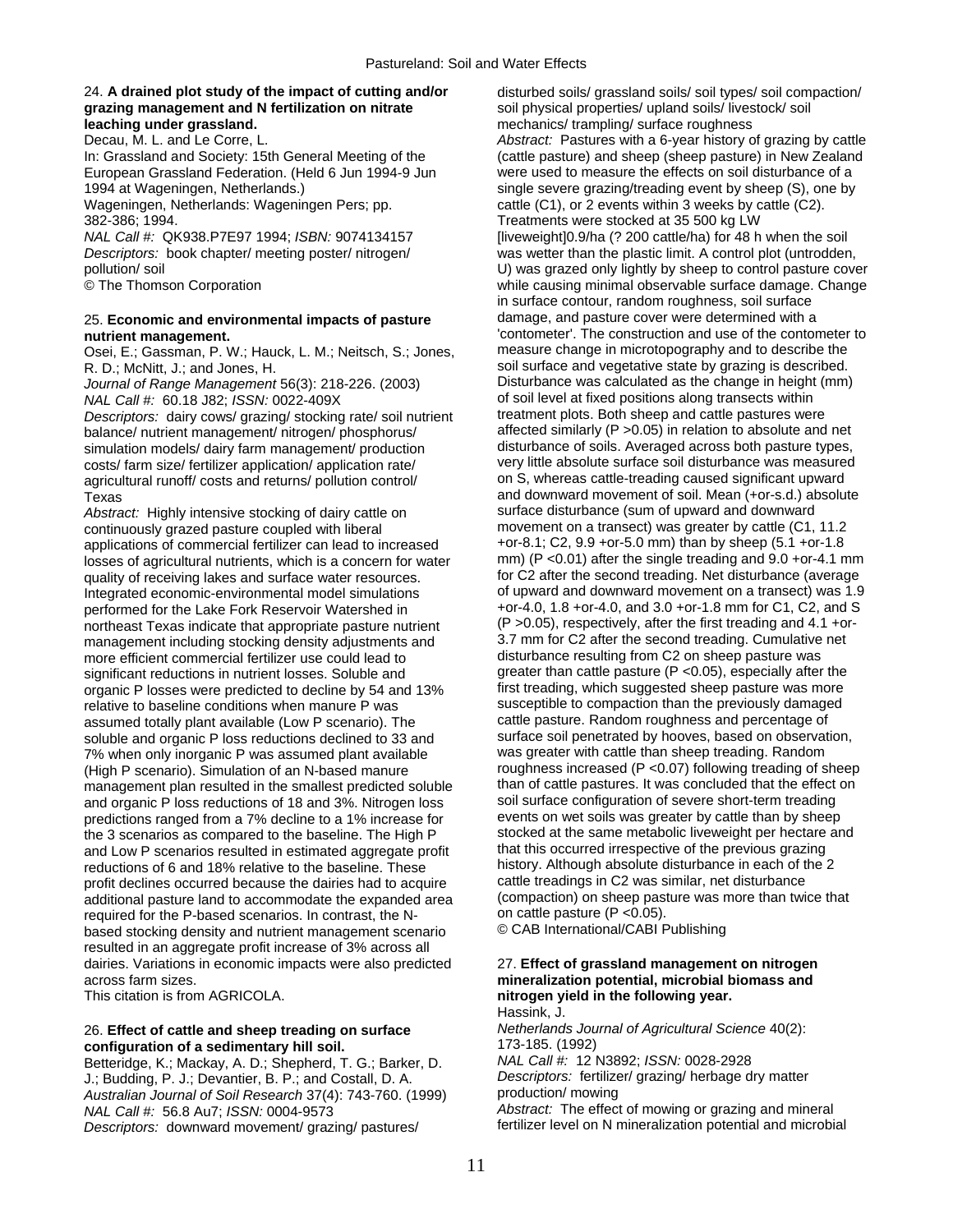24. **A drained plot study of the impact of cutting and/or grazing management and N fertilization on nitrate leaching under grassland.**
Decau, M. L. and Le Corre, L.
In: Grassland and Society: 15th General Meeting of the European Grassland Federation. (Held 6 Jun 1994-9 Jun 1994 at Wageningen, Netherlands.)
Wageningen, Netherlands: Wageningen Pers; pp. 382-386; 1994.
*NAL Call #:* QK938.P7E97 1994; *ISBN:* 9074134157
*Descriptors:* book chapter/ meeting poster/ nitrogen/ pollution/ soil
© The Thomson Corporation

25. **Economic and environmental impacts of pasture nutrient management.**
Osei, E.; Gassman, P. W.; Hauck, L. M.; Neitsch, S.; Jones, R. D.; McNitt, J.; and Jones, H.
*Journal of Range Management* 56(3): 218-226. (2003)
*NAL Call #:* 60.18 J82; *ISSN:* 0022-409X
*Descriptors:* dairy cows/ grazing/ stocking rate/ soil nutrient balance/ nutrient management/ nitrogen/ phosphorus/ simulation models/ dairy farm management/ production costs/ farm size/ fertilizer application/ application rate/ agricultural runoff/ costs and returns/ pollution control/ Texas
*Abstract:* Highly intensive stocking of dairy cattle on continuously grazed pasture coupled with liberal applications of commercial fertilizer can lead to increased losses of agricultural nutrients, which is a concern for water quality of receiving lakes and surface water resources. Integrated economic-environmental model simulations performed for the Lake Fork Reservoir Watershed in northeast Texas indicate that appropriate pasture nutrient management including stocking density adjustments and more efficient commercial fertilizer use could lead to significant reductions in nutrient losses. Soluble and organic P losses were predicted to decline by 54 and 13% relative to baseline conditions when manure P was assumed totally plant available (Low P scenario). The soluble and organic P loss reductions declined to 33 and 7% when only inorganic P was assumed plant available (High P scenario). Simulation of an N-based manure management plan resulted in the smallest predicted soluble and organic P loss reductions of 18 and 3%. Nitrogen loss predictions ranged from a 7% decline to a 1% increase for the 3 scenarios as compared to the baseline. The High P and Low P scenarios resulted in estimated aggregate profit reductions of 6 and 18% relative to the baseline. These profit declines occurred because the dairies had to acquire additional pasture land to accommodate the expanded area required for the P-based scenarios. In contrast, the N-based stocking density and nutrient management scenario resulted in an aggregate profit increase of 3% across all dairies. Variations in economic impacts were also predicted across farm sizes.
This citation is from AGRICOLA.

26. **Effect of cattle and sheep treading on surface configuration of a sedimentary hill soil.**
Betteridge, K.; Mackay, A. D.; Shepherd, T. G.; Barker, D. J.; Budding, P. J.; Devantier, B. P.; and Costall, D. A.
*Australian Journal of Soil Research* 37(4): 743-760. (1999)
*NAL Call #:* 56.8 Au7; *ISSN:* 0004-9573
*Descriptors:* downward movement/ grazing/ pastures/ disturbed soils/ grassland soils/ soil types/ soil compaction/ soil physical properties/ upland soils/ livestock/ soil mechanics/ trampling/ surface roughness
*Abstract:* Pastures with a 6-year history of grazing by cattle (cattle pasture) and sheep (sheep pasture) in New Zealand were used to measure the effects on soil disturbance of a single severe grazing/treading event by sheep (S), one by cattle (C1), or 2 events within 3 weeks by cattle (C2). Treatments were stocked at 35 500 kg LW [liveweight]0.9/ha (? 200 cattle/ha) for 48 h when the soil was wetter than the plastic limit. A control plot (untrodden, U) was grazed only lightly by sheep to control pasture cover while causing minimal observable surface damage. Change in surface contour, random roughness, soil surface damage, and pasture cover were determined with a 'contometer'. The construction and use of the contometer to measure change in microtopography and to describe the soil surface and vegetative state by grazing is described. Disturbance was calculated as the change in height (mm) of soil level at fixed positions along transects within treatment plots. Both sheep and cattle pastures were affected similarly ($P > 0.05$) in relation to absolute and net disturbance of soils. Averaged across both pasture types, very little absolute surface soil disturbance was measured on S, whereas cattle-treading caused significant upward and downward movement of soil. Mean (+or-s.d.) absolute surface disturbance (sum of upward and downward movement on a transect) was greater by cattle (C1, 11.2 +or-8.1; C2, 9.9 +or-5.0 mm) than by sheep (5.1 +or-1.8 mm) ($P < 0.01$) after the single treading and 9.0 +or-4.1 mm for C2 after the second treading. Net disturbance (average of upward and downward movement on a transect) was 1.9 +or-4.0, 1.8 +or-4.0, and 3.0 +or-1.8 mm for C1, C2, and S ($P > 0.05$), respectively, after the first treading and 4.1 +or-3.7 mm for C2 after the second treading. Cumulative net disturbance resulting from C2 on sheep pasture was greater than cattle pasture ($P < 0.05$), especially after the first treading, which suggested sheep pasture was more susceptible to compaction than the previously damaged cattle pasture. Random roughness and percentage of surface soil penetrated by hooves, based on observation, was greater with cattle than sheep treading. Random roughness increased ($P < 0.07$) following treading of sheep than of cattle pastures. It was concluded that the effect on soil surface configuration of severe short-term treading events on wet soils was greater by cattle than by sheep stocked at the same metabolic liveweight per hectare and that this occurred irrespective of the previous grazing history. Although absolute disturbance in each of the 2 cattle treadings in C2 was similar, net disturbance (compaction) on sheep pasture was more than twice that on cattle pasture ($P < 0.05$).
© CAB International/CABI Publishing

27. **Effect of grassland management on nitrogen mineralization potential, microbial biomass and nitrogen yield in the following year.**
Hassink, J.
*Netherlands Journal of Agricultural Science* 40(2): 173-185. (1992)
*NAL Call #:* 12 N3892; *ISSN:* 0028-2928
*Descriptors:* fertilizer/ grazing/ herbage dry matter production/ mowing
*Abstract:* The effect of mowing or grazing and mineral fertilizer level on N mineralization potential and microbial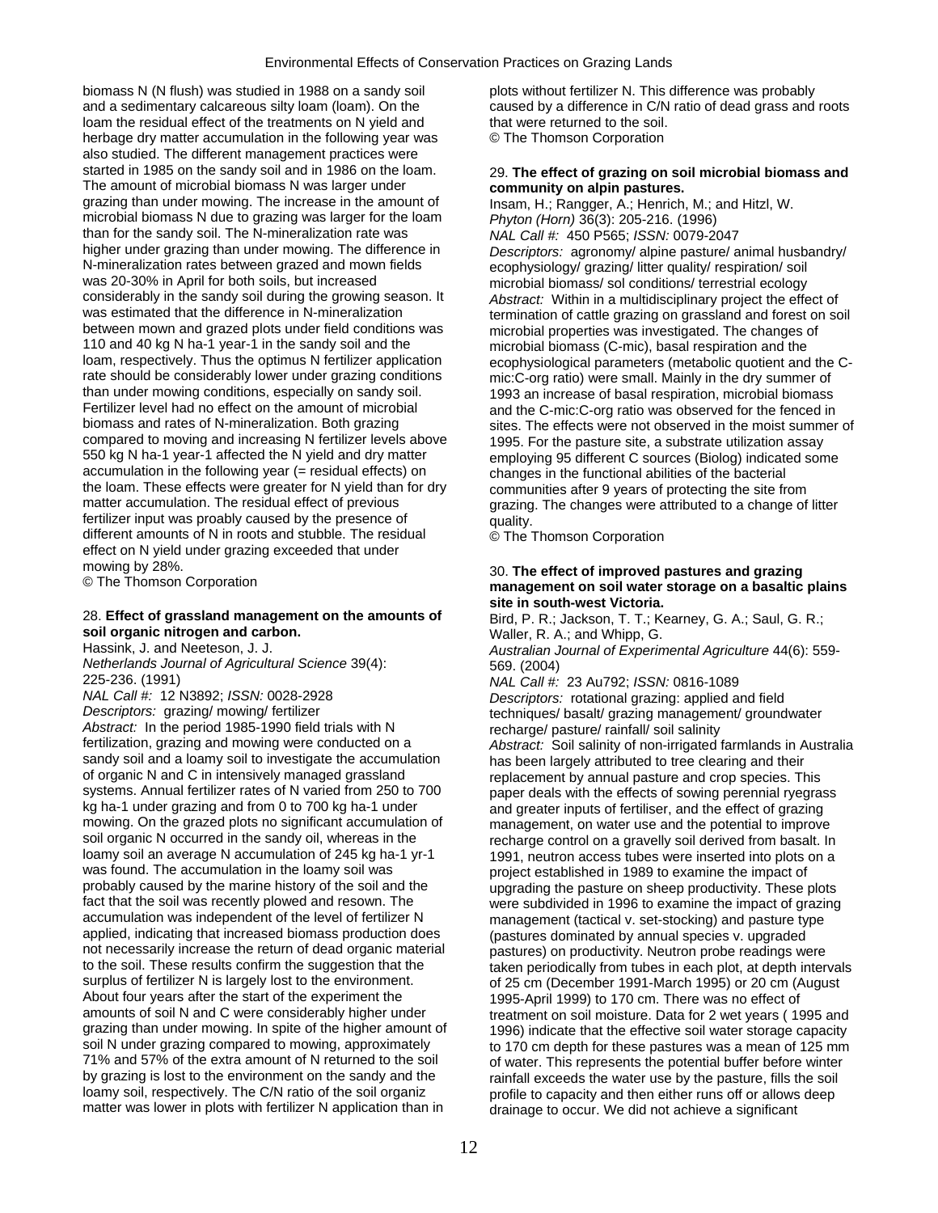biomass N (N flush) was studied in 1988 on a sandy soil and a sedimentary calcareous silty loam (loam). On the loam the residual effect of the treatments on N yield and herbage dry matter accumulation in the following year was also studied. The different management practices were started in 1985 on the sandy soil and in 1986 on the loam. The amount of microbial biomass N was larger under grazing than under mowing. The increase in the amount of microbial biomass N due to grazing was larger for the loam than for the sandy soil. The N-mineralization rate was higher under grazing than under mowing. The difference in N-mineralization rates between grazed and mown fields was 20-30% in April for both soils, but increased considerably in the sandy soil during the growing season. It was estimated that the difference in N-mineralization between mown and grazed plots under field conditions was 110 and 40 kg N ha-1 year-1 in the sandy soil and the loam, respectively. Thus the optimus N fertilizer application rate should be considerably lower under grazing conditions than under mowing conditions, especially on sandy soil. Fertilizer level had no effect on the amount of microbial biomass and rates of N-mineralization. Both grazing compared to moving and increasing N fertilizer levels above 550 kg N ha-1 year-1 affected the N yield and dry matter accumulation in the following year (= residual effects) on the loam. These effects were greater for N yield than for dry matter accumulation. The residual effect of previous fertilizer input was proably caused by the presence of different amounts of N in roots and stubble. The residual effect on N yield under grazing exceeded that under mowing by 28%.
© The Thomson Corporation

### 28. **Effect of grassland management on the amounts of soil organic nitrogen and carbon.**

Hassink, J. and Neeteson, J. J.
*Netherlands Journal of Agricultural Science* 39(4): 225-236. (1991)
*NAL Call #:* 12 N3892; *ISSN:* 0028-2928
*Descriptors:* grazing/ mowing/ fertilizer
*Abstract:* In the period 1985-1990 field trials with N fertilization, grazing and mowing were conducted on a sandy soil and a loamy soil to investigate the accumulation of organic N and C in intensively managed grassland systems. Annual fertilizer rates of N varied from 250 to 700 kg ha-1 under grazing and from 0 to 700 kg ha-1 under mowing. On the grazed plots no significant accumulation of soil organic N occurred in the sandy oil, whereas in the loamy soil an average N accumulation of 245 kg ha-1 yr-1 was found. The accumulation in the loamy soil was probably caused by the marine history of the soil and the fact that the soil was recently plowed and resown. The accumulation was independent of the level of fertilizer N applied, indicating that increased biomass production does not necessarily increase the return of dead organic material to the soil. These results confirm the suggestion that the surplus of fertilizer N is largely lost to the environment. About four years after the start of the experiment the amounts of soil N and C were considerably higher under grazing than under mowing. In spite of the higher amount of soil N under grazing compared to mowing, approximately 71% and 57% of the extra amount of N returned to the soil by grazing is lost to the environment on the sandy and the loamy soil, respectively. The C/N ratio of the soil organiz matter was lower in plots with fertilizer N application than in plots without fertilizer N. This difference was probably caused by a difference in C/N ratio of dead grass and roots that were returned to the soil.
© The Thomson Corporation

### 29. **The effect of grazing on soil microbial biomass and community on alpin pastures.**

Insam, H.; Rangger, A.; Henrich, M.; and Hitzl, W.
*Phyton (Horn)* 36(3): 205-216. (1996)
*NAL Call #:* 450 P565; *ISSN:* 0079-2047
*Descriptors:* agronomy/ alpine pasture/ animal husbandry/ ecophysiology/ grazing/ litter quality/ respiration/ soil microbial biomass/ sol conditions/ terrestrial ecology
*Abstract:* Within in a multidisciplinary project the effect of termination of cattle grazing on grassland and forest on soil microbial properties was investigated. The changes of microbial biomass (C-mic), basal respiration and the ecophysiological parameters (metabolic quotient and the C-mic:C-org ratio) were small. Mainly in the dry summer of 1993 an increase of basal respiration, microbial biomass and the C-mic:C-org ratio was observed for the fenced in sites. The effects were not observed in the moist summer of 1995. For the pasture site, a substrate utilization assay employing 95 different C sources (Biolog) indicated some changes in the functional abilities of the bacterial communities after 9 years of protecting the site from grazing. The changes were attributed to a change of litter quality.
© The Thomson Corporation

### 30. **The effect of improved pastures and grazing management on soil water storage on a basaltic plains site in south-west Victoria.**

Bird, P. R.; Jackson, T. T.; Kearney, G. A.; Saul, G. R.; Waller, R. A.; and Whipp, G.
*Australian Journal of Experimental Agriculture* 44(6): 559-569. (2004)
*NAL Call #:* 23 Au792; *ISSN:* 0816-1089
*Descriptors:* rotational grazing: applied and field techniques/ basalt/ grazing management/ groundwater recharge/ pasture/ rainfall/ soil salinity
*Abstract:* Soil salinity of non-irrigated farmlands in Australia has been largely attributed to tree clearing and their replacement by annual pasture and crop species. This paper deals with the effects of sowing perennial ryegrass and greater inputs of fertiliser, and the effect of grazing management, on water use and the potential to improve recharge control on a gravelly soil derived from basalt. In 1991, neutron access tubes were inserted into plots on a project established in 1989 to examine the impact of upgrading the pasture on sheep productivity. These plots were subdivided in 1996 to examine the impact of grazing management (tactical v. set-stocking) and pasture type (pastures dominated by annual species v. upgraded pastures) on productivity. Neutron probe readings were taken periodically from tubes in each plot, at depth intervals of 25 cm (December 1991-March 1995) or 20 cm (August 1995-April 1999) to 170 cm. There was no effect of treatment on soil moisture. Data for 2 wet years ( 1995 and 1996) indicate that the effective soil water storage capacity to 170 cm depth for these pastures was a mean of 125 mm of water. This represents the potential buffer before winter rainfall exceeds the water use by the pasture, fills the soil profile to capacity and then either runs off or allows deep drainage to occur. We did not achieve a significant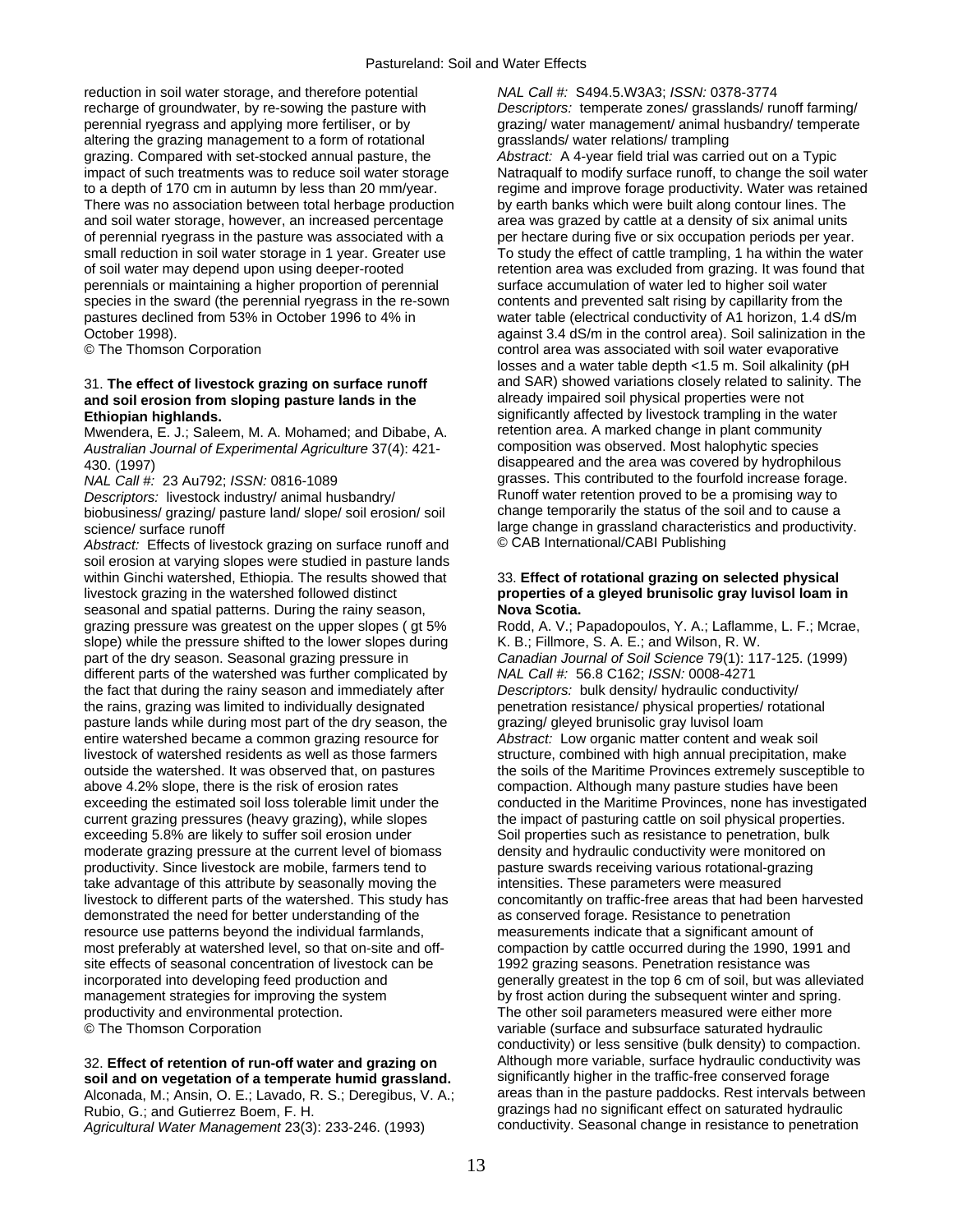reduction in soil water storage, and therefore potential recharge of groundwater, by re-sowing the pasture with perennial ryegrass and applying more fertiliser, or by altering the grazing management to a form of rotational grazing. Compared with set-stocked annual pasture, the impact of such treatments was to reduce soil water storage to a depth of 170 cm in autumn by less than 20 mm/year. There was no association between total herbage production and soil water storage, however, an increased percentage of perennial ryegrass in the pasture was associated with a small reduction in soil water storage in 1 year. Greater use of soil water may depend upon using deeper-rooted perennials or maintaining a higher proportion of perennial species in the sward (the perennial ryegrass in the re-sown pastures declined from 53% in October 1996 to 4% in October 1998).
© The Thomson Corporation

31. **The effect of livestock grazing on surface runoff and soil erosion from sloping pasture lands in the Ethiopian highlands.**
Mwendera, E. J.; Saleem, M. A. Mohamed; and Dibabe, A.
*Australian Journal of Experimental Agriculture* 37(4): 421-430. (1997)
*NAL Call #:* 23 Au792; *ISSN:* 0816-1089
*Descriptors:* livestock industry/ animal husbandry/ biobusiness/ grazing/ pasture land/ slope/ soil erosion/ soil science/ surface runoff
*Abstract:* Effects of livestock grazing on surface runoff and soil erosion at varying slopes were studied in pasture lands within Ginchi watershed, Ethiopia. The results showed that livestock grazing in the watershed followed distinct seasonal and spatial patterns. During the rainy season, grazing pressure was greatest on the upper slopes ( gt 5% slope) while the pressure shifted to the lower slopes during part of the dry season. Seasonal grazing pressure in different parts of the watershed was further complicated by the fact that during the rainy season and immediately after the rains, grazing was limited to individually designated pasture lands while during most part of the dry season, the entire watershed became a common grazing resource for livestock of watershed residents as well as those farmers outside the watershed. It was observed that, on pastures above 4.2% slope, there is the risk of erosion rates exceeding the estimated soil loss tolerable limit under the current grazing pressures (heavy grazing), while slopes exceeding 5.8% are likely to suffer soil erosion under moderate grazing pressure at the current level of biomass productivity. Since livestock are mobile, farmers tend to take advantage of this attribute by seasonally moving the livestock to different parts of the watershed. This study has demonstrated the need for better understanding of the resource use patterns beyond the individual farmlands, most preferably at watershed level, so that on-site and off-site effects of seasonal concentration of livestock can be incorporated into developing feed production and management strategies for improving the system productivity and environmental protection.
© The Thomson Corporation

32. **Effect of retention of run-off water and grazing on soil and on vegetation of a temperate humid grassland.**
Alconada, M.; Ansin, O. E.; Lavado, R. S.; Deregibus, V. A.; Rubio, G.; and Gutierrez Boem, F. H.
*Agricultural Water Management* 23(3): 233-246. (1993)
*NAL Call #:* S494.5.W3A3; *ISSN:* 0378-3774
*Descriptors:* temperate zones/ grasslands/ runoff farming/ grazing/ water management/ animal husbandry/ temperate grasslands/ water relations/ trampling
*Abstract:* A 4-year field trial was carried out on a Typic Natraqualf to modify surface runoff, to change the soil water regime and improve forage productivity. Water was retained by earth banks which were built along contour lines. The area was grazed by cattle at a density of six animal units per hectare during five or six occupation periods per year. To study the effect of cattle trampling, 1 ha within the water retention area was excluded from grazing. It was found that surface accumulation of water led to higher soil water contents and prevented salt rising by capillarity from the water table (electrical conductivity of A1 horizon, 1.4 dS/m against 3.4 dS/m in the control area). Soil salinization in the control area was associated with soil water evaporative losses and a water table depth <1.5 m. Soil alkalinity (pH and SAR) showed variations closely related to salinity. The already impaired soil physical properties were not significantly affected by livestock trampling in the water retention area. A marked change in plant community composition was observed. Most halophytic species disappeared and the area was covered by hydrophilous grasses. This contributed to the fourfold increase forage. Runoff water retention proved to be a promising way to change temporarily the status of the soil and to cause a large change in grassland characteristics and productivity.
© CAB International/CABI Publishing

33. **Effect of rotational grazing on selected physical properties of a gleyed brunisolic gray luvisol loam in Nova Scotia.**
Rodd, A. V.; Papadopoulos, Y. A.; Laflamme, L. F.; Mcrae, K. B.; Fillmore, S. A. E.; and Wilson, R. W.
*Canadian Journal of Soil Science* 79(1): 117-125. (1999)
*NAL Call #:* 56.8 C162; *ISSN:* 0008-4271
*Descriptors:* bulk density/ hydraulic conductivity/ penetration resistance/ physical properties/ rotational grazing/ gleyed brunisolic gray luvisol loam
*Abstract:* Low organic matter content and weak soil structure, combined with high annual precipitation, make the soils of the Maritime Provinces extremely susceptible to compaction. Although many pasture studies have been conducted in the Maritime Provinces, none has investigated the impact of pasturing cattle on soil physical properties. Soil properties such as resistance to penetration, bulk density and hydraulic conductivity were monitored on pasture swards receiving various rotational-grazing intensities. These parameters were measured concomitantly on traffic-free areas that had been harvested as conserved forage. Resistance to penetration measurements indicate that a significant amount of compaction by cattle occurred during the 1990, 1991 and 1992 grazing seasons. Penetration resistance was generally greatest in the top 6 cm of soil, but was alleviated by frost action during the subsequent winter and spring. The other soil parameters measured were either more variable (surface and subsurface saturated hydraulic conductivity) or less sensitive (bulk density) to compaction. Although more variable, surface hydraulic conductivity was significantly higher in the traffic-free conserved forage areas than in the pasture paddocks. Rest intervals between grazings had no significant effect on saturated hydraulic conductivity. Seasonal change in resistance to penetration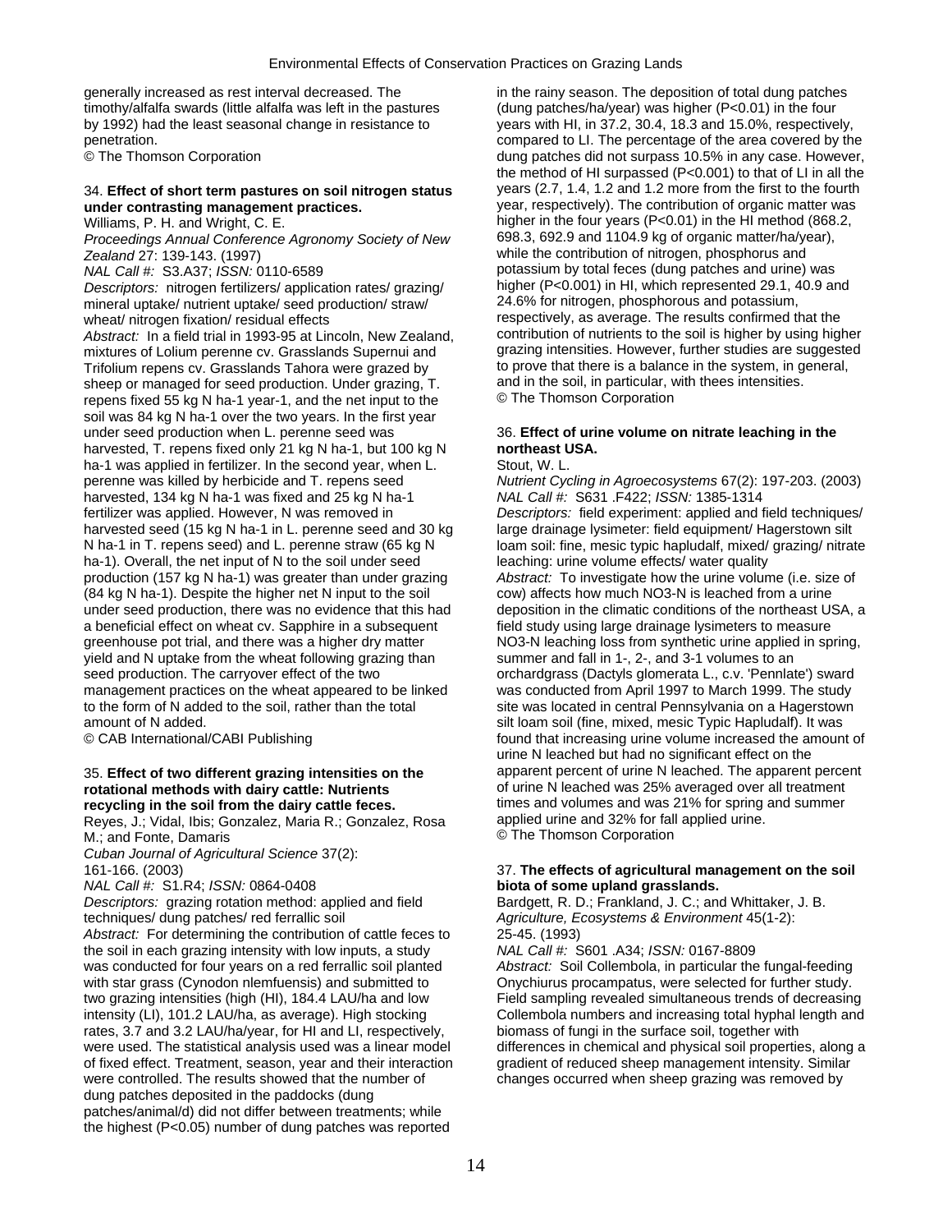generally increased as rest interval decreased. The timothy/alfalfa swards (little alfalfa was left in the pastures by 1992) had the least seasonal change in resistance to penetration.
© The Thomson Corporation

34. **Effect of short term pastures on soil nitrogen status under contrasting management practices.**
Williams, P. H. and Wright, C. E.
*Proceedings Annual Conference Agronomy Society of New Zealand* 27: 139-143. (1997)
*NAL Call #:* S3.A37; *ISSN:* 0110-6589
*Descriptors:* nitrogen fertilizers/ application rates/ grazing/ mineral uptake/ nutrient uptake/ seed production/ straw/ wheat/ nitrogen fixation/ residual effects
*Abstract:* In a field trial in 1993-95 at Lincoln, New Zealand, mixtures of Lolium perenne cv. Grasslands Supernui and Trifolium repens cv. Grasslands Tahora were grazed by sheep or managed for seed production. Under grazing, T. repens fixed 55 kg N ha-1 year-1, and the net input to the soil was 84 kg N ha-1 over the two years. In the first year under seed production when L. perenne seed was harvested, T. repens fixed only 21 kg N ha-1, but 100 kg N ha-1 was applied in fertilizer. In the second year, when L. perenne was killed by herbicide and T. repens seed harvested, 134 kg N ha-1 was fixed and 25 kg N ha-1 fertilizer was applied. However, N was removed in harvested seed (15 kg N ha-1 in L. perenne seed and 30 kg N ha-1 in T. repens seed) and L. perenne straw (65 kg N ha-1). Overall, the net input of N to the soil under seed production (157 kg N ha-1) was greater than under grazing (84 kg N ha-1). Despite the higher net N input to the soil under seed production, there was no evidence that this had a beneficial effect on wheat cv. Sapphire in a subsequent greenhouse pot trial, and there was a higher dry matter yield and N uptake from the wheat following grazing than seed production. The carryover effect of the two management practices on the wheat appeared to be linked to the form of N added to the soil, rather than the total amount of N added.
© CAB International/CABI Publishing

35. **Effect of two different grazing intensities on the rotational methods with dairy cattle: Nutrients recycling in the soil from the dairy cattle feces.**
Reyes, J.; Vidal, Ibis; Gonzalez, Maria R.; Gonzalez, Rosa M.; and Fonte, Damaris
*Cuban Journal of Agricultural Science* 37(2): 161-166. (2003)
*NAL Call #:* S1.R4; *ISSN:* 0864-0408
*Descriptors:* grazing rotation method: applied and field techniques/ dung patches/ red ferrallic soil
*Abstract:* For determining the contribution of cattle feces to the soil in each grazing intensity with low inputs, a study was conducted for four years on a red ferrallic soil planted with star grass (Cynodon nlemfuensis) and submitted to two grazing intensities (high (HI), 184.4 LAU/ha and low intensity (LI), 101.2 LAU/ha, as average). High stocking rates, 3.7 and 3.2 LAU/ha/year, for HI and LI, respectively, were used. The statistical analysis used was a linear model of fixed effect. Treatment, season, year and their interaction were controlled. The results showed that the number of dung patches deposited in the paddocks (dung patches/animal/d) did not differ between treatments; while the highest (P<0.05) number of dung patches was reported in the rainy season. The deposition of total dung patches (dung patches/ha/year) was higher (P<0.01) in the four years with HI, in 37.2, 30.4, 18.3 and 15.0%, respectively, compared to LI. The percentage of the area covered by the dung patches did not surpass 10.5% in any case. However, the method of HI surpassed (P<0.001) to that of LI in all the years (2.7, 1.4, 1.2 and 1.2 more from the first to the fourth year, respectively). The contribution of organic matter was higher in the four years (P<0.01) in the HI method (868.2, 698.3, 692.9 and 1104.9 kg of organic matter/ha/year), while the contribution of nitrogen, phosphorus and potassium by total feces (dung patches and urine) was higher (P<0.001) in HI, which represented 29.1, 40.9 and 24.6% for nitrogen, phosphorous and potassium, respectively, as average. The results confirmed that the contribution of nutrients to the soil is higher by using higher grazing intensities. However, further studies are suggested to prove that there is a balance in the system, in general, and in the soil, in particular, with thees intensities.
© The Thomson Corporation

36. **Effect of urine volume on nitrate leaching in the northeast USA.**
Stout, W. L.
*Nutrient Cycling in Agroecosystems* 67(2): 197-203. (2003)
*NAL Call #:* S631 .F422; *ISSN:* 1385-1314
*Descriptors:* field experiment: applied and field techniques/ large drainage lysimeter: field equipment/ Hagerstown silt loam soil: fine, mesic typic hapludalf, mixed/ grazing/ nitrate leaching: urine volume effects/ water quality
*Abstract:* To investigate how the urine volume (i.e. size of cow) affects how much NO3-N is leached from a urine deposition in the climatic conditions of the northeast USA, a field study using large drainage lysimeters to measure NO3-N leaching loss from synthetic urine applied in spring, summer and fall in 1-, 2-, and 3-1 volumes to an orchardgrass (Dactyls glomerata L., c.v. 'Pennlate') sward was conducted from April 1997 to March 1999. The study site was located in central Pennsylvania on a Hagerstown silt loam soil (fine, mixed, mesic Typic Hapludalf). It was found that increasing urine volume increased the amount of urine N leached but had no significant effect on the apparent percent of urine N leached. The apparent percent of urine N leached was 25% averaged over all treatment times and volumes and was 21% for spring and summer applied urine and 32% for fall applied urine.
© The Thomson Corporation

37. **The effects of agricultural management on the soil biota of some upland grasslands.**
Bardgett, R. D.; Frankland, J. C.; and Whittaker, J. B.
*Agriculture, Ecosystems & Environment* 45(1-2): 25-45. (1993)
*NAL Call #:* S601 .A34; *ISSN:* 0167-8809
*Abstract:* Soil Collembola, in particular the fungal-feeding Onychiurus procampatus, were selected for further study. Field sampling revealed simultaneous trends of decreasing Collembola numbers and increasing total hyphal length and biomass of fungi in the surface soil, together with differences in chemical and physical soil properties, along a gradient of reduced sheep management intensity. Similar changes occurred when sheep grazing was removed by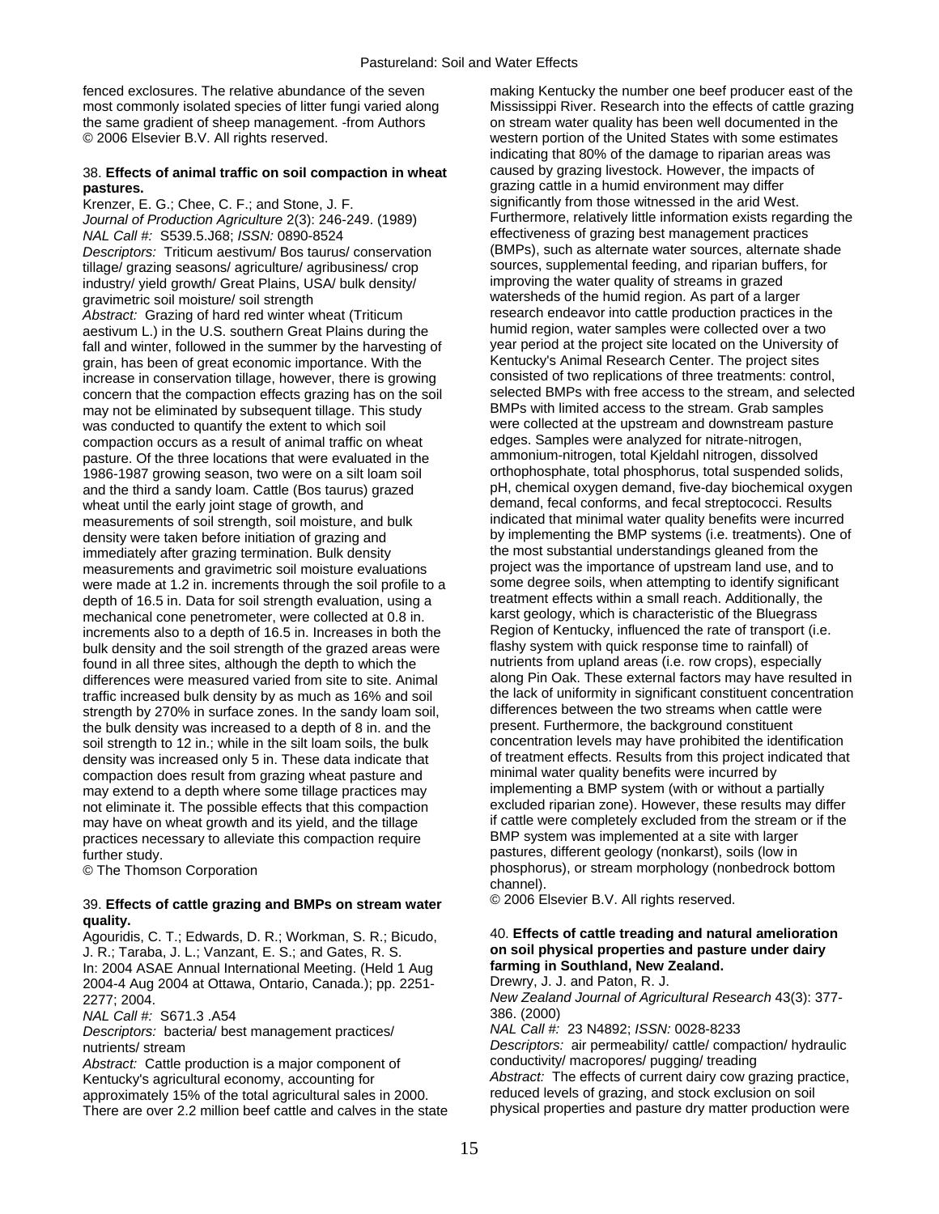fenced exclosures. The relative abundance of the seven most commonly isolated species of litter fungi varied along the same gradient of sheep management. -from Authors
© 2006 Elsevier B.V. All rights reserved.

38. **Effects of animal traffic on soil compaction in wheat pastures.**
Krenzer, E. G.; Chee, C. F.; and Stone, J. F.
*Journal of Production Agriculture* 2(3): 246-249. (1989)
*NAL Call #:* S539.5.J68; *ISSN:* 0890-8524
*Descriptors:* Triticum aestivum/ Bos taurus/ conservation tillage/ grazing seasons/ agriculture/ agribusiness/ crop industry/ yield growth/ Great Plains, USA/ bulk density/ gravimetric soil moisture/ soil strength
*Abstract:* Grazing of hard red winter wheat (Triticum aestivum L.) in the U.S. southern Great Plains during the fall and winter, followed in the summer by the harvesting of grain, has been of great economic importance. With the increase in conservation tillage, however, there is growing concern that the compaction effects grazing has on the soil may not be eliminated by subsequent tillage. This study was conducted to quantify the extent to which soil compaction occurs as a result of animal traffic on wheat pasture. Of the three locations that were evaluated in the 1986-1987 growing season, two were on a silt loam soil and the third a sandy loam. Cattle (Bos taurus) grazed wheat until the early joint stage of growth, and measurements of soil strength, soil moisture, and bulk density were taken before initiation of grazing and immediately after grazing termination. Bulk density measurements and gravimetric soil moisture evaluations were made at 1.2 in. increments through the soil profile to a depth of 16.5 in. Data for soil strength evaluation, using a mechanical cone penetrometer, were collected at 0.8 in. increments also to a depth of 16.5 in. Increases in both the bulk density and the soil strength of the grazed areas were found in all three sites, although the depth to which the differences were measured varied from site to site. Animal traffic increased bulk density by as much as 16% and soil strength by 270% in surface zones. In the sandy loam soil, the bulk density was increased to a depth of 8 in. and the soil strength to 12 in.; while in the silt loam soils, the bulk density was increased only 5 in. These data indicate that compaction does result from grazing wheat pasture and may extend to a depth where some tillage practices may not eliminate it. The possible effects that this compaction may have on wheat growth and its yield, and the tillage practices necessary to alleviate this compaction require further study.
© The Thomson Corporation

39. **Effects of cattle grazing and BMPs on stream water quality.**
Agouridis, C. T.; Edwards, D. R.; Workman, S. R.; Bicudo, J. R.; Taraba, J. L.; Vanzant, E. S.; and Gates, R. S.
In: 2004 ASAE Annual International Meeting. (Held 1 Aug 2004-4 Aug 2004 at Ottawa, Ontario, Canada.); pp. 2251-2277; 2004.
*NAL Call #:* S671.3 .A54
*Descriptors:* bacteria/ best management practices/ nutrients/ stream
*Abstract:* Cattle production is a major component of Kentucky's agricultural economy, accounting for approximately 15% of the total agricultural sales in 2000. There are over 2.2 million beef cattle and calves in the state making Kentucky the number one beef producer east of the Mississippi River. Research into the effects of cattle grazing on stream water quality has been well documented in the western portion of the United States with some estimates indicating that 80% of the damage to riparian areas was caused by grazing livestock. However, the impacts of grazing cattle in a humid environment may differ significantly from those witnessed in the arid West. Furthermore, relatively little information exists regarding the effectiveness of grazing best management practices (BMPs), such as alternate water sources, alternate shade sources, supplemental feeding, and riparian buffers, for improving the water quality of streams in grazed watersheds of the humid region. As part of a larger research endeavor into cattle production practices in the humid region, water samples were collected over a two year period at the project site located on the University of Kentucky's Animal Research Center. The project sites consisted of two replications of three treatments: control, selected BMPs with free access to the stream, and selected BMPs with limited access to the stream. Grab samples were collected at the upstream and downstream pasture edges. Samples were analyzed for nitrate-nitrogen, ammonium-nitrogen, total Kjeldahl nitrogen, dissolved orthophosphate, total phosphorus, total suspended solids, pH, chemical oxygen demand, five-day biochemical oxygen demand, fecal conforms, and fecal streptococci. Results indicated that minimal water quality benefits were incurred by implementing the BMP systems (i.e. treatments). One of the most substantial understandings gleaned from the project was the importance of upstream land use, and to some degree soils, when attempting to identify significant treatment effects within a small reach. Additionally, the karst geology, which is characteristic of the Bluegrass Region of Kentucky, influenced the rate of transport (i.e. flashy system with quick response time to rainfall) of nutrients from upland areas (i.e. row crops), especially along Pin Oak. These external factors may have resulted in the lack of uniformity in significant constituent concentration differences between the two streams when cattle were present. Furthermore, the background constituent concentration levels may have prohibited the identification of treatment effects. Results from this project indicated that minimal water quality benefits were incurred by implementing a BMP system (with or without a partially excluded riparian zone). However, these results may differ if the cattle were completely excluded from the stream or if the BMP system was implemented at a site with larger pastures, different geology (nonkarst), soils (low in phosphorus), or stream morphology (nonbedrock bottom channel).
© 2006 Elsevier B.V. All rights reserved.

40. **Effects of cattle treading and natural amelioration on soil physical properties and pasture under dairy farming in Southland, New Zealand.**
Drewry, J. J. and Paton, R. J.
*New Zealand Journal of Agricultural Research* 43(3): 377-386. (2000)
*NAL Call #:* 23 N4892; *ISSN:* 0028-8233
*Descriptors:* air permeability/ cattle/ compaction/ hydraulic conductivity/ macropores/ pugging/ treading
*Abstract:* The effects of current dairy cow grazing practice, reduced levels of grazing, and stock exclusion on soil physical properties and pasture dry matter production were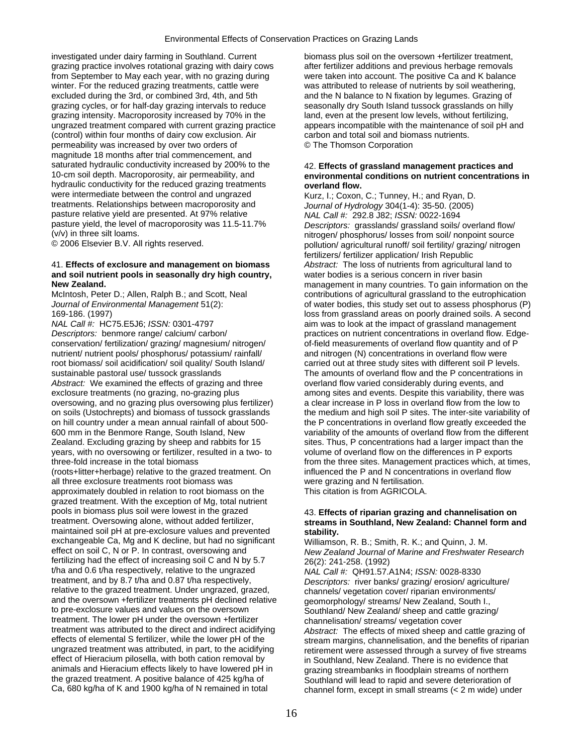investigated under dairy farming in Southland. Current grazing practice involves rotational grazing with dairy cows from September to May each year, with no grazing during winter. For the reduced grazing treatments, cattle were excluded during the 3rd, or combined 3rd, 4th, and 5th grazing cycles, or for half-day grazing intervals to reduce grazing intensity. Macroporosity increased by 70% in the ungrazed treatment compared with current grazing practice (control) within four months of dairy cow exclusion. Air permeability was increased by over two orders of magnitude 18 months after trial commencement, and saturated hydraulic conductivity increased by 200% to the 10-cm soil depth. Macroporosity, air permeability, and hydraulic conductivity for the reduced grazing treatments were intermediate between the control and ungrazed treatments. Relationships between macroporosity and pasture relative yield are presented. At 97% relative pasture yield, the level of macroporosity was 11.5-11.7% (v/v) in three silt loams.
© 2006 Elsevier B.V. All rights reserved.

### 41. Effects of exclosure and management on biomass and soil nutrient pools in seasonally dry high country, New Zealand.

McIntosh, Peter D.; Allen, Ralph B.; and Scott, Neal
*Journal of Environmental Management* 51(2): 169-186. (1997)
*NAL Call #:* HC75.E5J6; *ISSN:* 0301-4797
*Descriptors:* benmore range/ calcium/ carbon/ conservation/ fertilization/ grazing/ magnesium/ nitrogen/ nutrient/ nutrient pools/ phosphorus/ potassium/ rainfall/ root biomass/ soil acidification/ soil quality/ South Island/ sustainable pastoral use/ tussock grasslands
*Abstract:* We examined the effects of grazing and three exclosure treatments (no grazing, no-grazing plus oversowing, and no grazing plus oversowing plus fertilizer) on soils (Ustochrepts) and biomass of tussock grasslands on hill country under a mean annual rainfall of about 500-600 mm in the Benmore Range, South Island, New Zealand. Excluding grazing by sheep and rabbits for 15 years, with no oversowing or fertilizer, resulted in a two- to three-fold increase in the total biomass (roots+litter+herbage) relative to the grazed treatment. On all three exclosure treatments root biomass was approximately doubled in relation to root biomass on the grazed treatment. With the exception of Mg, total nutrient pools in biomass plus soil were lowest in the grazed treatment. Oversowing alone, without added fertilizer, maintained soil pH at pre-exclosure values and prevented exchangeable Ca, Mg and K decline, but had no significant effect on soil C, N or P. In contrast, oversowing and fertilizing had the effect of increasing soil C and N by 5.7 t/ha and 0.6 t/ha respectively, relative to the ungrazed treatment, and by 8.7 t/ha and 0.87 t/ha respectively, relative to the grazed treatment. Under ungrazed, grazed, and the oversown +fertilizer treatments pH declined relative to pre-exclosure values and values on the oversown treatment. The lower pH under the oversown +fertilizer treatment was attributed to the direct and indirect acidifying effects of elemental S fertilizer, while the lower pH of the ungrazed treatment was attributed, in part, to the acidifying effect of Hieracium pilosella, with both cation removal by animals and Hieracium effects likely to have lowered pH in the grazed treatment. A positive balance of 425 kg/ha of Ca, 680 kg/ha of K and 1900 kg/ha of N remained in total biomass plus soil on the oversown +fertilizer treatment, after fertilizer additions and previous herbage removals were taken into account. The positive Ca and K balance was attributed to release of nutrients by soil weathering, and the N balance to N fixation by legumes. Grazing of seasonally dry South Island tussock grasslands on hilly land, even at the present low levels, without fertilizing, appears incompatible with the maintenance of soil pH and carbon and total soil and biomass nutrients.
© The Thomson Corporation

### 42. Effects of grassland management practices and environmental conditions on nutrient concentrations in overland flow.

Kurz, I.; Coxon, C.; Tunney, H.; and Ryan, D.
*Journal of Hydrology* 304(1-4): 35-50. (2005)
*NAL Call #:* 292.8 J82; *ISSN:* 0022-1694
*Descriptors:* grasslands/ grassland soils/ overland flow/ nitrogen/ phosphorus/ losses from soil/ nonpoint source pollution/ agricultural runoff/ soil fertility/ grazing/ nitrogen fertilizers/ fertilizer application/ Irish Republic
*Abstract:* The loss of nutrients from agricultural land to water bodies is a serious concern in river basin management in many countries. To gain information on the contributions of agricultural grassland to the eutrophication of water bodies, this study set out to assess phosphorus (P) loss from grassland areas on poorly drained soils. A second aim was to look at the impact of grassland management practices on nutrient concentrations in overland flow. Edge-of-field measurements of overland flow quantity and of P and nitrogen (N) concentrations in overland flow were carried out at three study sites with different soil P levels. The amounts of overland flow and the P concentrations in overland flow varied considerably during events, and among sites and events. Despite this variability, there was a clear increase in P loss in overland flow from the low to the medium and high soil P sites. The inter-site variability of the P concentrations in overland flow greatly exceeded the variability of the amounts of overland flow from the different sites. Thus, P concentrations had a larger impact than the volume of overland flow on the differences in P exports from the three sites. Management practices which, at times, influenced the P and N concentrations in overland flow were grazing and N fertilisation.
This citation is from AGRICOLA.

### 43. Effects of riparian grazing and channelisation on streams in Southland, New Zealand: Channel form and stability.

Williamson, R. B.; Smith, R. K.; and Quinn, J. M.
*New Zealand Journal of Marine and Freshwater Research* 26(2): 241-258. (1992)
*NAL Call #:* QH91.57.A1N4; *ISSN:* 0028-8330
*Descriptors:* river banks/ grazing/ erosion/ agriculture/ channels/ vegetation cover/ riparian environments/ geomorphology/ streams/ New Zealand, South I., Southland/ New Zealand/ sheep and cattle grazing/ channelisation/ streams/ vegetation cover
*Abstract:* The effects of mixed sheep and cattle grazing of stream margins, channelisation, and the benefits of riparian retirement were assessed through a survey of five streams in Southland, New Zealand. There is no evidence that grazing streambanks in floodplain streams of northern Southland will lead to rapid and severe deterioration of channel form, except in small streams (< 2 m wide) under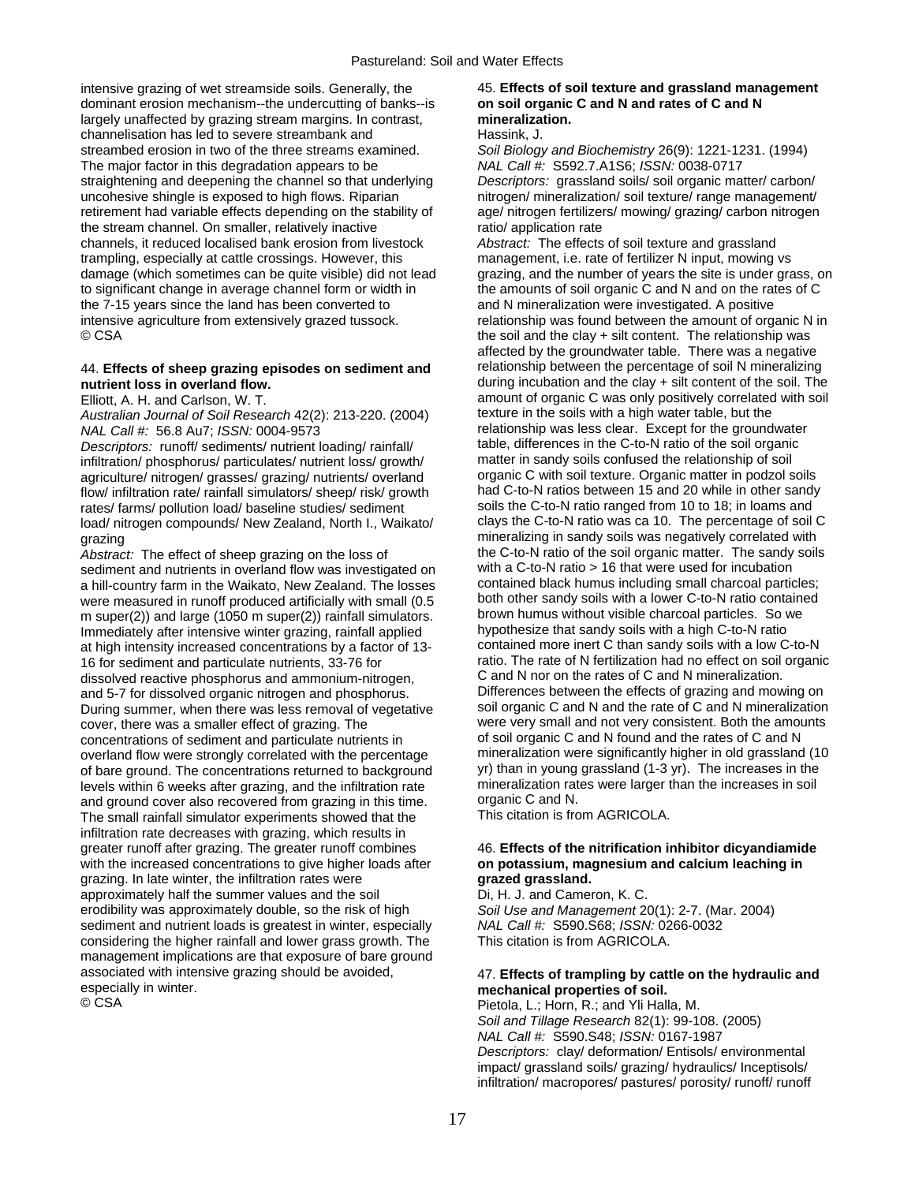intensive grazing of wet streamside soils. Generally, the dominant erosion mechanism--the undercutting of banks--is largely unaffected by grazing stream margins. In contrast, channelisation has led to severe streambank and streambed erosion in two of the three streams examined. The major factor in this degradation appears to be straightening and deepening the channel so that underlying uncohesive shingle is exposed to high flows. Riparian retirement had variable effects depending on the stability of the stream channel. On smaller, relatively inactive channels, it reduced localised bank erosion from livestock trampling, especially at cattle crossings. However, this damage (which sometimes can be quite visible) did not lead to significant change in average channel form or width in the 7-15 years since the land has been converted to intensive agriculture from extensively grazed tussock.
© CSA

44. **Effects of sheep grazing episodes on sediment and nutrient loss in overland flow.**
Elliott, A. H. and Carlson, W. T.
*Australian Journal of Soil Research* 42(2): 213-220. (2004)
*NAL Call #:* 56.8 Au7; *ISSN:* 0004-9573
*Descriptors:* runoff/ sediments/ nutrient loading/ rainfall/ infiltration/ phosphorus/ particulates/ nutrient loss/ growth/ agriculture/ nitrogen/ grasses/ grazing/ nutrients/ overland flow/ infiltration rate/ rainfall simulators/ sheep/ risk/ growth rates/ farms/ pollution load/ baseline studies/ sediment load/ nitrogen compounds/ New Zealand, North I., Waikato/ grazing
*Abstract:* The effect of sheep grazing on the loss of sediment and nutrients in overland flow was investigated on a hill-country farm in the Waikato, New Zealand. The losses were measured in runoff produced artificially with small (0.5 m super(2)) and large (1050 m super(2)) rainfall simulators. Immediately after intensive winter grazing, rainfall applied at high intensity increased concentrations by a factor of 13-16 for sediment and particulate nutrients, 33-76 for dissolved reactive phosphorus and ammonium-nitrogen, and 5-7 for dissolved organic nitrogen and phosphorus. During summer, when there was less removal of vegetative cover, there was a smaller effect of grazing. The concentrations of sediment and particulate nutrients in overland flow were strongly correlated with the percentage of bare ground. The concentrations returned to background levels within 6 weeks after grazing, and the infiltration rate and ground cover also recovered from grazing in this time. The small rainfall simulator experiments showed that the infiltration rate decreases with grazing, which results in greater runoff after grazing. The greater runoff combines with the increased concentrations to give higher loads after grazing. In late winter, the infiltration rates were approximately half the summer values and the soil erodibility was approximately double, so the risk of high sediment and nutrient loads is greatest in winter, especially considering the higher rainfall and lower grass growth. The management implications are that exposure of bare ground associated with intensive grazing should be avoided, especially in winter.
© CSA

45. **Effects of soil texture and grassland management on soil organic C and N and rates of C and N mineralization.**
Hassink, J.
*Soil Biology and Biochemistry* 26(9): 1221-1231. (1994)
*NAL Call #:* S592.7.A1S6; *ISSN:* 0038-0717
*Descriptors:* grassland soils/ soil organic matter/ carbon/ nitrogen/ mineralization/ soil texture/ range management/ age/ nitrogen fertilizers/ mowing/ grazing/ carbon nitrogen ratio/ application rate
*Abstract:* The effects of soil texture and grassland management, i.e. rate of fertilizer N input, mowing vs grazing, and the number of years the site is under grass, on the amounts of soil organic C and N and on the rates of C and N mineralization were investigated. A positive relationship was found between the amount of organic N in the soil and the clay + silt content. The relationship was affected by the groundwater table. There was a negative relationship between the percentage of soil N mineralizing during incubation and the clay + silt content of the soil. The amount of organic C was only positively correlated with soil texture in the soils with a high water table, but the relationship was less clear. Except for the groundwater table, differences in the C-to-N ratio of the soil organic matter in sandy soils confused the relationship of soil organic C with soil texture. Organic matter in podzol soils had C-to-N ratios between 15 and 20 while in other sandy soils the C-to-N ratio ranged from 10 to 18; in loams and clays the C-to-N ratio was ca 10. The percentage of soil C mineralizing in sandy soils was negatively correlated with the C-to-N ratio of the soil organic matter. The sandy soils with a C-to-N ratio > 16 that were used for incubation contained black humus including small charcoal particles; both other sandy soils with a lower C-to-N ratio contained brown humus without visible charcoal particles. So we hypothesize that sandy soils with a high C-to-N ratio contained more inert C than sandy soils with a low C-to-N ratio. The rate of N fertilization had no effect on soil organic C and N nor on the rates of C and N mineralization. Differences between the effects of grazing and mowing on soil organic C and N and the rate of C and N mineralization were very small and not very consistent. Both the amounts of soil organic C and N found and the rates of C and N mineralization were significantly higher in old grassland (10 yr) than in young grassland (1-3 yr). The increases in the mineralization rates were larger than the increases in soil organic C and N.
This citation is from AGRICOLA.

46. **Effects of the nitrification inhibitor dicyandiamide on potassium, magnesium and calcium leaching in grazed grassland.**
Di, H. J. and Cameron, K. C.
*Soil Use and Management* 20(1): 2-7. (Mar. 2004)
*NAL Call #:* S590.S68; *ISSN:* 0266-0032
This citation is from AGRICOLA.

47. **Effects of trampling by cattle on the hydraulic and mechanical properties of soil.**
Pietola, L.; Horn, R.; and Yli Halla, M.
*Soil and Tillage Research* 82(1): 99-108. (2005)
*NAL Call #:* S590.S48; *ISSN:* 0167-1987
*Descriptors:* clay/ deformation/ Entisols/ environmental impact/ grassland soils/ grazing/ hydraulics/ Inceptisols/ infiltration/ macropores/ pastures/ porosity/ runoff/ runoff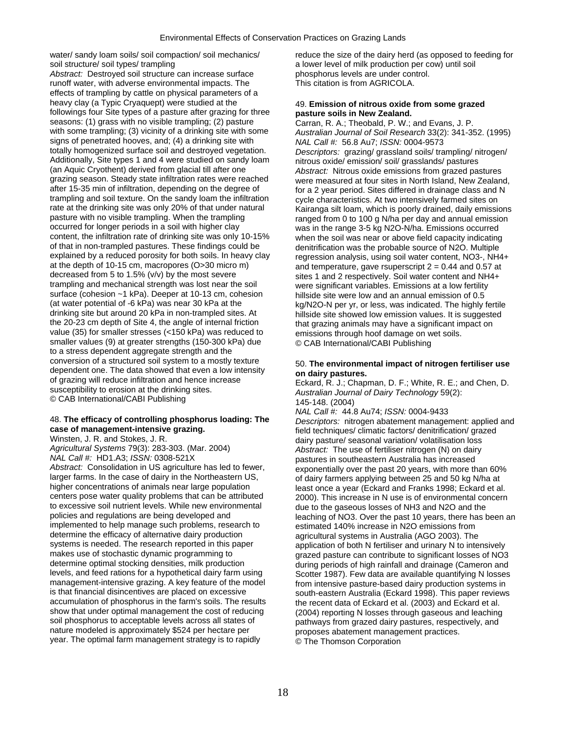water/ sandy loam soils/ soil compaction/ soil mechanics/ soil structure/ soil types/ trampling

*Abstract:* Destroyed soil structure can increase surface runoff water, with adverse environmental impacts. The effects of trampling by cattle on physical parameters of a heavy clay (a Typic Cryaquept) were studied at the followings four Site types of a pasture after grazing for three seasons: (1) grass with no visible trampling; (2) pasture with some trampling; (3) vicinity of a drinking site with some signs of penetrated hooves, and; (4) a drinking site with totally homogenized surface soil and destroyed vegetation. Additionally, Site types 1 and 4 were studied on sandy loam (an Aquic Cryothent) derived from glacial till after one grazing season. Steady state infiltration rates were reached after 15-35 min of infiltration, depending on the degree of trampling and soil texture. On the sandy loam the infiltration rate at the drinking site was only 20% of that under natural pasture with no visible trampling. When the trampling occurred for longer periods in a soil with higher clay content, the infiltration rate of drinking site was only 10-15% of that in non-trampled pastures. These findings could be explained by a reduced porosity for both soils. In heavy clay at the depth of 10-15 cm, macropores (O>30 micro m) decreased from 5 to 1.5% (v/v) by the most severe trampling and mechanical strength was lost near the soil surface (cohesion ~1 kPa). Deeper at 10-13 cm, cohesion (at water potential of -6 kPa) was near 30 kPa at the drinking site but around 20 kPa in non-trampled sites. At the 20-23 cm depth of Site 4, the angle of internal friction value (35) for smaller stresses (<150 kPa) was reduced to smaller values (9) at greater strengths (150-300 kPa) due to a stress dependent aggregate strength and the conversion of a structured soil system to a mostly texture dependent one. The data showed that even a low intensity of grazing will reduce infiltration and hence increase susceptibility to erosion at the drinking sites.
© CAB International/CABI Publishing

48. **The efficacy of controlling phosphorus loading: The case of management-intensive grazing.**
Winsten, J. R. and Stokes, J. R.
*Agricultural Systems* 79(3): 283-303. (Mar. 2004)
*NAL Call #:* HD1.A3; *ISSN:* 0308-521X
*Abstract:* Consolidation in US agriculture has led to fewer, larger farms. In the case of dairy in the Northeastern US, higher concentrations of animals near large population centers pose water quality problems that can be attributed to excessive soil nutrient levels. While new environmental policies and regulations are being developed and implemented to help manage such problems, research to determine the efficacy of alternative dairy production systems is needed. The research reported in this paper makes use of stochastic dynamic programming to determine optimal stocking densities, milk production levels, and feed rations for a hypothetical dairy farm using management-intensive grazing. A key feature of the model is that financial disincentives are placed on excessive accumulation of phosphorus in the farm's soils. The results show that under optimal management the cost of reducing soil phosphorus to acceptable levels across all states of nature modeled is approximately $524 per hectare per year. The optimal farm management strategy is to rapidly reduce the size of the dairy herd (as opposed to feeding for a lower level of milk production per cow) until soil phosphorus levels are under control.
This citation is from AGRICOLA.

49. **Emission of nitrous oxide from some grazed pasture soils in New Zealand.**
Carran, R. A.; Theobald, P. W.; and Evans, J. P.
*Australian Journal of Soil Research* 33(2): 341-352. (1995)
*NAL Call #:* 56.8 Au7; *ISSN:* 0004-9573
*Descriptors:* grazing/ grassland soils/ trampling/ nitrogen/ nitrous oxide/ emission/ soil/ grasslands/ pastures
*Abstract:* Nitrous oxide emissions from grazed pastures were measured at four sites in North Island, New Zealand, for a 2 year period. Sites differed in drainage class and N cycle characteristics. At two intensively farmed sites on Kairanga silt loam, which is poorly drained, daily emissions ranged from 0 to 100 g N/ha per day and annual emission was in the range 3-5 kg N2O-N/ha. Emissions occurred when the soil was near or above field capacity indicating denitrification was the probable source of N2O. Multiple regression analysis, using soil water content, NO3-, NH4+ and temperature, gave rsuperscript 2 = 0.44 and 0.57 at sites 1 and 2 respectively. Soil water content and NH4+ were significant variables. Emissions at a low fertility hillside site were low and an annual emission of 0.5 kg/N2O-N per yr, or less, was indicated. The highly fertile hillside site showed low emission values. It is suggested that grazing animals may have a significant impact on emissions through hoof damage on wet soils.
© CAB International/CABI Publishing

50. **The environmental impact of nitrogen fertiliser use on dairy pastures.**
Eckard, R. J.; Chapman, D. F.; White, R. E.; and Chen, D.
*Australian Journal of Dairy Technology* 59(2): 145-148. (2004)
*NAL Call #:* 44.8 Au74; *ISSN:* 0004-9433
*Descriptors:* nitrogen abatement management: applied and field techniques/ climatic factors/ denitrification/ grazed dairy pasture/ seasonal variation/ volatilisation loss
*Abstract:* The use of fertiliser nitrogen (N) on dairy pastures in southeastern Australia has increased exponentially over the past 20 years, with more than 60% of dairy farmers applying between 25 and 50 kg N/ha at least once a year (Eckard and Franks 1998; Eckard et al. 2000). This increase in N use is of environmental concern due to the gaseous losses of NH3 and N2O and the leaching of NO3. Over the past 10 years, there has been an estimated 140% increase in N2O emissions from agricultural systems in Australia (AGO 2003). The application of both N fertiliser and urinary N to intensively grazed pasture can contribute to significant losses of NO3 during periods of high rainfall and drainage (Cameron and Scotter 1987). Few data are available quantifying N losses from intensive pasture-based dairy production systems in south-eastern Australia (Eckard 1998). This paper reviews the recent data of Eckard et al. (2003) and Eckard et al. (2004) reporting N losses through gaseous and leaching pathways from grazed dairy pastures, respectively, and proposes abatement management practices.
© The Thomson Corporation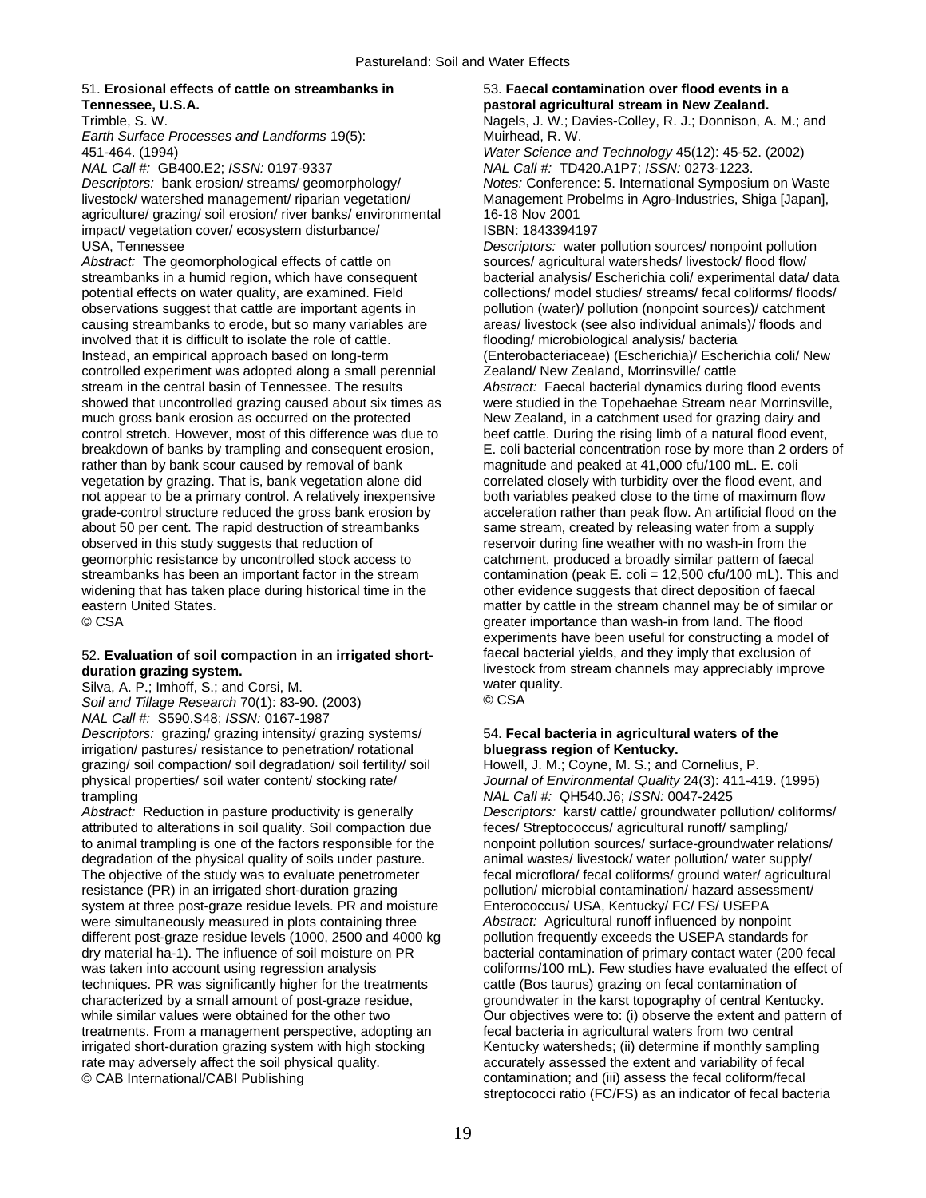51. **Erosional effects of cattle on streambanks in Tennessee, U.S.A.**
Trimble, S. W.
*Earth Surface Processes and Landforms* 19(5): 451-464. (1994)
*NAL Call #:* GB400.E2; *ISSN:* 0197-9337
*Descriptors:* bank erosion/ streams/ geomorphology/ livestock/ watershed management/ riparian vegetation/ agriculture/ grazing/ soil erosion/ river banks/ environmental impact/ vegetation cover/ ecosystem disturbance/ USA, Tennessee
*Abstract:* The geomorphological effects of cattle on streambanks in a humid region, which have consequent potential effects on water quality, are examined. Field observations suggest that cattle are important agents in causing streambanks to erode, but so many variables are involved that it is difficult to isolate the role of cattle. Instead, an empirical approach based on long-term controlled experiment was adopted along a small perennial stream in the central basin of Tennessee. The results showed that uncontrolled grazing caused about six times as much gross bank erosion as occurred on the protected control stretch. However, most of this difference was due to breakdown of banks by trampling and consequent erosion, rather than by bank scour caused by removal of bank vegetation by grazing. That is, bank vegetation alone did not appear to be a primary control. A relatively inexpensive grade-control structure reduced the gross bank erosion by about 50 per cent. The rapid destruction of streambanks observed in this study suggests that reduction of geomorphic resistance by uncontrolled stock access to streambanks has been an important factor in the stream widening that has taken place during historical time in the eastern United States.
© CSA

52. **Evaluation of soil compaction in an irrigated short-duration grazing system.**
Silva, A. P.; Imhoff, S.; and Corsi, M.
*Soil and Tillage Research* 70(1): 83-90. (2003)
*NAL Call #:* S590.S48; *ISSN:* 0167-1987
*Descriptors:* grazing/ grazing intensity/ grazing systems/ irrigation/ pastures/ resistance to penetration/ rotational grazing/ soil compaction/ soil degradation/ soil fertility/ soil physical properties/ soil water content/ stocking rate/ trampling
*Abstract:* Reduction in pasture productivity is generally attributed to alterations in soil quality. Soil compaction due to animal trampling is one of the factors responsible for the degradation of the physical quality of soils under pasture. The objective of the study was to evaluate penetrometer resistance (PR) in an irrigated short-duration grazing system at three post-graze residue levels. PR and moisture were simultaneously measured in plots containing three different post-graze residue levels (1000, 2500 and 4000 kg dry material ha-1). The influence of soil moisture on PR was taken into account using regression analysis techniques. PR was significantly higher for the treatments characterized by a small amount of post-graze residue, while similar values were obtained for the other two treatments. From a management perspective, adopting an irrigated short-duration grazing system with high stocking rate may adversely affect the soil physical quality.
© CAB International/CABI Publishing

53. **Faecal contamination over flood events in a pastoral agricultural stream in New Zealand.**
Nagels, J. W.; Davies-Colley, R. J.; Donnison, A. M.; and Muirhead, R. W.
*Water Science and Technology* 45(12): 45-52. (2002)
*NAL Call #:* TD420.A1P7; *ISSN:* 0273-1223.
*Notes:* Conference: 5. International Symposium on Waste Management Probelms in Agro-Industries, Shiga [Japan], 16-18 Nov 2001
ISBN: 1843394197
*Descriptors:* water pollution sources/ nonpoint pollution sources/ agricultural watersheds/ livestock/ flood flow/ bacterial analysis/ Escherichia coli/ experimental data/ data collections/ model studies/ streams/ fecal coliforms/ floods/ pollution (water)/ pollution (nonpoint sources)/ catchment areas/ livestock (see also individual animals)/ floods and flooding/ microbiological analysis/ bacteria (Enterobacteriaceae) (Escherichia)/ Escherichia coli/ New Zealand/ New Zealand, Morrinsville/ cattle
*Abstract:* Faecal bacterial dynamics during flood events were studied in the Topehaehae Stream near Morrinsville, New Zealand, in a catchment used for grazing dairy and beef cattle. During the rising limb of a natural flood event, E. coli bacterial concentration rose by more than 2 orders of magnitude and peaked at 41,000 cfu/100 mL. E. coli correlated closely with turbidity over the flood event, and both variables peaked close to the time of maximum flow acceleration rather than peak flow. An artificial flood on the same stream, created by releasing water from a supply reservoir during fine weather with no wash-in from the catchment, produced a broadly similar pattern of faecal contamination (peak E. coli = 12,500 cfu/100 mL). This and other evidence suggests that direct deposition of faecal matter by cattle in the stream channel may be of similar or greater importance than wash-in from land. The flood experiments have been useful for constructing a model of faecal bacterial yields, and they imply that exclusion of livestock from stream channels may appreciably improve water quality.
© CSA

54. **Fecal bacteria in agricultural waters of the bluegrass region of Kentucky.**
Howell, J. M.; Coyne, M. S.; and Cornelius, P.
*Journal of Environmental Quality* 24(3): 411-419. (1995)
*NAL Call #:* QH540.J6; *ISSN:* 0047-2425
*Descriptors:* karst/ cattle/ groundwater pollution/ coliforms/ feces/ Streptococcus/ agricultural runoff/ sampling/ nonpoint pollution sources/ surface-groundwater relations/ animal wastes/ livestock/ water pollution/ water supply/ fecal microflora/ fecal coliforms/ ground water/ agricultural pollution/ microbial contamination/ hazard assessment/ Enterococcus/ USA, Kentucky/ FC/ FS/ USEPA
*Abstract:* Agricultural runoff influenced by nonpoint pollution frequently exceeds the USEPA standards for bacterial contamination of primary contact water (200 fecal coliforms/100 mL). Few studies have evaluated the effect of cattle (Bos taurus) grazing on fecal contamination of groundwater in the karst topography of central Kentucky. Our objectives were to: (i) observe the extent and pattern of fecal bacteria in agricultural waters from two central Kentucky watersheds; (ii) determine if monthly sampling accurately assessed the extent and variability of fecal contamination; and (iii) assess the fecal coliform/fecal streptococci ratio (FC/FS) as an indicator of fecal bacteria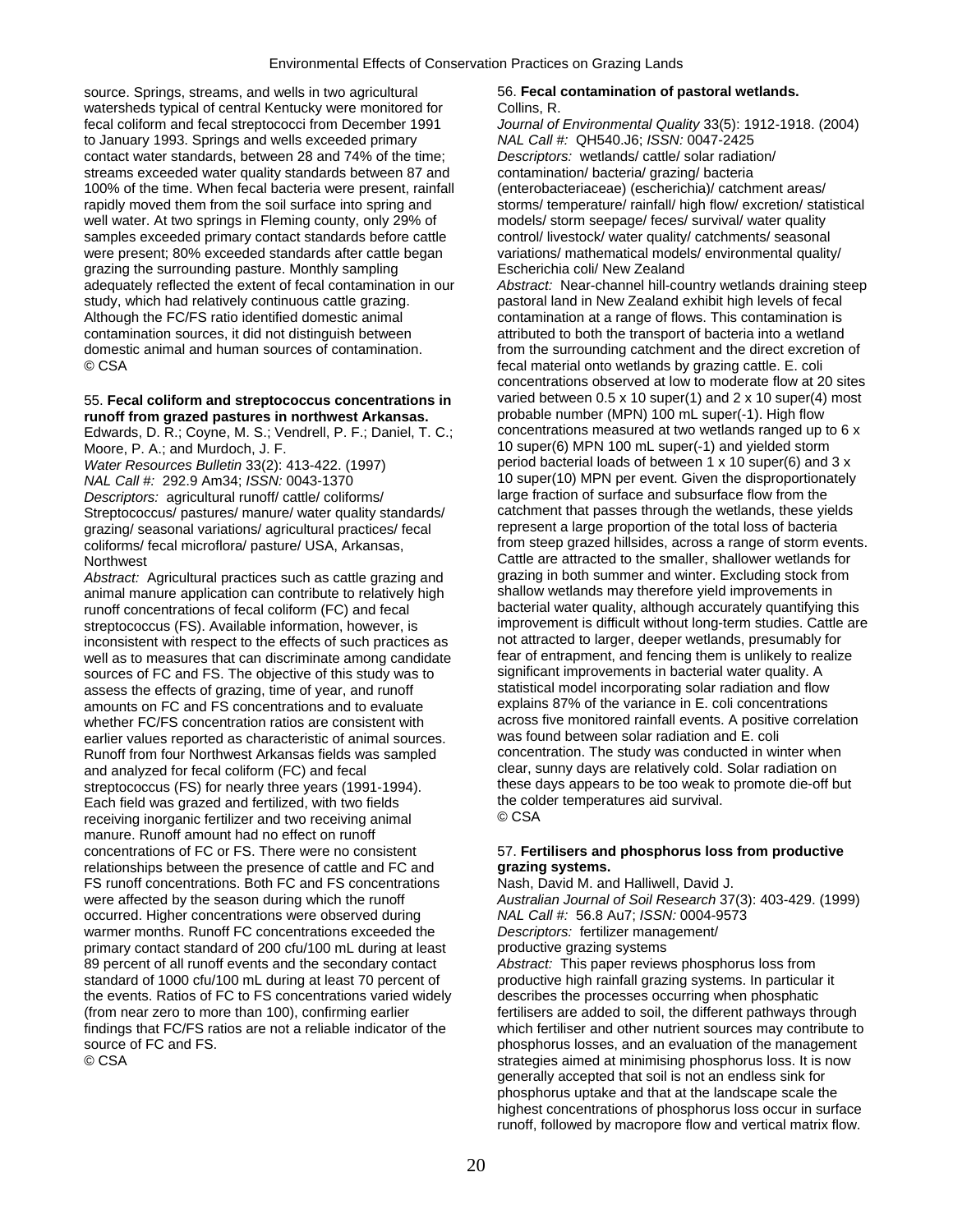source. Springs, streams, and wells in two agricultural watersheds typical of central Kentucky were monitored for fecal coliform and fecal streptococci from December 1991 to January 1993. Springs and wells exceeded primary contact water standards, between 28 and 74% of the time; streams exceeded water quality standards between 87 and 100% of the time. When fecal bacteria were present, rainfall rapidly moved them from the soil surface into spring and well water. At two springs in Fleming county, only 29% of samples exceeded primary contact standards before cattle were present; 80% exceeded standards after cattle began grazing the surrounding pasture. Monthly sampling adequately reflected the extent of fecal contamination in our study, which had relatively continuous cattle grazing. Although the FC/FS ratio identified domestic animal contamination sources, it did not distinguish between domestic animal and human sources of contamination.
© CSA

55. **Fecal coliform and streptococcus concentrations in runoff from grazed pastures in northwest Arkansas.**
Edwards, D. R.; Coyne, M. S.; Vendrell, P. F.; Daniel, T. C.; Moore, P. A.; and Murdoch, J. F.
*Water Resources Bulletin* 33(2): 413-422. (1997)
*NAL Call #:* 292.9 Am34; *ISSN:* 0043-1370
*Descriptors:* agricultural runoff/ cattle/ coliforms/ Streptococcus/ pastures/ manure/ water quality standards/ grazing/ seasonal variations/ agricultural practices/ fecal coliforms/ fecal microflora/ pasture/ USA, Arkansas, Northwest
*Abstract:* Agricultural practices such as cattle grazing and animal manure application can contribute to relatively high runoff concentrations of fecal coliform (FC) and fecal streptococcus (FS). Available information, however, is inconsistent with respect to the effects of such practices as well as to measures that can discriminate among candidate sources of FC and FS. The objective of this study was to assess the effects of grazing, time of year, and runoff amounts on FC and FS concentrations and to evaluate whether FC/FS concentration ratios are consistent with earlier values reported as characteristic of animal sources. Runoff from four Northwest Arkansas fields was sampled and analyzed for fecal coliform (FC) and fecal streptococcus (FS) for nearly three years (1991-1994). Each field was grazed and fertilized, with two fields receiving inorganic fertilizer and two receiving animal manure. Runoff amount had no effect on runoff concentrations of FC or FS. There were no consistent relationships between the presence of cattle and FC and FS runoff concentrations. Both FC and FS concentrations were affected by the season during which the runoff occurred. Higher concentrations were observed during warmer months. Runoff FC concentrations exceeded the primary contact standard of 200 cfu/100 mL during at least 89 percent of all runoff events and the secondary contact standard of 1000 cfu/100 mL during at least 70 percent of the events. Ratios of FC to FS concentrations varied widely (from near zero to more than 100), confirming earlier findings that FC/FS ratios are not a reliable indicator of the source of FC and FS.
© CSA

56. **Fecal contamination of pastoral wetlands.**
Collins, R.
*Journal of Environmental Quality* 33(5): 1912-1918. (2004)
*NAL Call #:* QH540.J6; *ISSN:* 0047-2425
*Descriptors:* wetlands/ cattle/ solar radiation/ contamination/ bacteria/ grazing/ bacteria (enterobacteriaceae) (escherichia)/ catchment areas/ storms/ temperature/ rainfall/ high flow/ excretion/ statistical models/ storm seepage/ feces/ survival/ water quality control/ livestock/ water quality/ catchments/ seasonal variations/ mathematical models/ environmental quality/ Escherichia coli/ New Zealand
*Abstract:* Near-channel hill-country wetlands draining steep pastoral land in New Zealand exhibit high levels of fecal contamination at a range of flows. This contamination is attributed to both the transport of bacteria into a wetland from the surrounding catchment and the direct excretion of fecal material onto wetlands by grazing cattle. E. coli concentrations observed at low to moderate flow at 20 sites varied between 0.5 x 10 super(1) and 2 x 10 super(4) most probable number (MPN) 100 mL super(-1). High flow concentrations measured at two wetlands ranged up to 6 x 10 super(6) MPN 100 mL super(-1) and yielded storm period bacterial loads of between 1 x 10 super(6) and 3 x 10 super(10) MPN per event. Given the disproportionately large fraction of surface and subsurface flow from the catchment that passes through the wetlands, these yields represent a large proportion of the total loss of bacteria from steep grazed hillsides, across a range of storm events. Cattle are attracted to the smaller, shallower wetlands for grazing in both summer and winter. Excluding stock from shallow wetlands may therefore yield improvements in bacterial water quality, although accurately quantifying this improvement is difficult without long-term studies. Cattle are not attracted to larger, deeper wetlands, presumably for fear of entrapment, and fencing them is unlikely to realize significant improvements in bacterial water quality. A statistical model incorporating solar radiation and flow explains 87% of the variance in E. coli concentrations across five monitored rainfall events. A positive correlation was found between solar radiation and E. coli concentration. The study was conducted in winter when clear, sunny days are relatively cold. Solar radiation on these days appears to be too weak to promote die-off but the colder temperatures aid survival.
© CSA

57. **Fertilisers and phosphorus loss from productive grazing systems.**
Nash, David M. and Halliwell, David J.
*Australian Journal of Soil Research* 37(3): 403-429. (1999)
*NAL Call #:* 56.8 Au7; *ISSN:* 0004-9573
*Descriptors:* fertilizer management/ productive grazing systems
*Abstract:* This paper reviews phosphorus loss from productive high rainfall grazing systems. In particular it describes the processes occurring when phosphatic fertilisers are added to soil, the different pathways through which fertiliser and other nutrient sources may contribute to phosphorus losses, and an evaluation of the management strategies aimed at minimising phosphorus loss. It is now generally accepted that soil is not an endless sink for phosphorus uptake and that at the landscape scale the highest concentrations of phosphorus loss occur in surface runoff, followed by macropore flow and vertical matrix flow.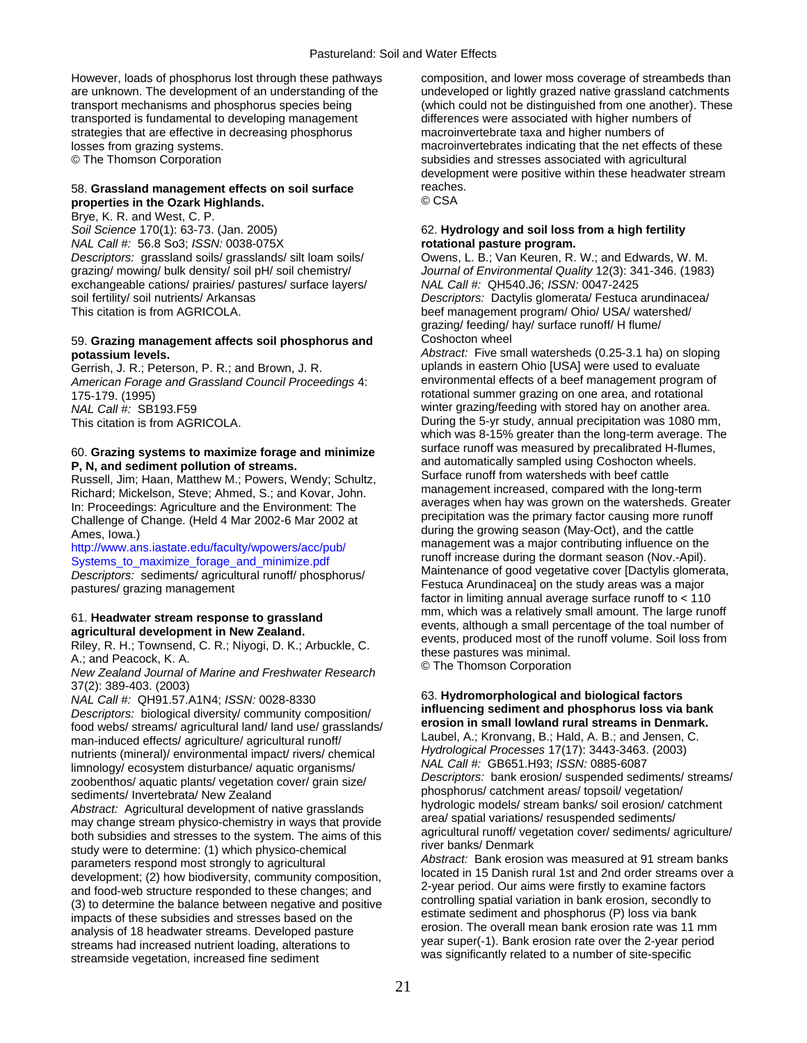However, loads of phosphorus lost through these pathways are unknown. The development of an understanding of the transport mechanisms and phosphorus species being transported is fundamental to developing management strategies that are effective in decreasing phosphorus losses from grazing systems.
© The Thomson Corporation

58. **Grassland management effects on soil surface properties in the Ozark Highlands.**
Brye, K. R. and West, C. P.
*Soil Science* 170(1): 63-73. (Jan. 2005)
*NAL Call #:* 56.8 So3; *ISSN:* 0038-075X
*Descriptors:* grassland soils/ grasslands/ silt loam soils/ grazing/ mowing/ bulk density/ soil pH/ soil chemistry/ exchangeable cations/ prairies/ pastures/ surface layers/ soil fertility/ soil nutrients/ Arkansas
This citation is from AGRICOLA.

59. **Grazing management affects soil phosphorus and potassium levels.**
Gerrish, J. R.; Peterson, P. R.; and Brown, J. R.
*American Forage and Grassland Council Proceedings* 4: 175-179. (1995)
*NAL Call #:* SB193.F59
This citation is from AGRICOLA.

60. **Grazing systems to maximize forage and minimize P, N, and sediment pollution of streams.**
Russell, Jim; Haan, Matthew M.; Powers, Wendy; Schultz, Richard; Mickelson, Steve; Ahmed, S.; and Kovar, John.
In: Proceedings: Agriculture and the Environment: The Challenge of Change. (Held 4 Mar 2002-6 Mar 2002 at Ames, Iowa.)
http://www.ans.iastate.edu/faculty/wpowers/acc/pub/Systems_to_maximize_forage_and_minimize.pdf
*Descriptors:* sediments/ agricultural runoff/ phosphorus/ pastures/ grazing management

61. **Headwater stream response to grassland agricultural development in New Zealand.**
Riley, R. H.; Townsend, C. R.; Niyogi, D. K.; Arbuckle, C. A.; and Peacock, K. A.
*New Zealand Journal of Marine and Freshwater Research* 37(2): 389-403. (2003)
*NAL Call #:* QH91.57.A1N4; *ISSN:* 0028-8330
*Descriptors:* biological diversity/ community composition/ food webs/ streams/ agricultural land/ land use/ grasslands/ man-induced effects/ agriculture/ agricultural runoff/ nutrients (mineral)/ environmental impact/ rivers/ chemical limnology/ ecosystem disturbance/ aquatic organisms/ zoobenthos/ aquatic plants/ vegetation cover/ grain size/ sediments/ Invertebrata/ New Zealand
*Abstract:* Agricultural development of native grasslands may change stream physico-chemistry in ways that provide both subsidies and stresses to the system. The aims of this study were to determine: (1) which physico-chemical parameters respond most strongly to agricultural development; (2) how biodiversity, community composition, and food-web structure responded to these changes; and (3) to determine the balance between negative and positive impacts of these subsidies and stresses based on the analysis of 18 headwater streams. Developed pasture streams had increased nutrient loading, alterations to streamside vegetation, increased fine sediment composition, and lower moss coverage of streambeds than undeveloped or lightly grazed native grassland catchments (which could not be distinguished from one another). These differences were associated with higher numbers of macroinvertebrate taxa and higher numbers of macroinvertebrates indicating that the net effects of these subsidies and stresses associated with agricultural development were positive within these headwater stream reaches.
© CSA

62. **Hydrology and soil loss from a high fertility rotational pasture program.**
Owens, L. B.; Van Keuren, R. W.; and Edwards, W. M.
*Journal of Environmental Quality* 12(3): 341-346. (1983)
*NAL Call #:* QH540.J6; *ISSN:* 0047-2425
*Descriptors:* Dactylis glomerata/ Festuca arundinacea/ beef management program/ Ohio/ USA/ watershed/ grazing/ feeding/ hay/ surface runoff/ H flume/ Coshocton wheel
*Abstract:* Five small watersheds (0.25-3.1 ha) on sloping uplands in eastern Ohio [USA] were used to evaluate environmental effects of a beef management program of rotational summer grazing on one area, and rotational winter grazing/feeding with stored hay on another area. During the 5-yr study, annual precipitation was 1080 mm, which was 8-15% greater than the long-term average. The surface runoff was measured by precalibrated H-flumes, and automatically sampled using Coshocton wheels. Surface runoff from watersheds with beef cattle management increased, compared with the long-term averages when hay was grown on the watersheds. Greater precipitation was the primary factor causing more runoff during the growing season (May-Oct), and the cattle management was a major contributing influence on the runoff increase during the dormant season (Nov.-Apil). Maintenance of good vegetative cover [Dactylis glomerata, Festuca Arundinacea] on the study areas was a major factor in limiting annual average surface runoff to < 110 mm, which was a relatively small amount. The large runoff events, although a small percentage of the toal number of events, produced most of the runoff volume. Soil loss from these pastures was minimal.
© The Thomson Corporation

63. **Hydromorphological and biological factors influencing sediment and phosphorus loss via bank erosion in small lowland rural streams in Denmark.**
Laubel, A.; Kronvang, B.; Hald, A. B.; and Jensen, C.
*Hydrological Processes* 17(17): 3443-3463. (2003)
*NAL Call #:* GB651.H93; *ISSN:* 0885-6087
*Descriptors:* bank erosion/ suspended sediments/ streams/ phosphorus/ catchment areas/ topsoil/ vegetation/ hydrologic models/ stream banks/ soil erosion/ catchment area/ spatial variations/ resuspended sediments/ agricultural runoff/ vegetation cover/ sediments/ agriculture/ river banks/ Denmark
*Abstract:* Bank erosion was measured at 91 stream banks located in 15 Danish rural 1st and 2nd order streams over a 2-year period. Our aims were firstly to examine factors controlling spatial variation in bank erosion, secondly to estimate sediment and phosphorus (P) loss via bank erosion. The overall mean bank erosion rate was 11 mm year super(-1). Bank erosion rate over the 2-year period was significantly related to a number of site-specific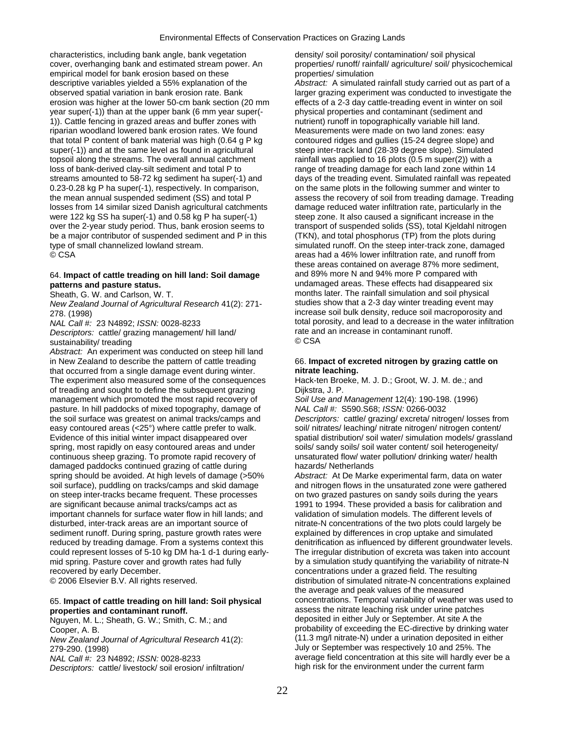characteristics, including bank angle, bank vegetation cover, overhanging bank and estimated stream power. An empirical model for bank erosion based on these descriptive variables yielded a 55% explanation of the observed spatial variation in bank erosion rate. Bank erosion was higher at the lower 50-cm bank section (20 mm year super(-1)) than at the upper bank (6 mm year super(-1)). Cattle fencing in grazed areas and buffer zones with riparian woodland lowered bank erosion rates. We found that total P content of bank material was high (0.64 g P kg super(-1)) and at the same level as found in agricultural topsoil along the streams. The overall annual catchment loss of bank-derived clay-silt sediment and total P to streams amounted to 58-72 kg sediment ha super(-1) and 0.23-0.28 kg P ha super(-1), respectively. In comparison, the mean annual suspended sediment (SS) and total P losses from 14 similar sized Danish agricultural catchments were 122 kg SS ha super(-1) and 0.58 kg P ha super(-1) over the 2-year study period. Thus, bank erosion seems to be a major contributor of suspended sediment and P in this type of small channelized lowland stream.
© CSA

64. **Impact of cattle treading on hill land: Soil damage patterns and pasture status.**
Sheath, G. W. and Carlson, W. T.
*New Zealand Journal of Agricultural Research* 41(2): 271-278. (1998)
*NAL Call #:* 23 N4892; *ISSN:* 0028-8233
*Descriptors:* cattle/ grazing management/ hill land/ sustainability/ treading
*Abstract:* An experiment was conducted on steep hill land in New Zealand to describe the pattern of cattle treading that occurred from a single damage event during winter. The experiment also measured some of the consequences of treading and sought to define the subsequent grazing management which promoted the most rapid recovery of pasture. In hill paddocks of mixed topography, damage of the soil surface was greatest on animal tracks/camps and easy contoured areas (<25°) where cattle prefer to walk. Evidence of this initial winter impact disappeared over spring, most rapidly on easy contoured areas and under continuous sheep grazing. To promote rapid recovery of damaged paddocks continued grazing of cattle during spring should be avoided. At high levels of damage (>50% soil surface), puddling on tracks/camps and skid damage on steep inter-tracks became frequent. These processes are significant because animal tracks/camps act as important channels for surface water flow in hill lands; and disturbed, inter-track areas are an important source of sediment runoff. During spring, pasture growth rates were reduced by treading damage. From a systems context this could represent losses of 5-10 kg DM ha-1 d-1 during early-mid spring. Pasture cover and growth rates had fully recovered by early December.
© 2006 Elsevier B.V. All rights reserved.

65. **Impact of cattle treading on hill land: Soil physical properties and contaminant runoff.**
Nguyen, M. L.; Sheath, G. W.; Smith, C. M.; and Cooper, A. B.
*New Zealand Journal of Agricultural Research* 41(2): 279-290. (1998)
*NAL Call #:* 23 N4892; *ISSN:* 0028-8233
*Descriptors:* cattle/ livestock/ soil erosion/ infiltration/ density/ soil porosity/ contamination/ soil physical properties/ runoff/ rainfall/ agriculture/ soil/ physicochemical properties/ simulation
*Abstract:* A simulated rainfall study carried out as part of a larger grazing experiment was conducted to investigate the effects of a 2-3 day cattle-treading event in winter on soil physical properties and contaminant (sediment and nutrient) runoff in topographically variable hill land. Measurements were made on two land zones: easy contoured ridges and gullies (15-24 degree slope) and steep inter-track land (28-39 degree slope). Simulated rainfall was applied to 16 plots (0.5 m super(2)) with a range of treading damage for each land zone within 14 days of the treading event. Simulated rainfall was repeated on the same plots in the following summer and winter to assess the recovery of soil from treading damage. Treading damage reduced water infiltration rate, particularly in the steep zone. It also caused a significant increase in the transport of suspended solids (SS), total Kjeldahl nitrogen (TKN), and total phosphorus (TP) from the plots during simulated runoff. On the steep inter-track zone, damaged areas had a 46% lower infiltration rate, and runoff from these areas contained on average 87% more sediment, and 89% more N and 94% more P compared with undamaged areas. These effects had disappeared six months later. The rainfall simulation and soil physical studies show that a 2-3 day winter treading event may increase soil bulk density, reduce soil macroporosity and total porosity, and lead to a decrease in the water infiltration rate and an increase in contaminant runoff.
© CSA

66. **Impact of excreted nitrogen by grazing cattle on nitrate leaching.**
Hack-ten Broeke, M. J. D.; Groot, W. J. M. de.; and Dijkstra, J. P.
*Soil Use and Management* 12(4): 190-198. (1996)
*NAL Call #:* S590.S68; *ISSN:* 0266-0032
*Descriptors:* cattle/ grazing/ excreta/ nitrogen/ losses from soil/ nitrates/ leaching/ nitrate nitrogen/ nitrogen content/ spatial distribution/ soil water/ simulation models/ grassland soils/ sandy soils/ soil water content/ soil heterogeneity/ unsaturated flow/ water pollution/ drinking water/ health hazards/ Netherlands
*Abstract:* At De Marke experimental farm, data on water and nitrogen flows in the unsaturated zone were gathered on two grazed pastures on sandy soils during the years 1991 to 1994. These provided a basis for calibration and validation of simulation models. The different levels of nitrate-N concentrations of the two plots could largely be explained by differences in crop uptake and simulated denitrification as influenced by different groundwater levels. The irregular distribution of excreta was taken into account by a simulation study quantifying the variability of nitrate-N concentrations under a grazed field. The resulting distribution of simulated nitrate-N concentrations explained the average and peak values of the measured concentrations. Temporal variability of weather was used to assess the nitrate leaching risk under urine patches deposited in either July or September. At site A the probability of exceeding the EC-directive by drinking water (11.3 mg/l nitrate-N) under a urination deposited in either July or September was respectively 10 and 25%. The average field concentration at this site will hardly ever be a high risk for the environment under the current farm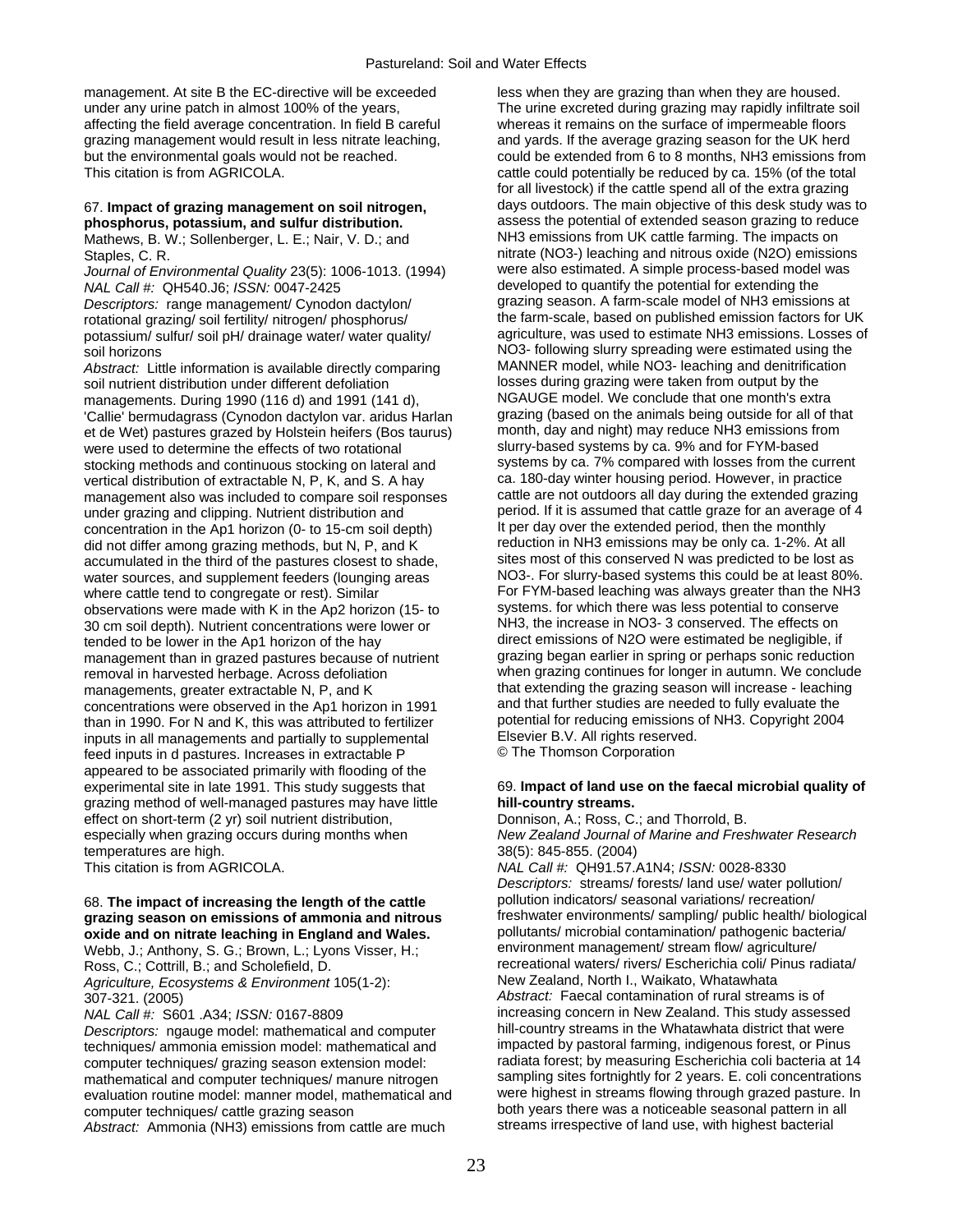management. At site B the EC-directive will be exceeded under any urine patch in almost 100% of the years, affecting the field average concentration. In field B careful grazing management would result in less nitrate leaching, but the environmental goals would not be reached.
This citation is from AGRICOLA.

67. **Impact of grazing management on soil nitrogen, phosphorus, potassium, and sulfur distribution.**
Mathews, B. W.; Sollenberger, L. E.; Nair, V. D.; and Staples, C. R.
*Journal of Environmental Quality* 23(5): 1006-1013. (1994)
*NAL Call #:* QH540.J6; *ISSN:* 0047-2425
*Descriptors:* range management/ Cynodon dactylon/ rotational grazing/ soil fertility/ nitrogen/ phosphorus/ potassium/ sulfur/ soil pH/ drainage water/ water quality/ soil horizons
*Abstract:* Little information is available directly comparing soil nutrient distribution under different defoliation managements. During 1990 (116 d) and 1991 (141 d), 'Callie' bermudagrass (Cynodon dactylon var. aridus Harlan et de Wet) pastures grazed by Holstein heifers (Bos taurus) were used to determine the effects of two rotational stocking methods and continuous stocking on lateral and vertical distribution of extractable N, P, K, and S. A hay management also was included to compare soil responses under grazing and clipping. Nutrient distribution and concentration in the Ap1 horizon (0- to 15-cm soil depth) did not differ among grazing methods, but N, P, and K accumulated in the third of the pastures closest to shade, water sources, and supplement feeders (lounging areas where cattle tend to congregate or rest). Similar observations were made with K in the Ap2 horizon (15- to 30 cm soil depth). Nutrient concentrations were lower or tended to be lower in the Ap1 horizon of the hay management than in grazed pastures because of nutrient removal in harvested herbage. Across defoliation managements, greater extractable N, P, and K concentrations were observed in the Ap1 horizon in 1991 than in 1990. For N and K, this was attributed to fertilizer inputs in all managements and partially to supplemental feed inputs in d pastures. Increases in extractable P appeared to be associated primarily with flooding of the experimental site in late 1991. This study suggests that grazing method of well-managed pastures may have little effect on short-term (2 yr) soil nutrient distribution, especially when grazing occurs during months when temperatures are high.
This citation is from AGRICOLA.

68. **The impact of increasing the length of the cattle grazing season on emissions of ammonia and nitrous oxide and on nitrate leaching in England and Wales.**
Webb, J.; Anthony, S. G.; Brown, L.; Lyons Visser, H.; Ross, C.; Cottrill, B.; and Scholefield, D.
*Agriculture, Ecosystems & Environment* 105(1-2): 307-321. (2005)
*NAL Call #:* S601 .A34; *ISSN:* 0167-8809
*Descriptors:* ngauge model: mathematical and computer techniques/ ammonia emission model: mathematical and computer techniques/ grazing season extension model: mathematical and computer techniques/ manure nitrogen evaluation routine model: manner model, mathematical and computer techniques/ cattle grazing season
*Abstract:* Ammonia ($NH_3$) emissions from cattle are much less when they are grazing than when they are housed. The urine excreted during grazing may rapidly infiltrate soil whereas it remains on the surface of impermeable floors and yards. If the average grazing season for the UK herd could be extended from 6 to 8 months, $NH_3$ emissions from cattle could potentially be reduced by ca. 15% (of the total for all livestock) if the cattle spend all of the extra grazing days outdoors. The main objective of this desk study was to assess the potential of extended season grazing to reduce $NH_3$ emissions from UK cattle farming. The impacts on nitrate ($NO_3^-$) leaching and nitrous oxide ($N_2O$) emissions were also estimated. A simple process-based model was developed to quantify the potential for extending the grazing season. A farm-scale model of $NH_3$ emissions at the farm-scale, based on published emission factors for UK agriculture, was used to estimate $NH_3$ emissions. Losses of $NO_3^-$ following slurry spreading were estimated using the MANNER model, while $NO_3^-$ leaching and denitrification losses during grazing were taken from output by the NGAUGE model. We conclude that one month's extra grazing (based on the animals being outside for all of that month, day and night) may reduce $NH_3$ emissions from slurry-based systems by ca. 9% and for FYM-based systems by ca. 7% compared with losses from the current ca. 180-day winter housing period. However, in practice cattle are not outdoors all day during the extended grazing period. If it is assumed that cattle graze for an average of 4 lt per day over the extended period, then the monthly reduction in $NH_3$ emissions may be only ca. 1-2%. At all sites most of this conserved N was predicted to be lost as $NO_3^-$. For slurry-based systems this could be at least 80%. For FYM-based leaching was always greater than the $NH_3$ systems. for which there was less potential to conserve $NH_3$, the increase in $NO_3^-$ 3 conserved. The effects on direct emissions of $N_2O$ were estimated be negligible, if grazing began earlier in spring or perhaps sonic reduction when grazing continues for longer in autumn. We conclude that extending the grazing season will increase - leaching and that further studies are needed to fully evaluate the potential for reducing emissions of $NH_3$. Copyright 2004 Elsevier B.V. All rights reserved.
© The Thomson Corporation

69. **Impact of land use on the faecal microbial quality of hill-country streams.**
Donnison, A.; Ross, C.; and Thorrold, B.
*New Zealand Journal of Marine and Freshwater Research* 38(5): 845-855. (2004)
*NAL Call #:* QH91.57.A1N4; *ISSN:* 0028-8330
*Descriptors:* streams/ forests/ land use/ water pollution/ pollution indicators/ seasonal variations/ recreation/ freshwater environments/ sampling/ public health/ biological pollutants/ microbial contamination/ pathogenic bacteria/ environment management/ stream flow/ agriculture/ recreational waters/ rivers/ Escherichia coli/ Pinus radiata/ New Zealand, North I., Waikato, Whatawhata
*Abstract:* Faecal contamination of rural streams is of increasing concern in New Zealand. This study assessed hill-country streams in the Whatawhata district that were impacted by pastoral farming, indigenous forest, or Pinus radiata forest; by measuring Escherichia coli bacteria at 14 sampling sites fortnightly for 2 years. E. coli concentrations were highest in streams flowing through grazed pasture. In both years there was a noticeable seasonal pattern in all streams irrespective of land use, with highest bacterial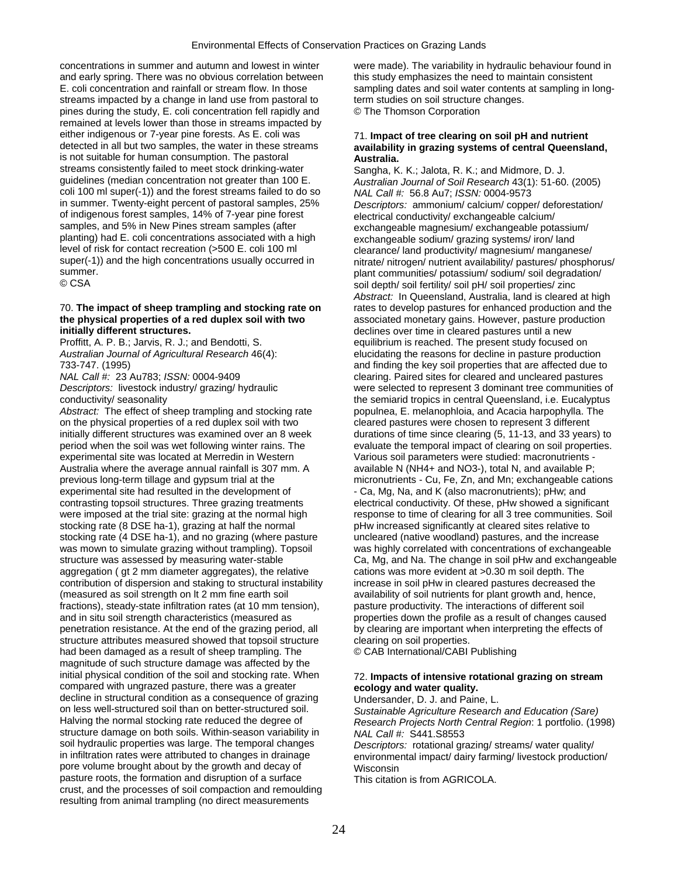concentrations in summer and autumn and lowest in winter and early spring. There was no obvious correlation between E. coli concentration and rainfall or stream flow. In those streams impacted by a change in land use from pastoral to pines during the study, E. coli concentration fell rapidly and remained at levels lower than those in streams impacted by either indigenous or 7-year pine forests. As E. coli was detected in all but two samples, the water in these streams is not suitable for human consumption. The pastoral streams consistently failed to meet stock drinking-water guidelines (median concentration not greater than 100 E. coli 100 ml super(-1)) and the forest streams failed to do so in summer. Twenty-eight percent of pastoral samples, 25% of indigenous forest samples, 14% of 7-year pine forest samples, and 5% in New Pines stream samples (after planting) had E. coli concentrations associated with a high level of risk for contact recreation (>500 E. coli 100 ml super(-1)) and the high concentrations usually occurred in summer.
© CSA

70. **The impact of sheep trampling and stocking rate on the physical properties of a red duplex soil with two initially different structures.**
Proffitt, A. P. B.; Jarvis, R. J.; and Bendotti, S.
*Australian Journal of Agricultural Research* 46(4): 733-747. (1995)
*NAL Call #:* 23 Au783; *ISSN:* 0004-9409
*Descriptors:* livestock industry/ grazing/ hydraulic conductivity/ seasonality
*Abstract:* The effect of sheep trampling and stocking rate on the physical properties of a red duplex soil with two initially different structures was examined over an 8 week period when the soil was wet following winter rains. The experimental site was located at Merredin in Western Australia where the average annual rainfall is 307 mm. A previous long-term tillage and gypsum trial at the experimental site had resulted in the development of contrasting topsoil structures. Three grazing treatments were imposed at the trial site: grazing at the normal high stocking rate (8 DSE ha-1), grazing at half the normal stocking rate (4 DSE ha-1), and no grazing (where pasture was mown to simulate grazing without trampling). Topsoil structure was assessed by measuring water-stable aggregation ( gt 2 mm diameter aggregates), the relative contribution of dispersion and staking to structural instability (measured as soil strength on lt 2 mm fine earth soil fractions), steady-state infiltration rates (at 10 mm tension), and in situ soil strength characteristics (measured as penetration resistance. At the end of the grazing period, all structure attributes measured showed that topsoil structure had been damaged as a result of sheep trampling. The magnitude of such structure damage was affected by the initial physical condition of the soil and stocking rate. When compared with ungrazed pasture, there was a greater decline in structural condition as a consequence of grazing on less well-structured soil than on better-structured soil. Halving the normal stocking rate reduced the degree of structure damage on both soils. Within-season variability in soil hydraulic properties was large. The temporal changes in infiltration rates were attributed to changes in drainage pore volume brought about by the growth and decay of pasture roots, the formation and disruption of a surface crust, and the processes of soil compaction and remoulding resulting from animal trampling (no direct measurements were made). The variability in hydraulic behaviour found in this study emphasizes the need to maintain consistent sampling dates and soil water contents at sampling in long-term studies on soil structure changes.
© The Thomson Corporation

71. **Impact of tree clearing on soil pH and nutrient availability in grazing systems of central Queensland, Australia.**
Sangha, K. K.; Jalota, R. K.; and Midmore, D. J.
*Australian Journal of Soil Research* 43(1): 51-60. (2005)
*NAL Call #:* 56.8 Au7; *ISSN:* 0004-9573
*Descriptors:* ammonium/ calcium/ copper/ deforestation/ electrical conductivity/ exchangeable calcium/ exchangeable magnesium/ exchangeable potassium/ exchangeable sodium/ grazing systems/ iron/ land clearance/ land productivity/ magnesium/ manganese/ nitrate/ nitrogen/ nutrient availability/ pastures/ phosphorus/ plant communities/ potassium/ sodium/ soil degradation/ soil depth/ soil fertility/ soil pH/ soil properties/ zinc
*Abstract:* In Queensland, Australia, land is cleared at high rates to develop pastures for enhanced production and the associated monetary gains. However, pasture production declines over time in cleared pastures until a new equilibrium is reached. The present study focused on elucidating the reasons for decline in pasture production and finding the key soil properties that are affected due to clearing. Paired sites for cleared and uncleared pastures were selected to represent 3 dominant tree communities of the semiarid tropics in central Queensland, i.e. Eucalyptus populnea, E. melanophloia, and Acacia harpophylla. The cleared pastures were chosen to represent 3 different durations of time since clearing (5, 11-13, and 33 years) to evaluate the temporal impact of clearing on soil properties. Various soil parameters were studied: macronutrients - available N (NH4+ and NO3-), total N, and available P; micronutrients - Cu, Fe, Zn, and Mn; exchangeable cations - Ca, Mg, Na, and K (also macronutrients); pHw; and electrical conductivity. Of these, pHw showed a significant response to time of clearing for all 3 tree communities. Soil pHw increased significantly at cleared sites relative to uncleared (native woodland) pastures, and the increase was highly correlated with concentrations of exchangeable Ca, Mg, and Na. The change in soil pHw and exchangeable cations was more evident at >0.30 m soil depth. The increase in soil pHw in cleared pastures decreased the availability of soil nutrients for plant growth and, hence, pasture productivity. The interactions of different soil properties down the profile as a result of changes caused by clearing are important when interpreting the effects of clearing on soil properties.
© CAB International/CABI Publishing

72. **Impacts of intensive rotational grazing on stream ecology and water quality.**
Undersander, D. J. and Paine, L.
*Sustainable Agriculture Research and Education (Sare) Research Projects North Central Region*: 1 portfolio. (1998)
*NAL Call #:* S441.S8553
*Descriptors:* rotational grazing/ streams/ water quality/ environmental impact/ dairy farming/ livestock production/ Wisconsin
This citation is from AGRICOLA.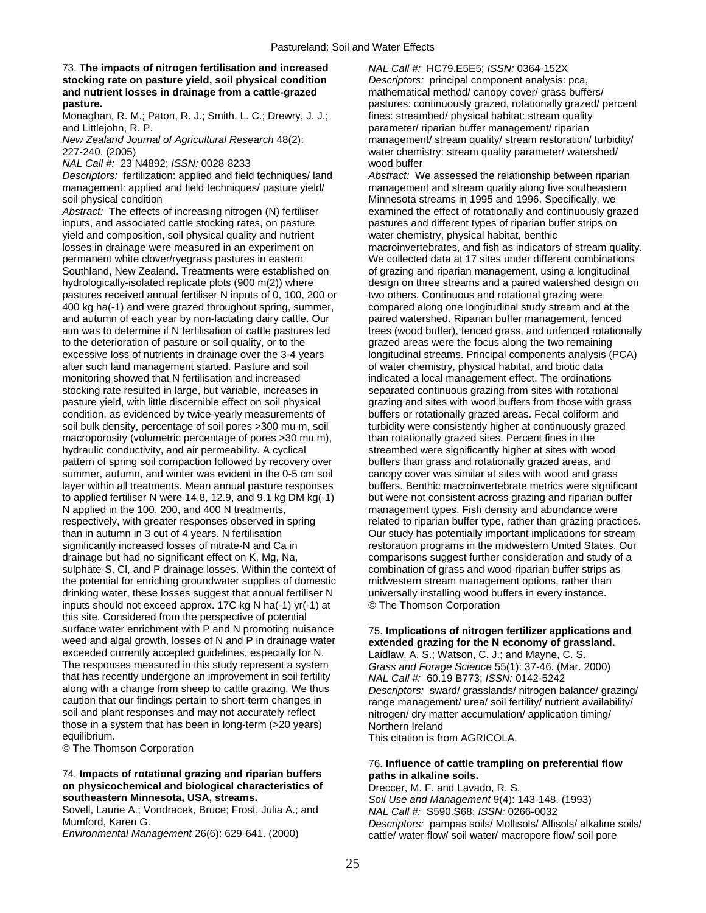73. **The impacts of nitrogen fertilisation and increased stocking rate on pasture yield, soil physical condition and nutrient losses in drainage from a cattle-grazed pasture.**
Monaghan, R. M.; Paton, R. J.; Smith, L. C.; Drewry, J. J.; and Littlejohn, R. P.
*New Zealand Journal of Agricultural Research* 48(2): 227-240. (2005)
*NAL Call #:* 23 N4892; *ISSN:* 0028-8233
*Descriptors:* fertilization: applied and field techniques/ land management: applied and field techniques/ pasture yield/ soil physical condition
*Abstract:* The effects of increasing nitrogen (N) fertiliser inputs, and associated cattle stocking rates, on pasture yield and composition, soil physical quality and nutrient losses in drainage were measured in an experiment on permanent white clover/ryegrass pastures in eastern Southland, New Zealand. Treatments were established on hydrologically-isolated replicate plots (900 m(2)) where pastures received annual fertiliser N inputs of 0, 100, 200 or 400 kg ha(-1) and were grazed throughout spring, summer, and autumn of each year by non-lactating dairy cattle. Our aim was to determine if N fertilisation of cattle pastures led to the deterioration of pasture or soil quality, or to the excessive loss of nutrients in drainage over the 3-4 years after such land management started. Pasture and soil monitoring showed that N fertilisation and increased stocking rate resulted in large, but variable, increases in pasture yield, with little discernible effect on soil physical condition, as evidenced by twice-yearly measurements of soil bulk density, percentage of soil pores >300 mu m, soil macroporosity (volumetric percentage of pores >30 mu m), hydraulic conductivity, and air permeability. A cyclical pattern of spring soil compaction followed by recovery over summer, autumn, and winter was evident in the 0-5 cm soil layer within all treatments. Mean annual pasture responses to applied fertiliser N were 14.8, 12.9, and 9.1 kg DM kg(-1) N applied in the 100, 200, and 400 N treatments, respectively, with greater responses observed in spring than in autumn in 3 out of 4 years. N fertilisation significantly increased losses of nitrate-N and Ca in drainage but had no significant effect on K, Mg, Na, sulphate-S, Cl, and P drainage losses. Within the context of the potential for enriching groundwater supplies of domestic drinking water, these losses suggest that annual fertiliser N inputs should not exceed approx. 17C kg N ha(-1) yr(-1) at this site. Considered from the perspective of potential surface water enrichment with P and N promoting nuisance weed and algal growth, losses of N and P in drainage water exceeded currently accepted guidelines, especially for N. The responses measured in this study represent a system that has recently undergone an improvement in soil fertility along with a change from sheep to cattle grazing. We thus caution that our findings pertain to short-term changes in soil and plant responses and may not accurately reflect those in a system that has been in long-term (>20 years) equilibrium.
© The Thomson Corporation

74. **Impacts of rotational grazing and riparian buffers on physicochemical and biological characteristics of southeastern Minnesota, USA, streams.**
Sovell, Laurie A.; Vondracek, Bruce; Frost, Julia A.; and Mumford, Karen G.
*Environmental Management* 26(6): 629-641. (2000)
*NAL Call #:* HC79.E5E5; *ISSN:* 0364-152X
*Descriptors:* principal component analysis: pca, mathematical method/ canopy cover/ grass buffers/ pastures: continuously grazed, rotationally grazed/ percent fines: streambed/ physical habitat: stream quality parameter/ riparian buffer management/ riparian management/ stream quality/ stream restoration/ turbidity/ water chemistry: stream quality parameter/ watershed/ wood buffer
*Abstract:* We assessed the relationship between riparian management and stream quality along five southeastern Minnesota streams in 1995 and 1996. Specifically, we examined the effect of rotationally and continuously grazed pastures and different types of riparian buffer strips on water chemistry, physical habitat, benthic macroinvertebrates, and fish as indicators of stream quality. We collected data at 17 sites under different combinations of grazing and riparian management, using a longitudinal design on three streams and a paired watershed design on two others. Continuous and rotational grazing were compared along one longitudinal study stream and at the paired watershed. Riparian buffer management, fenced trees (wood buffer), fenced grass, and unfenced rotationally grazed areas were the focus along the two remaining longitudinal streams. Principal components analysis (PCA) of water chemistry, physical habitat, and biotic data indicated a local management effect. The ordinations separated continuous grazing from sites with rotational grazing and sites with wood buffers from those with grass buffers or rotationally grazed areas. Fecal coliform and turbidity were consistently higher at continuously grazed than rotationally grazed sites. Percent fines in the streambed were significantly higher at sites with wood buffers than grass and rotationally grazed areas, and canopy cover was similar at sites with wood and grass buffers. Benthic macroinvertebrate metrics were significant but were not consistent across grazing and riparian buffer management types. Fish density and abundance were related to riparian buffer type, rather than grazing practices. Our study has potentially important implications for stream restoration programs in the midwestern United States. Our comparisons suggest further consideration and study of a combination of grass and wood riparian buffer strips as midwestern stream management options, rather than universally installing wood buffers in every instance.
© The Thomson Corporation

75. **Implications of nitrogen fertilizer applications and extended grazing for the N economy of grassland.**
Laidlaw, A. S.; Watson, C. J.; and Mayne, C. S.
*Grass and Forage Science* 55(1): 37-46. (Mar. 2000)
*NAL Call #:* 60.19 B773; *ISSN:* 0142-5242
*Descriptors:* sward/ grasslands/ nitrogen balance/ grazing/ range management/ urea/ soil fertility/ nutrient availability/ nitrogen/ dry matter accumulation/ application timing/ Northern Ireland
This citation is from AGRICOLA.

76. **Influence of cattle trampling on preferential flow paths in alkaline soils.**
Dreccer, M. F. and Lavado, R. S.
*Soil Use and Management* 9(4): 143-148. (1993)
*NAL Call #:* S590.S68; *ISSN:* 0266-0032
*Descriptors:* pampas soils/ Mollisols/ Alfisols/ alkaline soils/ cattle/ water flow/ soil water/ macropore flow/ soil pore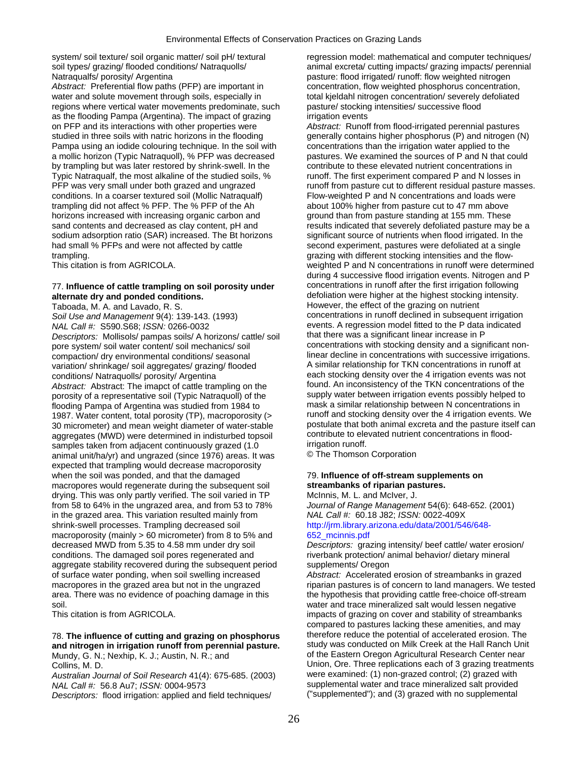system/ soil texture/ soil organic matter/ soil pH/ textural soil types/ grazing/ flooded conditions/ Natraquolls/ Natraqualfs/ porosity/ Argentina

*Abstract:* Preferential flow paths (PFP) are important in water and solute movement through soils, especially in regions where vertical water movements predominate, such as the flooding Pampa (Argentina). The impact of grazing on PFP and its interactions with other properties were studied in three soils with natric horizons in the flooding Pampa using an iodide colouring technique. In the soil with a mollic horizon (Typic Natraquoll), % PFP was decreased by trampling but was later restored by shrink-swell. In the Typic Natraqualf, the most alkaline of the studied soils, % PFP was very small under both grazed and ungrazed conditions. In a coarser textured soil (Mollic Natraqualf) trampling did not affect % PFP. The % PFP of the Ah horizons increased with increasing organic carbon and sand contents and decreased as clay content, pH and sodium adsorption ratio (SAR) increased. The Bt horizons had small % PFPs and were not affected by cattle trampling.

This citation is from AGRICOLA.

77. **Influence of cattle trampling on soil porosity under alternate dry and ponded conditions.**

Taboada, M. A. and Lavado, R. S.

*Soil Use and Management* 9(4): 139-143. (1993)

*NAL Call #:* S590.S68; *ISSN:* 0266-0032

*Descriptors:* Mollisols/ pampas soils/ A horizons/ cattle/ soil pore system/ soil water content/ soil mechanics/ soil compaction/ dry environmental conditions/ seasonal variation/ shrinkage/ soil aggregates/ grazing/ flooded conditions/ Natraquolls/ porosity/ Argentina

*Abstract:* Abstract: The imapct of cattle trampling on the porosity of a representative soil (Typic Natraquoll) of the flooding Pampa of Argentina was studied from 1984 to 1987. Water content, total porosity (TP), macroporosity (> 30 micrometer) and mean weight diameter of water-stable aggregates (MWD) were determined in indisturbed topsoil samples taken from adjacent continuously grazed (1.0 animal unit/ha/yr) and ungrazed (since 1976) areas. It was expected that trampling would decrease macroporosity when the soil was ponded, and that the damaged macropores would regenerate during the subsequent soil drying. This was only partly verified. The soil varied in TP from 58 to 64% in the ungrazed area, and from 53 to 78% in the grazed area. This variation resulted mainly from shrink-swell processes. Trampling decreased soil macroporosity (mainly > 60 micrometer) from 8 to 5% and decreased MWD from 5.35 to 4.58 mm under dry soil conditions. The damaged soil pores regenerated and aggregate stability recovered during the subsequent period of surface water ponding, when soil swelling increased macropores in the grazed area but not in the ungrazed area. There was no evidence of poaching damage in this soil.

This citation is from AGRICOLA.

78. **The influence of cutting and grazing on phosphorus and nitrogen in irrigation runoff from perennial pasture.**

Mundy, G. N.; Nexhip, K. J.; Austin, N. R.; and Collins, M. D.

*Australian Journal of Soil Research* 41(4): 675-685. (2003)

*NAL Call #:* 56.8 Au7; *ISSN:* 0004-9573

*Descriptors:* flood irrigation: applied and field techniques/ regression model: mathematical and computer techniques/ animal excreta/ cutting impacts/ grazing impacts/ perennial pasture: flood irrigated/ runoff: flow weighted nitrogen concentration, flow weighted phosphorus concentration, total kjeldahl nitrogen concentration/ severely defoliated pasture/ stocking intensities/ successive flood irrigation events

*Abstract:* Runoff from flood-irrigated perennial pastures generally contains higher phosphorus (P) and nitrogen (N) concentrations than the irrigation water applied to the pastures. We examined the sources of P and N that could contribute to these elevated nutrient concentrations in runoff. The first experiment compared P and N losses in runoff from pasture cut to different residual pasture masses. Flow-weighted P and N concentrations and loads were about 100% higher from pasture cut to 47 mm above ground than from pasture standing at 155 mm. These results indicated that severely defoliated pasture may be a significant source of nutrients when flood irrigated. In the second experiment, pastures were defoliated at a single grazing with different stocking intensities and the flow-weighted P and N concentrations in runoff were determined during 4 successive flood irrigation events. Nitrogen and P concentrations in runoff after the first irrigation following defoliation were higher at the highest stocking intensity. However, the effect of the grazing on nutrient concentrations in runoff declined in subsequent irrigation events. A regression model fitted to the P data indicated that there was a significant linear increase in P concentrations with stocking density and a significant non-linear decline in concentrations with successive irrigations. A similar relationship for TKN concentrations in runoff at each stocking density over the 4 irrigation events was not found. An inconsistency of the TKN concentrations of the supply water between irrigation events possibly helped to mask a similar relationship between N concentrations in runoff and stocking density over the 4 irrigation events. We postulate that both animal excreta and the pasture itself can contribute to elevated nutrient concentrations in flood-irrigation runoff.

© The Thomson Corporation

79. **Influence of off-stream supplements on streambanks of riparian pastures.**

McInnis, M. L. and McIver, J.

*Journal of Range Management* 54(6): 648-652. (2001)

*NAL Call #:* 60.18 J82; *ISSN:* 0022-409X

http://jrm.library.arizona.edu/data/2001/546/648-652_mcinnis.pdf

*Descriptors:* grazing intensity/ beef cattle/ water erosion/ riverbank protection/ animal behavior/ dietary mineral supplements/ Oregon

*Abstract:* Accelerated erosion of streambanks in grazed riparian pastures is of concern to land managers. We tested the hypothesis that providing cattle free-choice off-stream water and trace mineralized salt would lessen negative impacts of grazing on cover and stability of streambanks compared to pastures lacking these amenities, and may therefore reduce the potential of accelerated erosion. The study was conducted on Milk Creek at the Hall Ranch Unit of the Eastern Oregon Agricultural Research Center near Union, Ore. Three replications each of 3 grazing treatments were examined: (1) non-grazed control; (2) grazed with supplemental water and trace mineralized salt provided ("supplemented"); and (3) grazed with no supplemental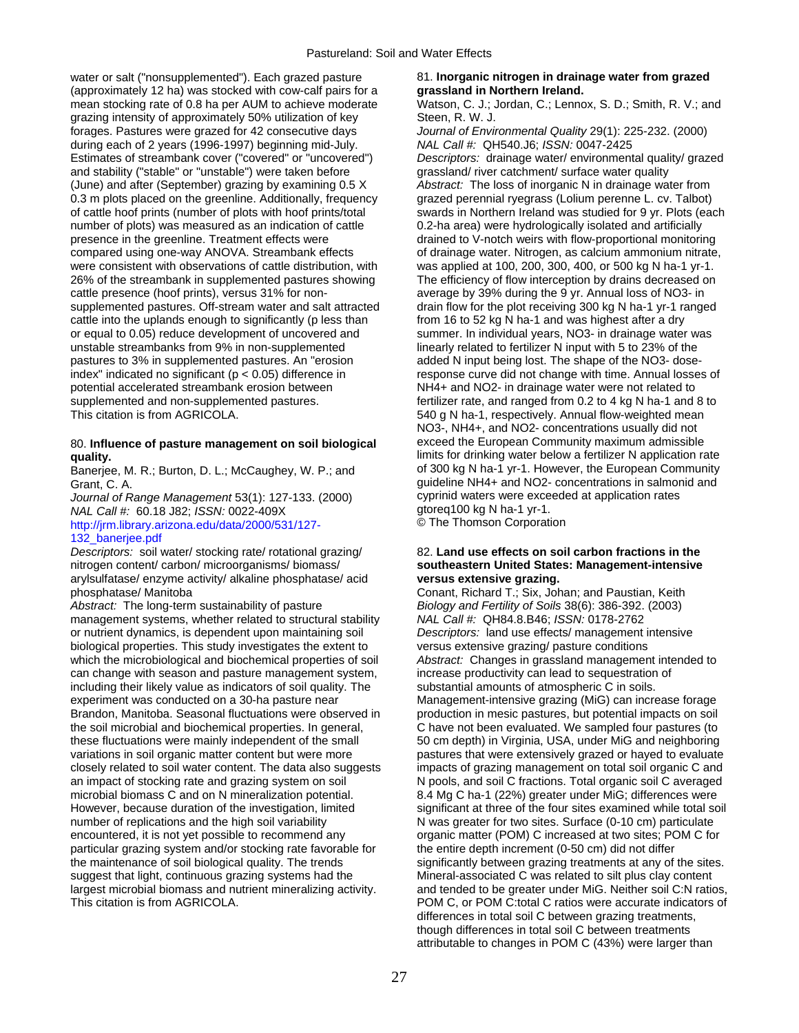water or salt ("nonsupplemented"). Each grazed pasture (approximately 12 ha) was stocked with cow-calf pairs for a mean stocking rate of 0.8 ha per AUM to achieve moderate grazing intensity of approximately 50% utilization of key forages. Pastures were grazed for 42 consecutive days during each of 2 years (1996-1997) beginning mid-July. Estimates of streambank cover ("covered" or "uncovered") and stability ("stable" or "unstable") were taken before (June) and after (September) grazing by examining 0.5 X 0.3 m plots placed on the greenline. Additionally, frequency of cattle hoof prints (number of plots with hoof prints/total number of plots) was measured as an indication of cattle presence in the greenline. Treatment effects were compared using one-way ANOVA. Streambank effects were consistent with observations of cattle distribution, with 26% of the streambank in supplemented pastures showing cattle presence (hoof prints), versus 31% for non-supplemented pastures. Off-stream water and salt attracted cattle into the uplands enough to significantly (p less than or equal to 0.05) reduce development of uncovered and unstable streambanks from 9% in non-supplemented pastures to 3% in supplemented pastures. An "erosion index" indicated no significant ($p < 0.05$) difference in potential accelerated streambank erosion between supplemented and non-supplemented pastures.
This citation is from AGRICOLA.

80. **Influence of pasture management on soil biological quality.**

Banerjee, M. R.; Burton, D. L.; McCaughey, W. P.; and Grant, C. A.

*Journal of Range Management* 53(1): 127-133. (2000)
*NAL Call #:* 60.18 J82; *ISSN:* 0022-409X
http://jrm.library.arizona.edu/data/2000/531/127-132_banerjee.pdf

*Descriptors:* soil water/ stocking rate/ rotational grazing/ nitrogen content/ carbon/ microorganisms/ biomass/ arylsulfatase/ enzyme activity/ alkaline phosphatase/ acid phosphatase/ Manitoba

*Abstract:* The long-term sustainability of pasture management systems, whether related to structural stability or nutrient dynamics, is dependent upon maintaining soil biological properties. This study investigates the extent to which the microbiological and biochemical properties of soil can change with season and pasture management system, including their likely value as indicators of soil quality. The experiment was conducted on a 30-ha pasture near Brandon, Manitoba. Seasonal fluctuations were observed in the soil microbial and biochemical properties. In general, these fluctuations were mainly independent of the small variations in soil organic matter content but were more closely related to soil water content. The data also suggests an impact of stocking rate and grazing system on soil microbial biomass C and on N mineralization potential. However, because duration of the investigation, limited number of replications and the high soil variability encountered, it is not yet possible to recommend any particular grazing system and/or stocking rate favorable for the maintenance of soil biological quality. The trends suggest that light, continuous grazing systems had the largest microbial biomass and nutrient mineralizing activity.
This citation is from AGRICOLA.

81. **Inorganic nitrogen in drainage water from grazed grassland in Northern Ireland.**

Watson, C. J.; Jordan, C.; Lennox, S. D.; Smith, R. V.; and Steen, R. W. J.

*Journal of Environmental Quality* 29(1): 225-232. (2000)
*NAL Call #:* QH540.J6; *ISSN:* 0047-2425

*Descriptors:* drainage water/ environmental quality/ grazed grassland/ river catchment/ surface water quality

*Abstract:* The loss of inorganic N in drainage water from grazed perennial ryegrass (Lolium perenne L. cv. Talbot) swards in Northern Ireland was studied for 9 yr. Plots (each 0.2-ha area) were hydrologically isolated and artificially drained to V-notch weirs with flow-proportional monitoring of drainage water. Nitrogen, as calcium ammonium nitrate, was applied at 100, 200, 300, 400, or 500 kg N ha-1 yr-1. The efficiency of flow interception by drains decreased on average by 39% during the 9 yr. Annual loss of NO3- in drain flow for the plot receiving 300 kg N ha-1 yr-1 ranged from 16 to 52 kg N ha-1 and was highest after a dry summer. In individual years, NO3- in drainage water was linearly related to fertilizer N input with 5 to 23% of the added N input being lost. The shape of the NO3- dose-response curve did not change with time. Annual losses of NH4+ and NO2- in drainage water were not related to fertilizer rate, and ranged from 0.2 to 4 kg N ha-1 and 8 to 540 g N ha-1, respectively. Annual flow-weighted mean NO3-, NH4+, and NO2- concentrations usually did not exceed the European Community maximum admissible limits for drinking water below a fertilizer N application rate of 300 kg N ha-1 yr-1. However, the European Community guideline NH4+ and NO2- concentrations in salmonid and cyprinid waters were exceeded at application rates gtoreq100 kg N ha-1 yr-1.
© The Thomson Corporation

82. **Land use effects on soil carbon fractions in the southeastern United States: Management-intensive versus extensive grazing.**

Conant, Richard T.; Six, Johan; and Paustian, Keith

*Biology and Fertility of Soils* 38(6): 386-392. (2003)
*NAL Call #:* QH84.8.B46; *ISSN:* 0178-2762

*Descriptors:* land use effects/ management intensive versus extensive grazing/ pasture conditions

*Abstract:* Changes in grassland management intended to increase productivity can lead to sequestration of substantial amounts of atmospheric C in soils. Management-intensive grazing (MiG) can increase forage production in mesic pastures, but potential impacts on soil C have not been evaluated. We sampled four pastures (to 50 cm depth) in Virginia, USA, under MiG and neighboring pastures that were extensively grazed or hayed to evaluate impacts of grazing management on total soil organic C and N pools, and soil C fractions. Total organic soil C averaged 8.4 Mg C ha-1 (22%) greater under MiG; differences were significant at three of the four sites examined while total soil N was greater for two sites. Surface (0-10 cm) particulate organic matter (POM) C increased at two sites; POM C for the entire depth increment (0-50 cm) did not differ significantly between grazing treatments at any of the sites. Mineral-associated C was related to silt plus clay content and tended to be greater under MiG. Neither soil C:N ratios, POM C, or POM C:total C ratios were accurate indicators of differences in total soil C between grazing treatments, though differences in total soil C between treatments attributable to changes in POM C (43%) were larger than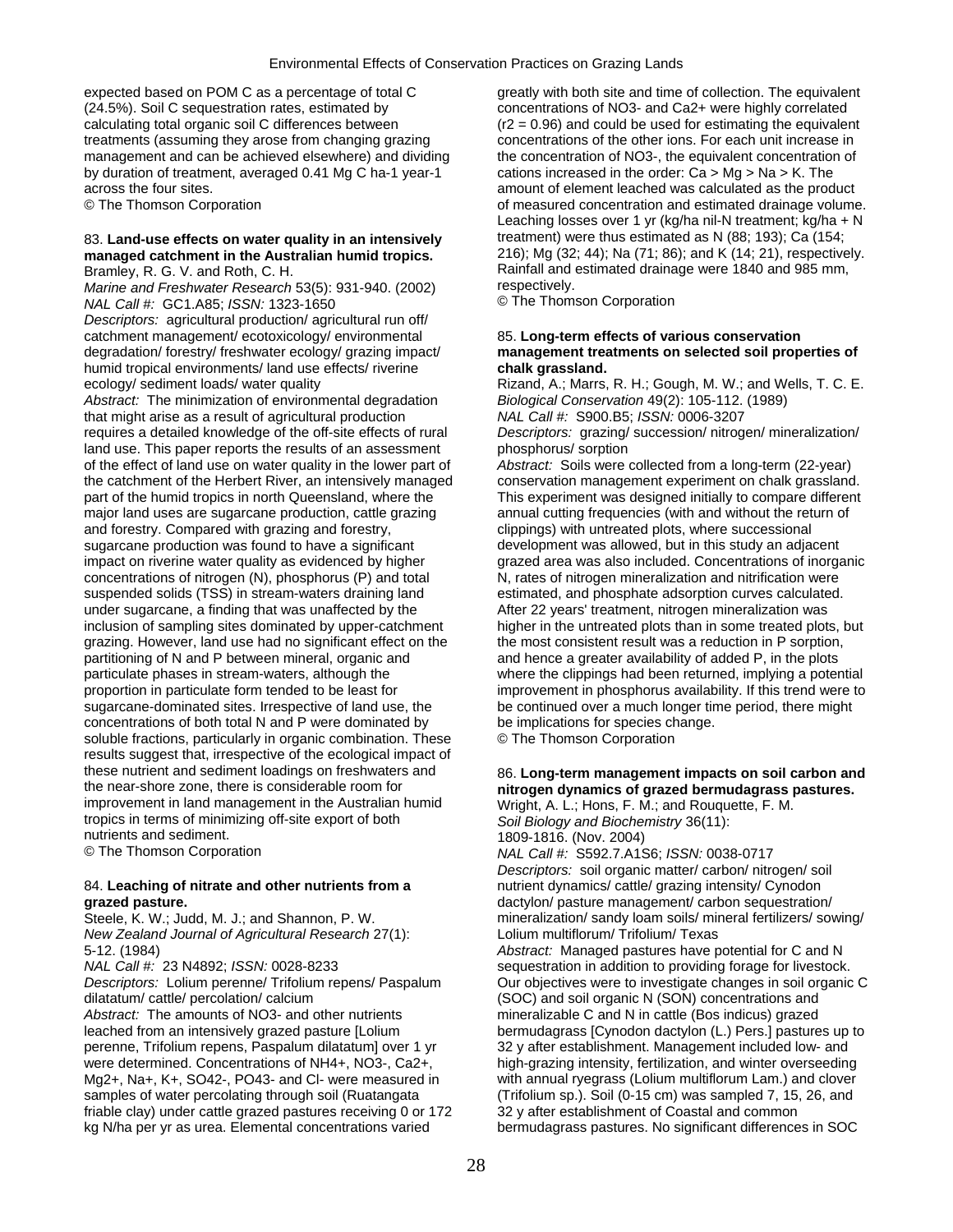expected based on POM C as a percentage of total C (24.5%). Soil C sequestration rates, estimated by calculating total organic soil C differences between treatments (assuming they arose from changing grazing management and can be achieved elsewhere) and dividing by duration of treatment, averaged 0.41 Mg C ha-1 year-1 across the four sites.
© The Thomson Corporation

83. **Land-use effects on water quality in an intensively managed catchment in the Australian humid tropics.**
Bramley, R. G. V. and Roth, C. H.
*Marine and Freshwater Research* 53(5): 931-940. (2002)
*NAL Call #:* GC1.A85; *ISSN:* 1323-1650
*Descriptors:* agricultural production/ agricultural run off/ catchment management/ ecotoxicology/ environmental degradation/ forestry/ freshwater ecology/ grazing impact/ humid tropical environments/ land use effects/ riverine ecology/ sediment loads/ water quality
*Abstract:* The minimization of environmental degradation that might arise as a result of agricultural production requires a detailed knowledge of the off-site effects of rural land use. This paper reports the results of an assessment of the effect of land use on water quality in the lower part of the catchment of the Herbert River, an intensively managed part of the humid tropics in north Queensland, where the major land uses are sugarcane production, cattle grazing and forestry. Compared with grazing and forestry, sugarcane production was found to have a significant impact on riverine water quality as evidenced by higher concentrations of nitrogen (N), phosphorus (P) and total suspended solids (TSS) in stream-waters draining land under sugarcane, a finding that was unaffected by the inclusion of sampling sites dominated by upper-catchment grazing. However, land use had no significant effect on the partitioning of N and P between mineral, organic and particulate phases in stream-waters, although the proportion in particulate form tended to be least for sugarcane-dominated sites. Irrespective of land use, the concentrations of both total N and P were dominated by soluble fractions, particularly in organic combination. These results suggest that, irrespective of the ecological impact of these nutrient and sediment loadings on freshwaters and the near-shore zone, there is considerable room for improvement in land management in the Australian humid tropics in terms of minimizing off-site export of both nutrients and sediment.
© The Thomson Corporation

84. **Leaching of nitrate and other nutrients from a grazed pasture.**
Steele, K. W.; Judd, M. J.; and Shannon, P. W.
*New Zealand Journal of Agricultural Research* 27(1): 5-12. (1984)
*NAL Call #:* 23 N4892; *ISSN:* 0028-8233
*Descriptors:* Lolium perenne/ Trifolium repens/ Paspalum dilatatum/ cattle/ percolation/ calcium
*Abstract:* The amounts of NO3- and other nutrients leached from an intensively grazed pasture [Lolium perenne, Trifolium repens, Paspalum dilatatum] over 1 yr were determined. Concentrations of NH4+, NO3-, Ca2+, Mg2+, Na+, K+, SO42-, PO43- and Cl- were measured in samples of water percolating through soil (Ruatangata friable clay) under cattle grazed pastures receiving 0 or 172 kg N/ha per yr as urea. Elemental concentrations varied greatly with both site and time of collection. The equivalent concentrations of NO3- and Ca2+ were highly correlated (r2 = 0.96) and could be used for estimating the equivalent concentrations of the other ions. For each unit increase in the concentration of NO3-, the equivalent concentration of cations increased in the order: Ca > Mg > Na > K. The amount of element leached was calculated as the product of measured concentration and estimated drainage volume. Leaching losses over 1 yr (kg/ha nil-N treatment; kg/ha + N treatment) were thus estimated as N (88; 193); Ca (154; 216); Mg (32; 44); Na (71; 86); and K (14; 21), respectively. Rainfall and estimated drainage were 1840 and 985 mm, respectively.
© The Thomson Corporation

85. **Long-term effects of various conservation management treatments on selected soil properties of chalk grassland.**
Rizand, A.; Marrs, R. H.; Gough, M. W.; and Wells, T. C. E.
*Biological Conservation* 49(2): 105-112. (1989)
*NAL Call #:* S900.B5; *ISSN:* 0006-3207
*Descriptors:* grazing/ succession/ nitrogen/ mineralization/ phosphorus/ sorption
*Abstract:* Soils were collected from a long-term (22-year) conservation management experiment on chalk grassland. This experiment was designed initially to compare different annual cutting frequencies (with and without the return of clippings) with untreated plots, where successional development was allowed, but in this study an adjacent grazed area was also included. Concentrations of inorganic N, rates of nitrogen mineralization and nitrification were estimated, and phosphate adsorption curves calculated. After 22 years' treatment, nitrogen mineralization was higher in the untreated plots than in some treated plots, but the most consistent result was a reduction in P sorption, and hence a greater availability of added P, in the plots where the clippings had been returned, implying a potential improvement in phosphorus availability. If this trend were to be continued over a much longer time period, there might be implications for species change.
© The Thomson Corporation

86. **Long-term management impacts on soil carbon and nitrogen dynamics of grazed bermudagrass pastures.**
Wright, A. L.; Hons, F. M.; and Rouquette, F. M.
*Soil Biology and Biochemistry* 36(11): 1809-1816. (Nov. 2004)
*NAL Call #:* S592.7.A1S6; *ISSN:* 0038-0717
*Descriptors:* soil organic matter/ carbon/ nitrogen/ soil nutrient dynamics/ cattle/ grazing intensity/ Cynodon dactylon/ pasture management/ carbon sequestration/ mineralization/ sandy loam soils/ mineral fertilizers/ sowing/ Lolium multiflorum/ Trifolium/ Texas
*Abstract:* Managed pastures have potential for C and N sequestration in addition to providing forage for livestock. Our objectives were to investigate changes in soil organic C (SOC) and soil organic N (SON) concentrations and mineralizable C and N in cattle (Bos indicus) grazed bermudagrass [Cynodon dactylon (L.) Pers.] pastures up to 32 y after establishment. Management included low- and high-grazing intensity, fertilization, and winter overseeding with annual ryegrass (Lolium multiflorum Lam.) and clover (Trifolium sp.). Soil (0-15 cm) was sampled 7, 15, 26, and 32 y after establishment of Coastal and common bermudagrass pastures. No significant differences in SOC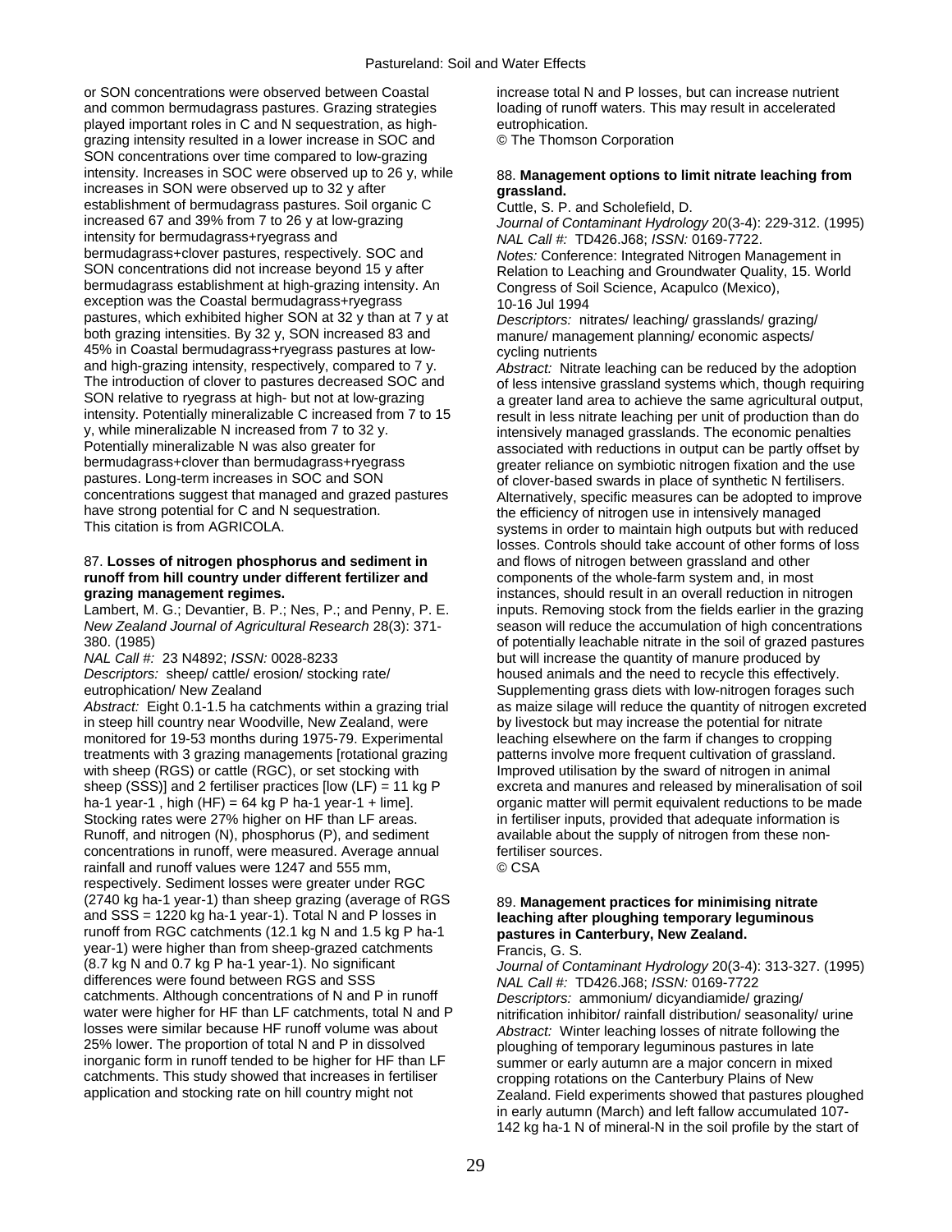or SON concentrations were observed between Coastal and common bermudagrass pastures. Grazing strategies played important roles in C and N sequestration, as high-grazing intensity resulted in a lower increase in SOC and SON concentrations over time compared to low-grazing intensity. Increases in SOC were observed up to 26 y, while increases in SON were observed up to 32 y after establishment of bermudagrass pastures. Soil organic C increased 67 and 39% from 7 to 26 y at low-grazing intensity for bermudagrass+ryegrass and bermudagrass+clover pastures, respectively. SOC and SON concentrations did not increase beyond 15 y after bermudagrass establishment at high-grazing intensity. An exception was the Coastal bermudagrass+ryegrass pastures, which exhibited higher SON at 32 y than at 7 y at both grazing intensities. By 32 y, SON increased 83 and 45% in Coastal bermudagrass+ryegrass pastures at low- and high-grazing intensity, respectively, compared to 7 y. The introduction of clover to pastures decreased SOC and SON relative to ryegrass at high- but not at low-grazing intensity. Potentially mineralizable C increased from 7 to 15 y, while mineralizable N increased from 7 to 32 y. Potentially mineralizable N was also greater for bermudagrass+clover than bermudagrass+ryegrass pastures. Long-term increases in SOC and SON concentrations suggest that managed and grazed pastures have strong potential for C and N sequestration.
This citation is from AGRICOLA.

87. **Losses of nitrogen phosphorus and sediment in runoff from hill country under different fertilizer and grazing management regimes.**
Lambert, M. G.; Devantier, B. P.; Nes, P.; and Penny, P. E.
*New Zealand Journal of Agricultural Research* 28(3): 371-380. (1985)
*NAL Call #:* 23 N4892; *ISSN:* 0028-8233
*Descriptors:* sheep/ cattle/ erosion/ stocking rate/ eutrophication/ New Zealand
*Abstract:* Eight 0.1-1.5 ha catchments within a grazing trial in steep hill country near Woodville, New Zealand, were monitored for 19-53 months during 1975-79. Experimental treatments with 3 grazing managements [rotational grazing with sheep (RGS) or cattle (RGC), or set stocking with sheep (SSS)] and 2 fertiliser practices [low (LF) = 11 kg P ha-1 year-1 , high (HF) = 64 kg P ha-1 year-1 + lime]. Stocking rates were 27% higher on HF than LF areas. Runoff, and nitrogen (N), phosphorus (P), and sediment concentrations in runoff, were measured. Average annual rainfall and runoff values were 1247 and 555 mm, respectively. Sediment losses were greater under RGC (2740 kg ha-1 year-1) than sheep grazing (average of RGS and SSS = 1220 kg ha-1 year-1). Total N and P losses in runoff from RGC catchments (12.1 kg N and 1.5 kg P ha-1 year-1) were higher than from sheep-grazed catchments (8.7 kg N and 0.7 kg P ha-1 year-1). No significant differences were found between RGS and SSS catchments. Although concentrations of N and P in runoff water were higher for HF than LF catchments, total N and P losses were similar because HF runoff volume was about 25% lower. The proportion of total N and P in dissolved inorganic form in runoff tended to be higher for HF than LF catchments. This study showed that increases in fertiliser application and stocking rate on hill country might not increase total N and P losses, but can increase nutrient loading of runoff waters. This may result in accelerated eutrophication.
© The Thomson Corporation

88. **Management options to limit nitrate leaching from grassland.**
Cuttle, S. P. and Scholefield, D.
*Journal of Contaminant Hydrology* 20(3-4): 229-312. (1995)
*NAL Call #:* TD426.J68; *ISSN:* 0169-7722.
*Notes:* Conference: Integrated Nitrogen Management in Relation to Leaching and Groundwater Quality, 15. World Congress of Soil Science, Acapulco (Mexico), 10-16 Jul 1994
*Descriptors:* nitrates/ leaching/ grasslands/ grazing/ manure/ management planning/ economic aspects/ cycling nutrients
*Abstract:* Nitrate leaching can be reduced by the adoption of less intensive grassland systems which, though requiring a greater land area to achieve the same agricultural output, result in less nitrate leaching per unit of production than do intensively managed grasslands. The economic penalties associated with reductions in output can be partly offset by greater reliance on symbiotic nitrogen fixation and the use of clover-based swards in place of synthetic N fertilisers. Alternatively, specific measures can be adopted to improve the efficiency of nitrogen use in intensively managed systems in order to maintain high outputs but with reduced losses. Controls should take account of other forms of loss and flows of nitrogen between grassland and other components of the whole-farm system and, in most instances, should result in an overall reduction in nitrogen inputs. Removing stock from the fields earlier in the grazing season will reduce the accumulation of high concentrations of potentially leachable nitrate in the soil of grazed pastures but will increase the quantity of manure produced by housed animals and the need to recycle this effectively. Supplementing grass diets with low-nitrogen forages such as maize silage will reduce the quantity of nitrogen excreted by livestock but may increase the potential for nitrate leaching elsewhere on the farm if changes to cropping patterns involve more frequent cultivation of grassland. Improved utilisation by the sward of nitrogen in animal excreta and manures and released by mineralisation of soil organic matter will permit equivalent reductions to be made in fertiliser inputs, provided that adequate information is available about the supply of nitrogen from these non-fertiliser sources.
© CSA

89. **Management practices for minimising nitrate leaching after ploughing temporary leguminous pastures in Canterbury, New Zealand.**
Francis, G. S.
*Journal of Contaminant Hydrology* 20(3-4): 313-327. (1995)
*NAL Call #:* TD426.J68; *ISSN:* 0169-7722
*Descriptors:* ammonium/ dicyandiamide/ grazing/ nitrification inhibitor/ rainfall distribution/ seasonality/ urine
*Abstract:* Winter leaching losses of nitrate following the ploughing of temporary leguminous pastures in late summer or early autumn are a major concern in mixed cropping rotations on the Canterbury Plains of New Zealand. Field experiments showed that pastures ploughed in early autumn (March) and left fallow accumulated 107-142 kg ha-1 N of mineral-N in the soil profile by the start of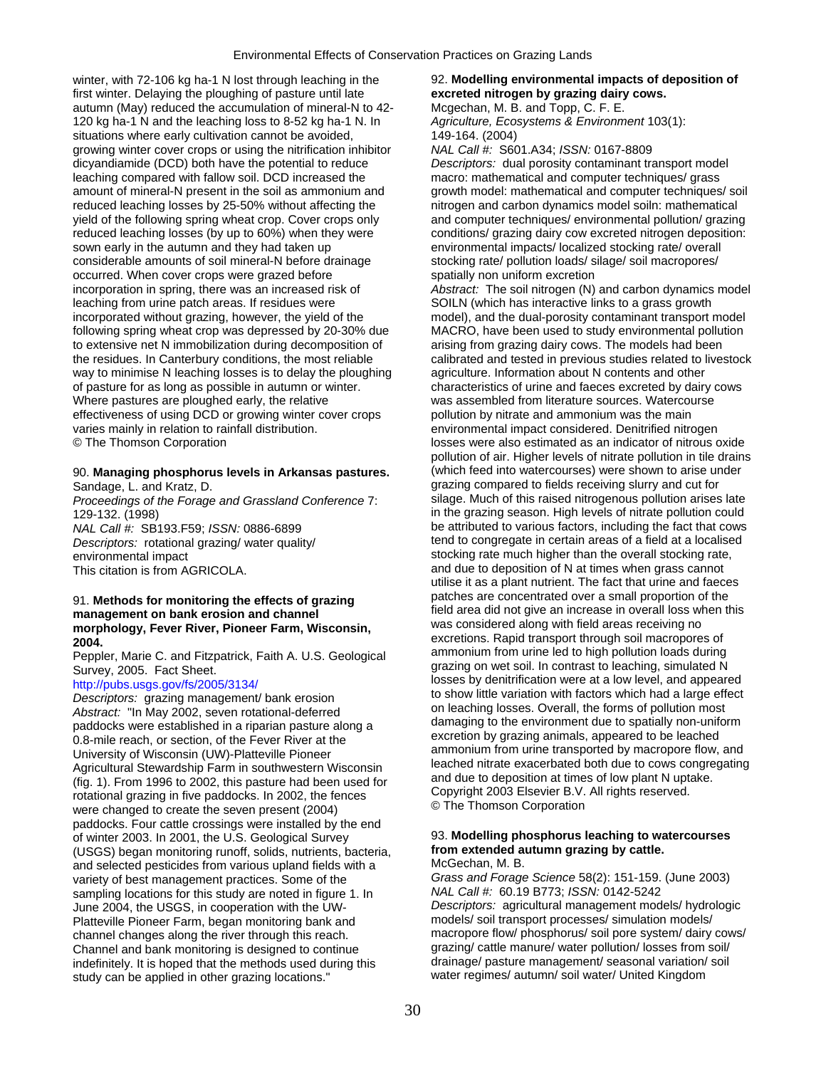winter, with 72-106 kg ha-1 N lost through leaching in the first winter. Delaying the ploughing of pasture until late autumn (May) reduced the accumulation of mineral-N to 42-120 kg ha-1 N and the leaching loss to 8-52 kg ha-1 N. In situations where early cultivation cannot be avoided, growing winter cover crops or using the nitrification inhibitor dicyandiamide (DCD) both have the potential to reduce leaching compared with fallow soil. DCD increased the amount of mineral-N present in the soil as ammonium and reduced leaching losses by 25-50% without affecting the yield of the following spring wheat crop. Cover crops only reduced leaching losses (by up to 60%) when they were sown early in the autumn and they had taken up considerable amounts of soil mineral-N before drainage occurred. When cover crops were grazed before incorporation in spring, there was an increased risk of leaching from urine patch areas. If residues were incorporated without grazing, however, the yield of the following spring wheat crop was depressed by 20-30% due to extensive net N immobilization during decomposition of the residues. In Canterbury conditions, the most reliable way to minimise N leaching losses is to delay the ploughing of pasture for as long as possible in autumn or winter. Where pastures are ploughed early, the relative effectiveness of using DCD or growing winter cover crops varies mainly in relation to rainfall distribution.
© The Thomson Corporation

90. **Managing phosphorus levels in Arkansas pastures.**
Sandage, L. and Kratz, D.
*Proceedings of the Forage and Grassland Conference* 7: 129-132. (1998)
*NAL Call #:* SB193.F59; *ISSN:* 0886-6899
*Descriptors:* rotational grazing/ water quality/ environmental impact
This citation is from AGRICOLA.

91. **Methods for monitoring the effects of grazing management on bank erosion and channel morphology, Fever River, Pioneer Farm, Wisconsin, 2004.**
Peppler, Marie C. and Fitzpatrick, Faith A. U.S. Geological Survey, 2005. Fact Sheet.
http://pubs.usgs.gov/fs/2005/3134/
*Descriptors:* grazing management/ bank erosion
*Abstract:* "In May 2002, seven rotational-deferred paddocks were established in a riparian pasture along a 0.8-mile reach, or section, of the Fever River at the University of Wisconsin (UW)-Platteville Pioneer Agricultural Stewardship Farm in southwestern Wisconsin (fig. 1). From 1996 to 2002, this pasture had been used for rotational grazing in five paddocks. In 2002, the fences were changed to create the seven present (2004) paddocks. Four cattle crossings were installed by the end of winter 2003. In 2001, the U.S. Geological Survey (USGS) began monitoring runoff, solids, nutrients, bacteria, and selected pesticides from various upland fields with a variety of best management practices. Some of the sampling locations for this study are noted in figure 1. In June 2004, the USGS, in cooperation with the UW-Platteville Pioneer Farm, began monitoring bank and channel changes along the river through this reach. Channel and bank monitoring is designed to continue indefinitely. It is hoped that the methods used during this study can be applied in other grazing locations."

92. **Modelling environmental impacts of deposition of excreted nitrogen by grazing dairy cows.**
Mcgechan, M. B. and Topp, C. F. E.
*Agriculture, Ecosystems & Environment* 103(1): 149-164. (2004)
*NAL Call #:* S601.A34; *ISSN:* 0167-8809
*Descriptors:* dual porosity contaminant transport model macro: mathematical and computer techniques/ grass growth model: mathematical and computer techniques/ soil nitrogen and carbon dynamics model soiln: mathematical and computer techniques/ environmental pollution/ grazing conditions/ grazing dairy cow excreted nitrogen deposition: environmental impacts/ localized stocking rate/ overall stocking rate/ pollution loads/ silage/ soil macropores/ spatially non uniform excretion
*Abstract:* The soil nitrogen (N) and carbon dynamics model SOILN (which has interactive links to a grass growth model), and the dual-porosity contaminant transport model MACRO, have been used to study environmental pollution arising from grazing dairy cows. The models had been calibrated and tested in previous studies related to livestock agriculture. Information about N contents and other characteristics of urine and faeces excreted by dairy cows was assembled from literature sources. Watercourse pollution by nitrate and ammonium was the main environmental impact considered. Denitrified nitrogen losses were also estimated as an indicator of nitrous oxide pollution of air. Higher levels of nitrate pollution in tile drains (which feed into watercourses) were shown to arise under grazing compared to fields receiving slurry and cut for silage. Much of this raised nitrogenous pollution arises late in the grazing season. High levels of nitrate pollution could be attributed to various factors, including the fact that cows tend to congregate in certain areas of a field at a localised stocking rate much higher than the overall stocking rate, and due to deposition of N at times when grass cannot utilise it as a plant nutrient. The fact that urine and faeces patches are concentrated over a small proportion of the field area did not give an increase in overall loss when this was considered along with field areas receiving no excretions. Rapid transport through soil macropores of ammonium from urine led to high pollution loads during grazing on wet soil. In contrast to leaching, simulated N losses by denitrification were at a low level, and appeared to show little variation with factors which had a large effect on leaching losses. Overall, the forms of pollution most damaging to the environment due to spatially non-uniform excretion by grazing animals, appeared to be leached ammonium from urine transported by macropore flow, and leached nitrate exacerbated both due to cows congregating and due to deposition at times of low plant N uptake.
Copyright 2003 Elsevier B.V. All rights reserved.
© The Thomson Corporation

93. **Modelling phosphorus leaching to watercourses from extended autumn grazing by cattle.**
McGechan, M. B.
*Grass and Forage Science* 58(2): 151-159. (June 2003)
*NAL Call #:* 60.19 B773; *ISSN:* 0142-5242
*Descriptors:* agricultural management models/ hydrologic models/ soil transport processes/ simulation models/ macropore flow/ phosphorus/ soil pore system/ dairy cows/ grazing/ cattle manure/ water pollution/ losses from soil/ drainage/ pasture management/ seasonal variation/ soil water regimes/ autumn/ soil water/ United Kingdom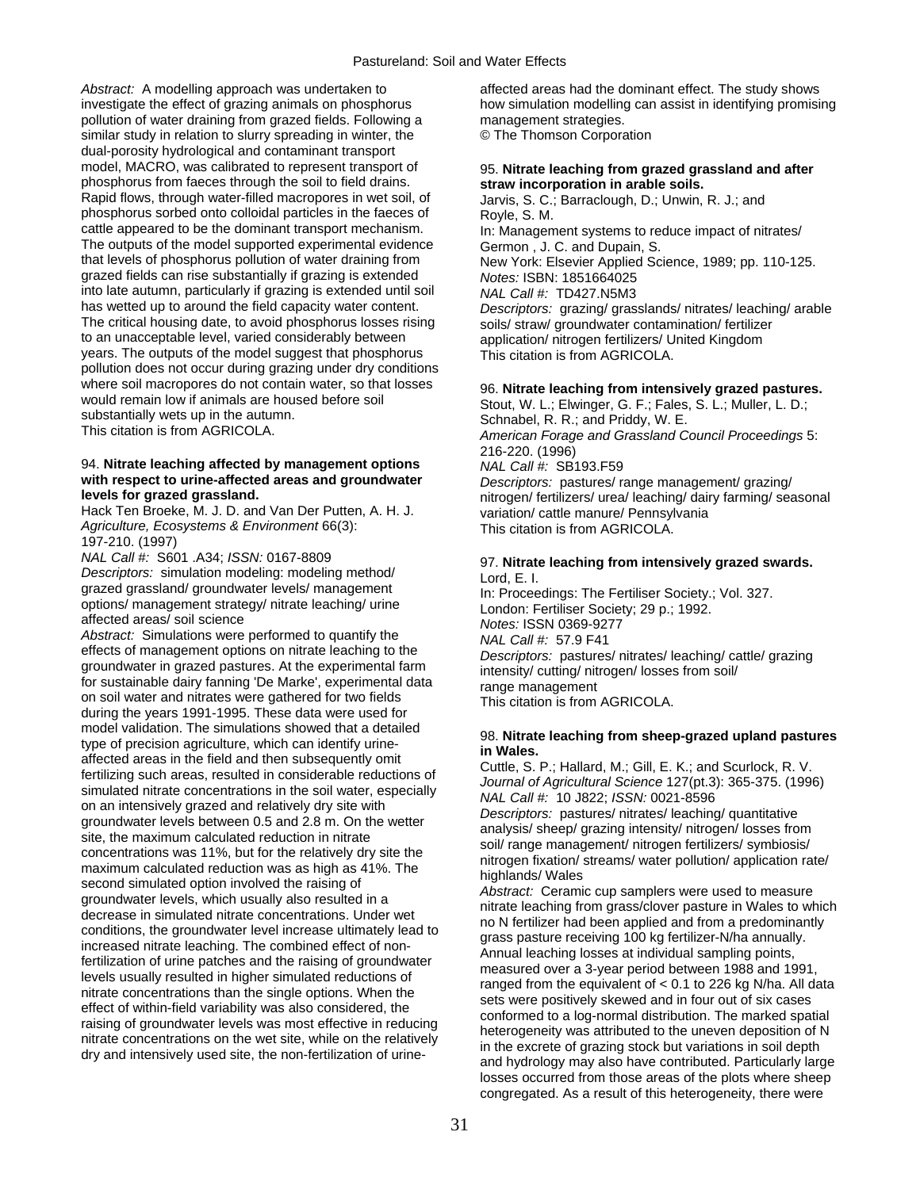*Abstract:* A modelling approach was undertaken to investigate the effect of grazing animals on phosphorus pollution of water draining from grazed fields. Following a similar study in relation to slurry spreading in winter, the dual-porosity hydrological and contaminant transport model, MACRO, was calibrated to represent transport of phosphorus from faeces through the soil to field drains. Rapid flows, through water-filled macropores in wet soil, of phosphorus sorbed onto colloidal particles in the faeces of cattle appeared to be the dominant transport mechanism. The outputs of the model supported experimental evidence that levels of phosphorus pollution of water draining from grazed fields can rise substantially if grazing is extended into late autumn, particularly if grazing is extended until soil has wetted up to around the field capacity water content. The critical housing date, to avoid phosphorus losses rising to an unacceptable level, varied considerably between years. The outputs of the model suggest that phosphorus pollution does not occur during grazing under dry conditions where soil macropores do not contain water, so that losses would remain low if animals are housed before soil substantially wets up in the autumn.
This citation is from AGRICOLA.

94. **Nitrate leaching affected by management options with respect to urine-affected areas and groundwater levels for grazed grassland.**
Hack Ten Broeke, M. J. D. and Van Der Putten, A. H. J.
*Agriculture, Ecosystems & Environment* 66(3): 197-210. (1997)
*NAL Call #:* S601 .A34; *ISSN:* 0167-8809
*Descriptors:* simulation modeling: modeling method/ grazed grassland/ groundwater levels/ management options/ management strategy/ nitrate leaching/ urine affected areas/ soil science
*Abstract:* Simulations were performed to quantify the effects of management options on nitrate leaching to the groundwater in grazed pastures. At the experimental farm for sustainable dairy fanning 'De Marke', experimental data on soil water and nitrates were gathered for two fields during the years 1991-1995. These data were used for model validation. The simulations showed that a detailed type of precision agriculture, which can identify urine-affected areas in the field and then subsequently omit fertilizing such areas, resulted in considerable reductions of simulated nitrate concentrations in the soil water, especially on an intensively grazed and relatively dry site with groundwater levels between 0.5 and 2.8 m. On the wetter site, the maximum calculated reduction in nitrate concentrations was 11%, but for the relatively dry site the maximum calculated reduction was as high as 41%. The second simulated option involved the raising of groundwater levels, which usually also resulted in a decrease in simulated nitrate concentrations. Under wet conditions, the groundwater level increase ultimately lead to increased nitrate leaching. The combined effect of non-fertilization of urine patches and the raising of groundwater levels usually resulted in higher simulated reductions of nitrate concentrations than the single options. When the effect of within-field variability was also considered, the raising of groundwater levels was most effective in reducing nitrate concentrations on the wet site, while on the relatively dry and intensively used site, the non-fertilization of urine-affected areas had the dominant effect. The study shows how simulation modelling can assist in identifying promising management strategies.
© The Thomson Corporation

95. **Nitrate leaching from grazed grassland and after straw incorporation in arable soils.**
Jarvis, S. C.; Barraclough, D.; Unwin, R. J.; and Royle, S. M.
In: Management systems to reduce impact of nitrates/ Germon , J. C. and Dupain, S.
New York: Elsevier Applied Science, 1989; pp. 110-125.
*Notes:* ISBN: 1851664025
*NAL Call #:* TD427.N5M3
*Descriptors:* grazing/ grasslands/ nitrates/ leaching/ arable soils/ straw/ groundwater contamination/ fertilizer application/ nitrogen fertilizers/ United Kingdom
This citation is from AGRICOLA.

96. **Nitrate leaching from intensively grazed pastures.**
Stout, W. L.; Elwinger, G. F.; Fales, S. L.; Muller, L. D.; Schnabel, R. R.; and Priddy, W. E.
*American Forage and Grassland Council Proceedings* 5: 216-220. (1996)
*NAL Call #:* SB193.F59
*Descriptors:* pastures/ range management/ grazing/ nitrogen/ fertilizers/ urea/ leaching/ dairy farming/ seasonal variation/ cattle manure/ Pennsylvania
This citation is from AGRICOLA.

97. **Nitrate leaching from intensively grazed swards.**
Lord, E. I.
In: Proceedings: The Fertiliser Society.; Vol. 327.
London: Fertiliser Society; 29 p.; 1992.
*Notes:* ISSN 0369-9277
*NAL Call #:* 57.9 F41
*Descriptors:* pastures/ nitrates/ leaching/ cattle/ grazing intensity/ cutting/ nitrogen/ losses from soil/ range management
This citation is from AGRICOLA.

98. **Nitrate leaching from sheep-grazed upland pastures in Wales.**
Cuttle, S. P.; Hallard, M.; Gill, E. K.; and Scurlock, R. V.
*Journal of Agricultural Science* 127(pt.3): 365-375. (1996)
*NAL Call #:* 10 J822; *ISSN:* 0021-8596
*Descriptors:* pastures/ nitrates/ leaching/ quantitative analysis/ sheep/ grazing intensity/ nitrogen/ losses from soil/ range management/ nitrogen fertilizers/ symbiosis/ nitrogen fixation/ streams/ water pollution/ application rate/ highlands/ Wales
*Abstract:* Ceramic cup samplers were used to measure nitrate leaching from grass/clover pasture in Wales to which no N fertilizer had been applied and from a predominantly grass pasture receiving 100 kg fertilizer-N/ha annually. Annual leaching losses at individual sampling points, measured over a 3-year period between 1988 and 1991, ranged from the equivalent of < 0.1 to 226 kg N/ha. All data sets were positively skewed and in four out of six cases conformed to a log-normal distribution. The marked spatial heterogeneity was attributed to the uneven deposition of N in the excrete of grazing stock but variations in soil depth and hydrology may also have contributed. Particularly large losses occurred from those areas of the plots where sheep congregated. As a result of this heterogeneity, there were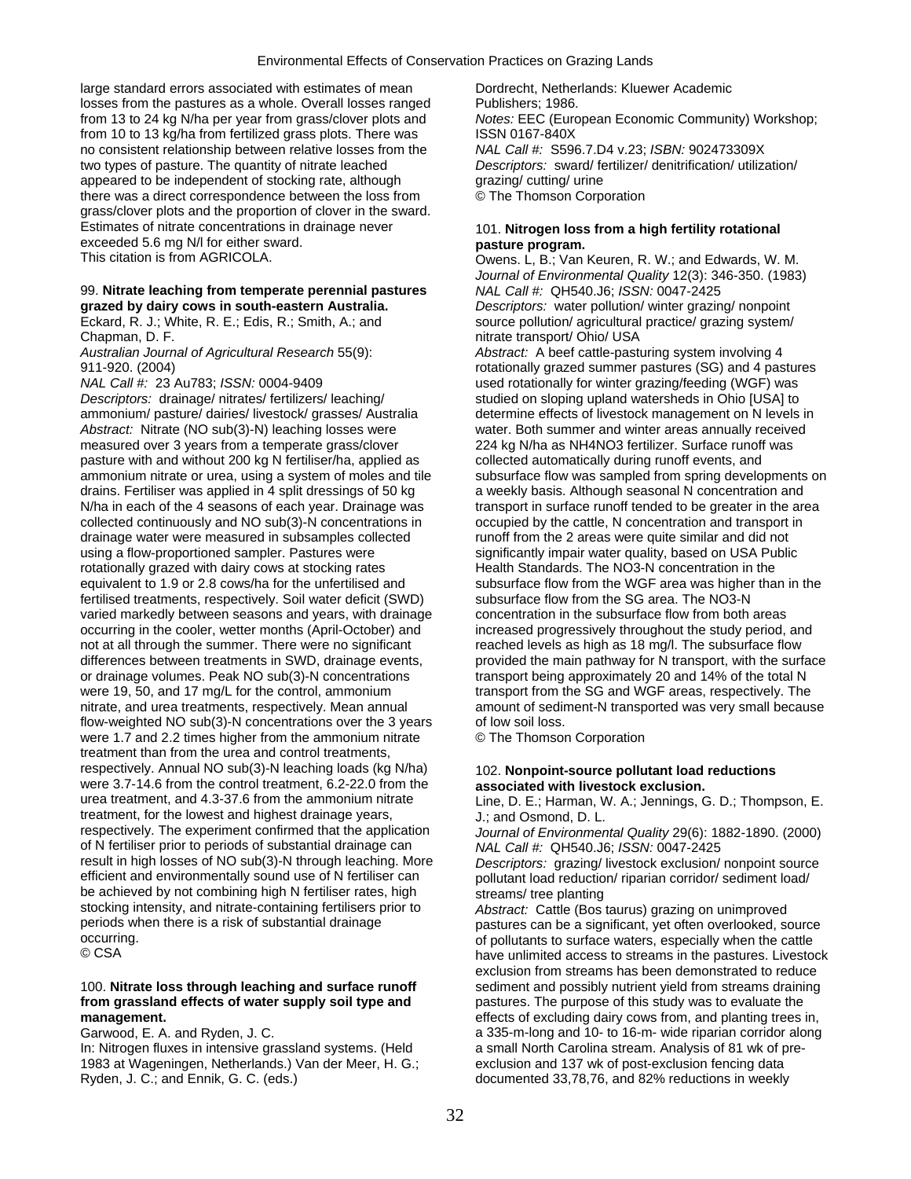large standard errors associated with estimates of mean losses from the pastures as a whole. Overall losses ranged from 13 to 24 kg N/ha per year from grass/clover plots and from 10 to 13 kg/ha from fertilized grass plots. There was no consistent relationship between relative losses from the two types of pasture. The quantity of nitrate leached appeared to be independent of stocking rate, although there was a direct correspondence between the loss from grass/clover plots and the proportion of clover in the sward. Estimates of nitrate concentrations in drainage never exceeded 5.6 mg N/l for either sward.
This citation is from AGRICOLA.

### 99. Nitrate leaching from temperate perennial pastures grazed by dairy cows in south-eastern Australia.

Eckard, R. J.; White, R. E.; Edis, R.; Smith, A.; and Chapman, D. F.
*Australian Journal of Agricultural Research* 55(9): 911-920. (2004)
*NAL Call #:* 23 Au783; *ISSN:* 0004-9409
*Descriptors:* drainage/ nitrates/ fertilizers/ leaching/ ammonium/ pasture/ dairies/ livestock/ grasses/ Australia
*Abstract:* Nitrate (NO sub(3)-N) leaching losses were measured over 3 years from a temperate grass/clover pasture with and without 200 kg N fertiliser/ha, applied as ammonium nitrate or urea, using a system of moles and tile drains. Fertiliser was applied in 4 split dressings of 50 kg N/ha in each of the 4 seasons of each year. Drainage was collected continuously and NO sub(3)-N concentrations in drainage water were measured in subsamples collected using a flow-proportioned sampler. Pastures were rotationally grazed with dairy cows at stocking rates equivalent to 1.9 or 2.8 cows/ha for the unfertilised and fertilised treatments, respectively. Soil water deficit (SWD) varied markedly between seasons and years, with drainage occurring in the cooler, wetter months (April-October) and not at all through the summer. There were no significant differences between treatments in SWD, drainage events, or drainage volumes. Peak NO sub(3)-N concentrations were 19, 50, and 17 mg/L for the control, ammonium nitrate, and urea treatments, respectively. Mean annual flow-weighted NO sub(3)-N concentrations over the 3 years were 1.7 and 2.2 times higher from the ammonium nitrate treatment than from the urea and control treatments, respectively. Annual NO sub(3)-N leaching loads (kg N/ha) were 3.7-14.6 from the control treatment, 6.2-22.0 from the urea treatment, and 4.3-37.6 from the ammonium nitrate treatment, for the lowest and highest drainage years, respectively. The experiment confirmed that the application of N fertiliser prior to periods of substantial drainage can result in high losses of NO sub(3)-N through leaching. More efficient and environmentally sound use of N fertiliser can be achieved by not combining high N fertiliser rates, high stocking intensity, and nitrate-containing fertilisers prior to periods when there is a risk of substantial drainage occurring.
© CSA

### 100. Nitrate loss through leaching and surface runoff from grassland effects of water supply soil type and management.

Garwood, E. A. and Ryden, J. C.
In: Nitrogen fluxes in intensive grassland systems. (Held 1983 at Wageningen, Netherlands.) Van der Meer, H. G.; Ryden, J. C.; and Ennik, G. C. (eds.)
Dordrecht, Netherlands: Kluewer Academic Publishers; 1986.
*Notes:* EEC (European Economic Community) Workshop; ISSN 0167-840X
*NAL Call #:* S596.7.D4 v.23; *ISBN:* 902473309X
*Descriptors:* sward/ fertilizer/ denitrification/ utilization/ grazing/ cutting/ urine
© The Thomson Corporation

### 101. Nitrogen loss from a high fertility rotational pasture program.

Owens. L, B.; Van Keuren, R. W.; and Edwards, W. M.
*Journal of Environmental Quality* 12(3): 346-350. (1983)
*NAL Call #:* QH540.J6; *ISSN:* 0047-2425
*Descriptors:* water pollution/ winter grazing/ nonpoint source pollution/ agricultural practice/ grazing system/ nitrate transport/ Ohio/ USA
*Abstract:* A beef cattle-pasturing system involving 4 rotationally grazed summer pastures (SG) and 4 pastures used rotationally for winter grazing/feeding (WGF) was studied on sloping upland watersheds in Ohio [USA] to determine effects of livestock management on N levels in water. Both summer and winter areas annually received 224 kg N/ha as NH4NO3 fertilizer. Surface runoff was collected automatically during runoff events, and subsurface flow was sampled from spring developments on a weekly basis. Although seasonal N concentration and transport in surface runoff tended to be greater in the area occupied by the cattle, N concentration and transport in runoff from the 2 areas were quite similar and did not significantly impair water quality, based on USA Public Health Standards. The NO3-N concentration in the subsurface flow from the WGF area was higher than in the subsurface flow from the SG area. The NO3-N concentration in the subsurface flow from both areas increased progressively throughout the study period, and reached levels as high as 18 mg/l. The subsurface flow provided the main pathway for N transport, with the surface transport being approximately 20 and 14% of the total N transport from the SG and WGF areas, respectively. The amount of sediment-N transported was very small because of low soil loss.
© The Thomson Corporation

### 102. Nonpoint-source pollutant load reductions associated with livestock exclusion.

Line, D. E.; Harman, W. A.; Jennings, G. D.; Thompson, E. J.; and Osmond, D. L.
*Journal of Environmental Quality* 29(6): 1882-1890. (2000)
*NAL Call #:* QH540.J6; *ISSN:* 0047-2425
*Descriptors:* grazing/ livestock exclusion/ nonpoint source pollutant load reduction/ riparian corridor/ sediment load/ streams/ tree planting
*Abstract:* Cattle (Bos taurus) grazing on unimproved pastures can be a significant, yet often overlooked, source of pollutants to surface waters, especially when the cattle have unlimited access to streams in the pastures. Livestock exclusion from streams has been demonstrated to reduce sediment and possibly nutrient yield from streams draining pastures. The purpose of this study was to evaluate the effects of excluding dairy cows from, and planting trees in, a 335-m-long and 10- to 16-m- wide riparian corridor along a small North Carolina stream. Analysis of 81 wk of pre-exclusion and 137 wk of post-exclusion fencing data documented 33,78,76, and 82% reductions in weekly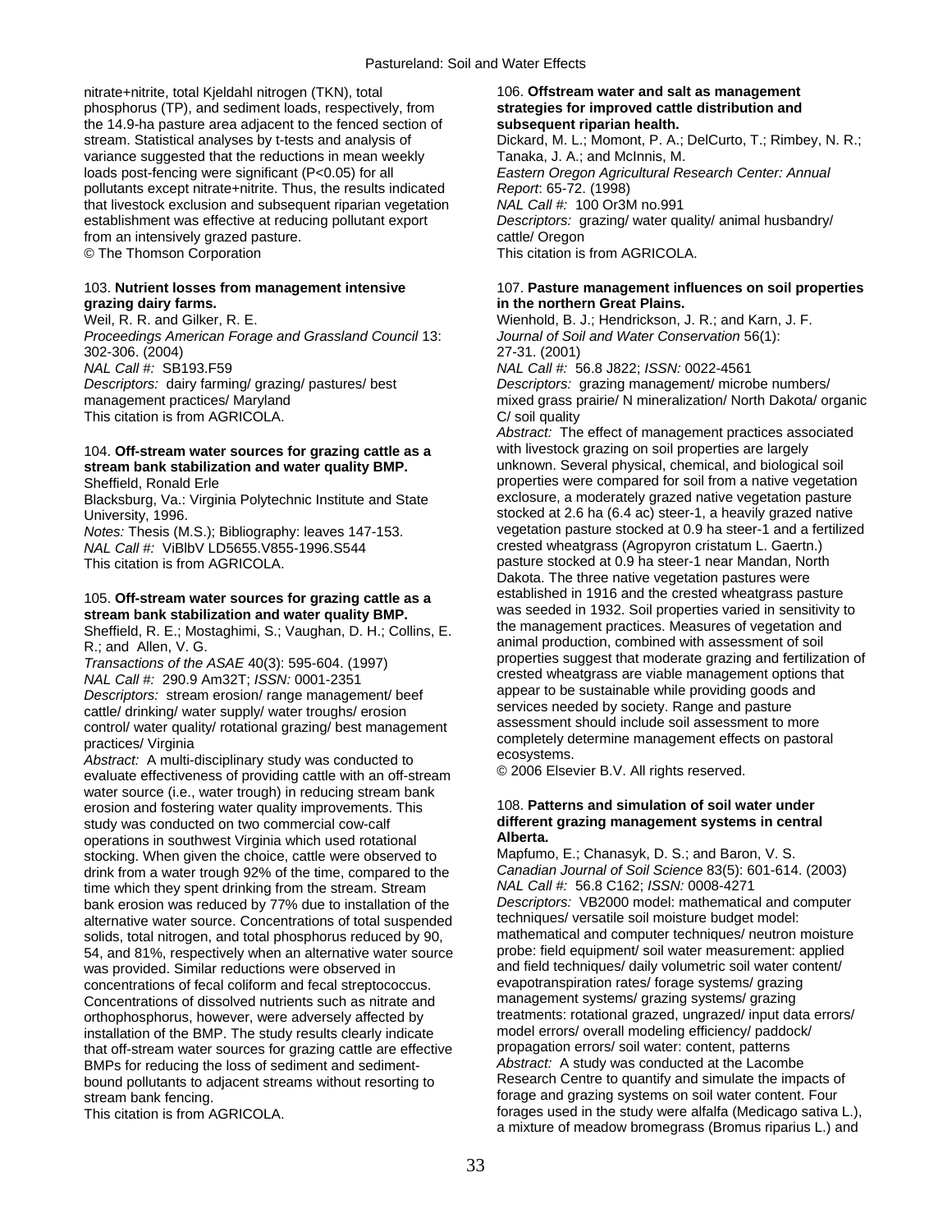nitrate+nitrite, total Kjeldahl nitrogen (TKN), total phosphorus (TP), and sediment loads, respectively, from the 14.9-ha pasture area adjacent to the fenced section of stream. Statistical analyses by t-tests and analysis of variance suggested that the reductions in mean weekly loads post-fencing were significant ($P<0.05$) for all pollutants except nitrate+nitrite. Thus, the results indicated that livestock exclusion and subsequent riparian vegetation establishment was effective at reducing pollutant export from an intensively grazed pasture.
© The Thomson Corporation

103. **Nutrient losses from management intensive grazing dairy farms.**
Weil, R. R. and Gilker, R. E.
*Proceedings American Forage and Grassland Council* 13: 302-306. (2004)
*NAL Call #:* SB193.F59
*Descriptors:* dairy farming/ grazing/ pastures/ best management practices/ Maryland
This citation is from AGRICOLA.

104. **Off-stream water sources for grazing cattle as a stream bank stabilization and water quality BMP.**
Sheffield, Ronald Erle
Blacksburg, Va.: Virginia Polytechnic Institute and State University, 1996.
*Notes:* Thesis (M.S.); Bibliography: leaves 147-153.
*NAL Call #:* ViBlbV LD5655.V855-1996.S544
This citation is from AGRICOLA.

105. **Off-stream water sources for grazing cattle as a stream bank stabilization and water quality BMP.**
Sheffield, R. E.; Mostaghimi, S.; Vaughan, D. H.; Collins, E. R.; and Allen, V. G.
*Transactions of the ASAE* 40(3): 595-604. (1997)
*NAL Call #:* 290.9 Am32T; *ISSN:* 0001-2351
*Descriptors:* stream erosion/ range management/ beef cattle/ drinking/ water supply/ water troughs/ erosion control/ water quality/ rotational grazing/ best management practices/ Virginia
*Abstract:* A multi-disciplinary study was conducted to evaluate effectiveness of providing cattle with an off-stream water source (i.e., water trough) in reducing stream bank erosion and fostering water quality improvements. This study was conducted on two commercial cow-calf operations in southwest Virginia which used rotational stocking. When given the choice, cattle were observed to drink from a water trough 92% of the time, compared to the time which they spent drinking from the stream. Stream bank erosion was reduced by 77% due to installation of the alternative water source. Concentrations of total suspended solids, total nitrogen, and total phosphorus reduced by 90, 54, and 81%, respectively when an alternative water source was provided. Similar reductions were observed in concentrations of fecal coliform and fecal streptococcus. Concentrations of dissolved nutrients such as nitrate and orthophosphorus, however, were adversely affected by installation of the BMP. The study results clearly indicate that off-stream water sources for grazing cattle are effective BMPs for reducing the loss of sediment and sediment-bound pollutants to adjacent streams without resorting to stream bank fencing.
This citation is from AGRICOLA.

106. **Offstream water and salt as management strategies for improved cattle distribution and subsequent riparian health.**
Dickard, M. L.; Momont, P. A.; DelCurto, T.; Rimbey, N. R.; Tanaka, J. A.; and McInnis, M.
*Eastern Oregon Agricultural Research Center: Annual Report*: 65-72. (1998)
*NAL Call #:* 100 Or3M no.991
*Descriptors:* grazing/ water quality/ animal husbandry/ cattle/ Oregon
This citation is from AGRICOLA.

107. **Pasture management influences on soil properties in the northern Great Plains.**
Wienhold, B. J.; Hendrickson, J. R.; and Karn, J. F.
*Journal of Soil and Water Conservation* 56(1): 27-31. (2001)
*NAL Call #:* 56.8 J822; *ISSN:* 0022-4561
*Descriptors:* grazing management/ microbe numbers/ mixed grass prairie/ N mineralization/ North Dakota/ organic C/ soil quality
*Abstract:* The effect of management practices associated with livestock grazing on soil properties are largely unknown. Several physical, chemical, and biological soil properties were compared for soil from a native vegetation exclosure, a moderately grazed native vegetation pasture stocked at 2.6 ha (6.4 ac) steer-1, a heavily grazed native vegetation pasture stocked at 0.9 ha steer-1 and a fertilized crested wheatgrass (Agropyron cristatum L. Gaertn.) pasture stocked at 0.9 ha steer-1 near Mandan, North Dakota. The three native vegetation pastures were established in 1916 and the crested wheatgrass pasture was seeded in 1932. Soil properties varied in sensitivity to the management practices. Measures of vegetation and animal production, combined with assessment of soil properties suggest that moderate grazing and fertilization of crested wheatgrass are viable management options that appear to be sustainable while providing goods and services needed by society. Range and pasture assessment should include soil assessment to more completely determine management effects on pastoral ecosystems.
© 2006 Elsevier B.V. All rights reserved.

108. **Patterns and simulation of soil water under different grazing management systems in central Alberta.**
Mapfumo, E.; Chanasyk, D. S.; and Baron, V. S.
*Canadian Journal of Soil Science* 83(5): 601-614. (2003)
*NAL Call #:* 56.8 C162; *ISSN:* 0008-4271
*Descriptors:* VB2000 model: mathematical and computer techniques/ versatile soil moisture budget model: mathematical and computer techniques/ neutron moisture probe: field equipment/ soil water measurement: applied and field techniques/ daily volumetric soil water content/ evapotranspiration rates/ forage systems/ grazing management systems/ grazing systems/ grazing treatments: rotational grazed, ungrazed/ input data errors/ model errors/ overall modeling efficiency/ paddock/ propagation errors/ soil water: content, patterns
*Abstract:* A study was conducted at the Lacombe Research Centre to quantify and simulate the impacts of forage and grazing systems on soil water content. Four forages used in the study were alfalfa (Medicago sativa L.), a mixture of meadow bromegrass (Bromus riparius L.) and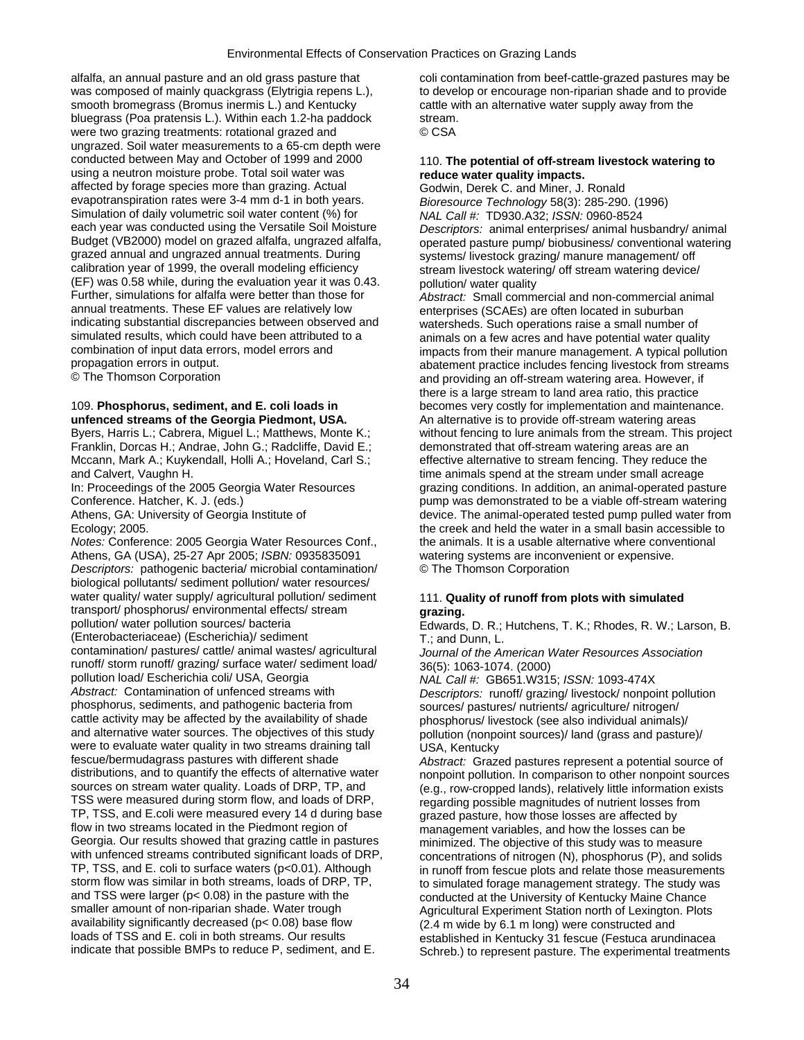alfalfa, an annual pasture and an old grass pasture that was composed of mainly quackgrass (Elytrigia repens L.), smooth bromegrass (Bromus inermis L.) and Kentucky bluegrass (Poa pratensis L.). Within each 1.2-ha paddock were two grazing treatments: rotational grazed and ungrazed. Soil water measurements to a 65-cm depth were conducted between May and October of 1999 and 2000 using a neutron moisture probe. Total soil water was affected by forage species more than grazing. Actual evapotranspiration rates were 3-4 mm d-1 in both years. Simulation of daily volumetric soil water content (%) for each year was conducted using the Versatile Soil Moisture Budget (VB2000) model on grazed alfalfa, ungrazed alfalfa, grazed annual and ungrazed annual treatments. During calibration year of 1999, the overall modeling efficiency (EF) was 0.58 while, during the evaluation year it was 0.43. Further, simulations for alfalfa were better than those for annual treatments. These EF values are relatively low indicating substantial discrepancies between observed and simulated results, which could have been attributed to a combination of input data errors, model errors and propagation errors in output.
© The Thomson Corporation

### 109. Phosphorus, sediment, and E. coli loads in unfenced streams of the Georgia Piedmont, USA.

Byers, Harris L.; Cabrera, Miguel L.; Matthews, Monte K.; Franklin, Dorcas H.; Andrae, John G.; Radcliffe, David E.; Mccann, Mark A.; Kuykendall, Holli A.; Hoveland, Carl S.; and Calvert, Vaughn H.
In: Proceedings of the 2005 Georgia Water Resources Conference. Hatcher, K. J. (eds.)
Athens, GA: University of Georgia Institute of Ecology; 2005.
*Notes:* Conference: 2005 Georgia Water Resources Conf., Athens, GA (USA), 25-27 Apr 2005; *ISBN:* 0935835091
*Descriptors:* pathogenic bacteria/ microbial contamination/ biological pollutants/ sediment pollution/ water resources/ water quality/ water supply/ agricultural pollution/ sediment transport/ phosphorus/ environmental effects/ stream pollution/ water pollution sources/ bacteria (Enterobacteriaceae) (Escherichia)/ sediment contamination/ pastures/ cattle/ animal wastes/ agricultural runoff/ storm runoff/ grazing/ surface water/ sediment load/ pollution load/ Escherichia coli/ USA, Georgia
*Abstract:* Contamination of unfenced streams with phosphorus, sediments, and pathogenic bacteria from cattle activity may be affected by the availability of shade and alternative water sources. The objectives of this study were to evaluate water quality in two streams draining tall fescue/bermudagrass pastures with different shade distributions, and to quantify the effects of alternative water sources on stream water quality. Loads of DRP, TP, and TSS were measured during storm flow, and loads of DRP, TP, TSS, and E.coli were measured every 14 d during base flow in two streams located in the Piedmont region of Georgia. Our results showed that grazing cattle in pastures with unfenced streams contributed significant loads of DRP, TP, TSS, and E. coli to surface waters ($p<0.01$). Although storm flow was similar in both streams, loads of DRP, TP, and TSS were larger ($p< 0.08$) in the pasture with the smaller amount of non-riparian shade. Water trough availability significantly decreased ($p< 0.08$) base flow loads of TSS and E. coli in both streams. Our results indicate that possible BMPs to reduce P, sediment, and E. coli contamination from beef-cattle-grazed pastures may be to develop or encourage non-riparian shade and to provide cattle with an alternative water supply away from the stream.
© CSA

### 110. The potential of off-stream livestock watering to reduce water quality impacts.

Godwin, Derek C. and Miner, J. Ronald
*Bioresource Technology* 58(3): 285-290. (1996)
*NAL Call #:* TD930.A32; *ISSN:* 0960-8524
*Descriptors:* animal enterprises/ animal husbandry/ animal operated pasture pump/ biobusiness/ conventional watering systems/ livestock grazing/ manure management/ off stream livestock watering/ off stream watering device/ pollution/ water quality
*Abstract:* Small commercial and non-commercial animal enterprises (SCAEs) are often located in suburban watersheds. Such operations raise a small number of animals on a few acres and have potential water quality impacts from their manure management. A typical pollution abatement practice includes fencing livestock from streams and providing an off-stream watering area. However, if there is a large stream to land area ratio, this practice becomes very costly for implementation and maintenance. An alternative is to provide off-stream watering areas without fencing to lure animals from the stream. This project demonstrated that off-stream watering areas are an effective alternative to stream fencing. They reduce the time animals spend at the stream under small acreage grazing conditions. In addition, an animal-operated pasture pump was demonstrated to be a viable off-stream watering device. The animal-operated tested pump pulled water from the creek and held the water in a small basin accessible to the animals. It is a usable alternative where conventional watering systems are inconvenient or expensive.
© The Thomson Corporation

### 111. Quality of runoff from plots with simulated grazing.

Edwards, D. R.; Hutchens, T. K.; Rhodes, R. W.; Larson, B. T.; and Dunn, L.
*Journal of the American Water Resources Association* 36(5): 1063-1074. (2000)
*NAL Call #:* GB651.W315; *ISSN:* 1093-474X
*Descriptors:* runoff/ grazing/ livestock/ nonpoint pollution sources/ pastures/ nutrients/ agriculture/ nitrogen/ phosphorus/ livestock (see also individual animals)/ pollution (nonpoint sources)/ land (grass and pasture)/ USA, Kentucky
*Abstract:* Grazed pastures represent a potential source of nonpoint pollution. In comparison to other nonpoint sources (e.g., row-cropped lands), relatively little information exists regarding possible magnitudes of nutrient losses from grazed pasture, how those losses are affected by management variables, and how the losses can be minimized. The objective of this study was to measure concentrations of nitrogen (N), phosphorus (P), and solids in runoff from fescue plots and relate those measurements to simulated forage management strategy. The study was conducted at the University of Kentucky Maine Chance Agricultural Experiment Station north of Lexington. Plots (2.4 m wide by 6.1 m long) were constructed and established in Kentucky 31 fescue (Festuca arundinacea Schreb.) to represent pasture. The experimental treatments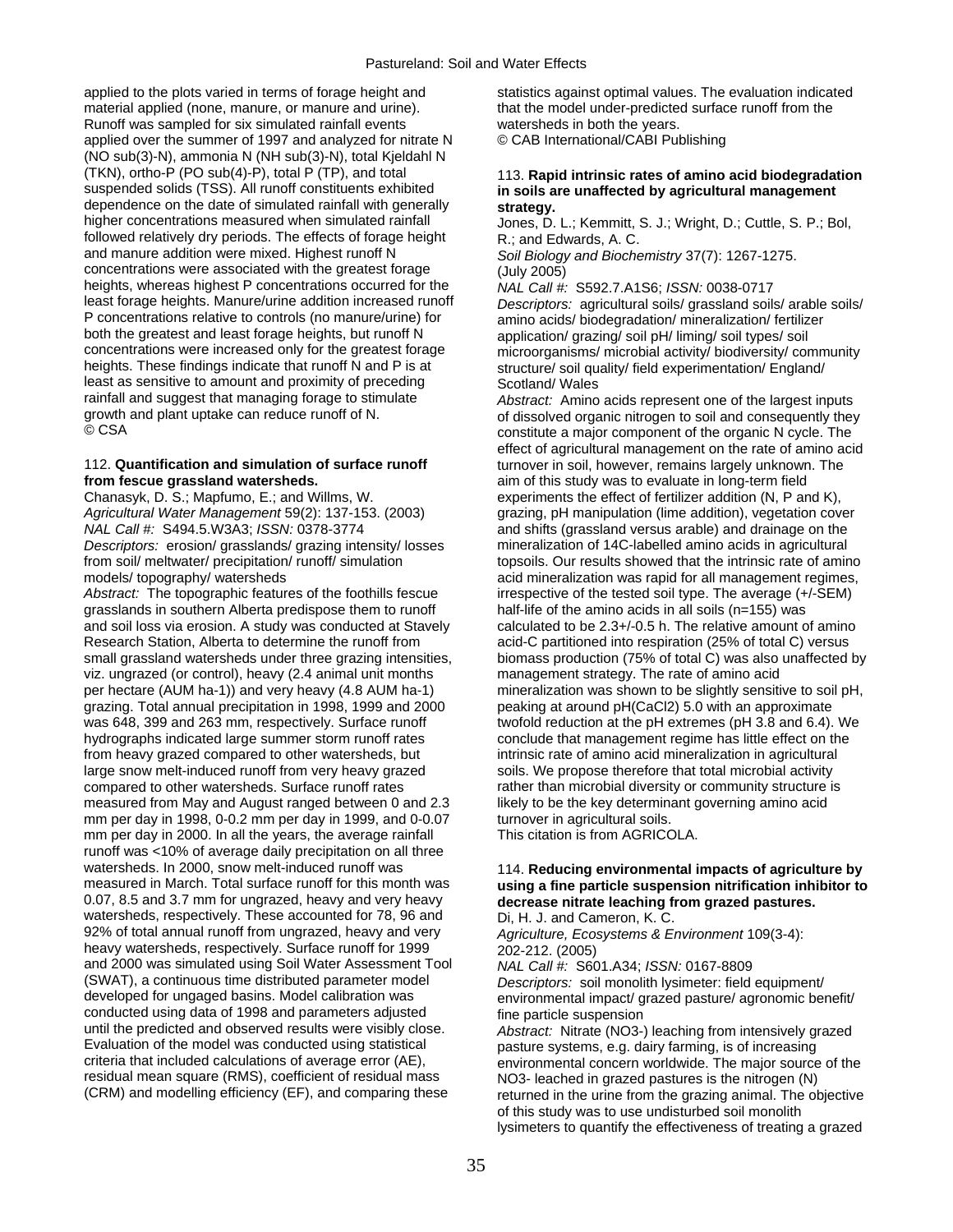applied to the plots varied in terms of forage height and material applied (none, manure, or manure and urine). Runoff was sampled for six simulated rainfall events applied over the summer of 1997 and analyzed for nitrate N (NO sub(3)-N), ammonia N (NH sub(3)-N), total Kjeldahl N (TKN), ortho-P (PO sub(4)-P), total P (TP), and total suspended solids (TSS). All runoff constituents exhibited dependence on the date of simulated rainfall with generally higher concentrations measured when simulated rainfall followed relatively dry periods. The effects of forage height and manure addition were mixed. Highest runoff N concentrations were associated with the greatest forage heights, whereas highest P concentrations occurred for the least forage heights. Manure/urine addition increased runoff P concentrations relative to controls (no manure/urine) for both the greatest and least forage heights, but runoff N concentrations were increased only for the greatest forage heights. These findings indicate that runoff N and P is at least as sensitive to amount and proximity of preceding rainfall and suggest that managing forage to stimulate growth and plant uptake can reduce runoff of N.
© CSA

112. **Quantification and simulation of surface runoff from fescue grassland watersheds.**
Chanasyk, D. S.; Mapfumo, E.; and Willms, W.
*Agricultural Water Management* 59(2): 137-153. (2003)
*NAL Call #:* S494.5.W3A3; *ISSN:* 0378-3774
*Descriptors:* erosion/ grasslands/ grazing intensity/ losses from soil/ meltwater/ precipitation/ runoff/ simulation models/ topography/ watersheds
*Abstract:* The topographic features of the foothills fescue grasslands in southern Alberta predispose them to runoff and soil loss via erosion. A study was conducted at Stavely Research Station, Alberta to determine the runoff from small grassland watersheds under three grazing intensities, viz. ungrazed (or control), heavy (2.4 animal unit months per hectare (AUM ha-1)) and very heavy (4.8 AUM ha-1) grazing. Total annual precipitation in 1998, 1999 and 2000 was 648, 399 and 263 mm, respectively. Surface runoff hydrographs indicated large summer storm runoff rates from heavy grazed compared to other watersheds, but large snow melt-induced runoff from very heavy grazed compared to other watersheds. Surface runoff rates measured from May and August ranged between 0 and 2.3 mm per day in 1998, 0-0.2 mm per day in 1999, and 0-0.07 mm per day in 2000. In all the years, the average rainfall runoff was <10% of average daily precipitation on all three watersheds. In 2000, snow melt-induced runoff was measured in March. Total surface runoff for this month was 0.07, 8.5 and 3.7 mm for ungrazed, heavy and very heavy watersheds, respectively. These accounted for 78, 96 and 92% of total annual runoff from ungrazed, heavy and very heavy watersheds, respectively. Surface runoff for 1999 and 2000 was simulated using Soil Water Assessment Tool (SWAT), a continuous time distributed parameter model developed for ungaged basins. Model calibration was conducted using data of 1998 and parameters adjusted until the predicted and observed results were visibly close. Evaluation of the model was conducted using statistical criteria that included calculations of average error (AE), residual mean square (RMS), coefficient of residual mass (CRM) and modelling efficiency (EF), and comparing these statistics against optimal values. The evaluation indicated that the model under-predicted surface runoff from the watersheds in both the years.
© CAB International/CABI Publishing

113. **Rapid intrinsic rates of amino acid biodegradation in soils are unaffected by agricultural management strategy.**
Jones, D. L.; Kemmitt, S. J.; Wright, D.; Cuttle, S. P.; Bol, R.; and Edwards, A. C.
*Soil Biology and Biochemistry* 37(7): 1267-1275. (July 2005)
*NAL Call #:* S592.7.A1S6; *ISSN:* 0038-0717
*Descriptors:* agricultural soils/ grassland soils/ arable soils/ amino acids/ biodegradation/ mineralization/ fertilizer application/ grazing/ soil pH/ liming/ soil types/ soil microorganisms/ microbial activity/ biodiversity/ community structure/ soil quality/ field experimentation/ England/ Scotland/ Wales
*Abstract:* Amino acids represent one of the largest inputs of dissolved organic nitrogen to soil and consequently they constitute a major component of the organic N cycle. The effect of agricultural management on the rate of amino acid turnover in soil, however, remains largely unknown. The aim of this study was to evaluate in long-term field experiments the effect of fertilizer addition (N, P and K), grazing, pH manipulation (lime addition), vegetation cover and shifts (grassland versus arable) and drainage on the mineralization of 14C-labelled amino acids in agricultural topsoils. Our results showed that the intrinsic rate of amino acid mineralization was rapid for all management regimes, irrespective of the tested soil type. The average (+/-SEM) half-life of the amino acids in all soils (n=155) was calculated to be 2.3+/-0.5 h. The relative amount of amino acid-C partitioned into respiration (25% of total C) versus biomass production (75% of total C) was also unaffected by management strategy. The rate of amino acid mineralization was shown to be slightly sensitive to soil pH, peaking at around pH(CaCl2) 5.0 with an approximate twofold reduction at the pH extremes (pH 3.8 and 6.4). We conclude that management regime has little effect on the intrinsic rate of amino acid mineralization in agricultural soils. We propose therefore that total microbial activity rather than microbial diversity or community structure is likely to be the key determinant governing amino acid turnover in agricultural soils.
This citation is from AGRICOLA.

114. **Reducing environmental impacts of agriculture by using a fine particle suspension nitrification inhibitor to decrease nitrate leaching from grazed pastures.**
Di, H. J. and Cameron, K. C.
*Agriculture, Ecosystems & Environment* 109(3-4): 202-212. (2005)
*NAL Call #:* S601.A34; *ISSN:* 0167-8809
*Descriptors:* soil monolith lysimeter: field equipment/ environmental impact/ grazed pasture/ agronomic benefit/ fine particle suspension
*Abstract:* Nitrate (NO3-) leaching from intensively grazed pasture systems, e.g. dairy farming, is of increasing environmental concern worldwide. The major source of the NO3- leached in grazed pastures is the nitrogen (N) returned in the urine from the grazing animal. The objective of this study was to use undisturbed soil monolith lysimeters to quantify the effectiveness of treating a grazed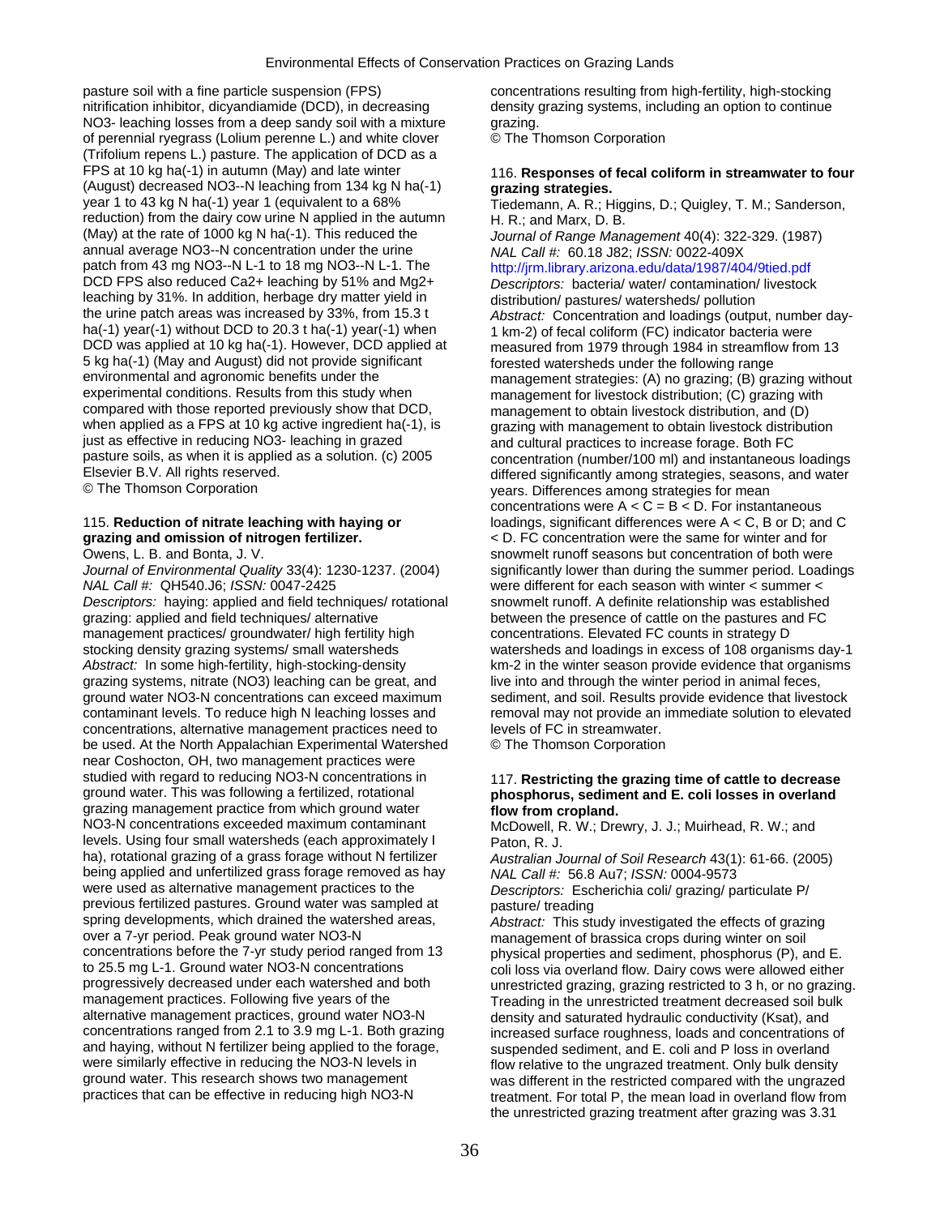pasture soil with a fine particle suspension (FPS) nitrification inhibitor, dicyandiamide (DCD), in decreasing $NO_3^-$ leaching losses from a deep sandy soil with a mixture of perennial ryegrass (Lolium perenne L.) and white clover (Trifolium repens L.) pasture. The application of DCD as a FPS at 10 kg ha(-1) in autumn (May) and late winter (August) decreased $NO_3^-$-N leaching from 134 kg N ha(-1) year 1 to 43 kg N ha(-1) year 1 (equivalent to a 68% reduction) from the dairy cow urine N applied in the autumn (May) at the rate of 1000 kg N ha(-1). This reduced the annual average $NO_3^-$-N concentration under the urine patch from 43 mg $NO_3^-$-N L-1 to 18 mg $NO_3^-$-N L-1. The DCD FPS also reduced $Ca^{2+}$ leaching by 51% and $Mg^{2+}$ leaching by 31%. In addition, herbage dry matter yield in the urine patch areas was increased by 33%, from 15.3 t ha(-1) year(-1) without DCD to 20.3 t ha(-1) year(-1) when DCD was applied at 10 kg ha(-1). However, DCD applied at 5 kg ha(-1) (May and August) did not provide significant environmental and agronomic benefits under the experimental conditions. Results from this study when compared with those reported previously show that DCD, when applied as a FPS at 10 kg active ingredient ha(-1), is just as effective in reducing $NO_3^-$ leaching in grazed pasture soils, as when it is applied as a solution. (c) 2005 Elsevier B.V. All rights reserved.
© The Thomson Corporation

### 115. Reduction of nitrate leaching with haying or grazing and omission of nitrogen fertilizer.

Owens, L. B. and Bonta, J. V.

*Journal of Environmental Quality* 33(4): 1230-1237. (2004)
*NAL Call #:* QH540.J6; *ISSN:* 0047-2425

*Descriptors:* haying: applied and field techniques/ rotational grazing: applied and field techniques/ alternative management practices/ groundwater/ high fertility high stocking density grazing systems/ small watersheds

*Abstract:* In some high-fertility, high-stocking-density grazing systems, nitrate ($NO_3$) leaching can be great, and ground water $NO_3$-N concentrations can exceed maximum contaminant levels. To reduce high N leaching losses and concentrations, alternative management practices need to be used. At the North Appalachian Experimental Watershed near Coshocton, OH, two management practices were studied with regard to reducing $NO_3$-N concentrations in ground water. This was following a fertilized, rotational grazing management practice from which ground water $NO_3$-N concentrations exceeded maximum contaminant levels. Using four small watersheds (each approximately I ha), rotational grazing of a grass forage without N fertilizer being applied and unfertilized grass forage removed as hay were used as alternative management practices to the previous fertilized pastures. Ground water was sampled at spring developments, which drained the watershed areas, over a 7-yr period. Peak ground water $NO_3$-N concentrations before the 7-yr study period ranged from 13 to 25.5 mg L-1. Ground water $NO_3$-N concentrations progressively decreased under each watershed and both management practices. Following five years of the alternative management practices, ground water $NO_3$-N concentrations ranged from 2.1 to 3.9 mg L-1. Both grazing and haying, without N fertilizer being applied to the forage, were similarly effective in reducing the $NO_3$-N levels in ground water. This research shows two management practices that can be effective in reducing high $NO_3$-N concentrations resulting from high-fertility, high-stocking density grazing systems, including an option to continue grazing.
© The Thomson Corporation

### 116. Responses of fecal coliform in streamwater to four grazing strategies.

Tiedemann, A. R.; Higgins, D.; Quigley, T. M.; Sanderson, H. R.; and Marx, D. B.

*Journal of Range Management* 40(4): 322-329. (1987)
*NAL Call #:* 60.18 J82; *ISSN:* 0022-409X
http://jrm.library.arizona.edu/data/1987/404/9tied.pdf

*Descriptors:* bacteria/ water/ contamination/ livestock distribution/ pastures/ watersheds/ pollution

*Abstract:* Concentration and loadings (output, number day-1 km-2) of fecal coliform (FC) indicator bacteria were measured from 1979 through 1984 in streamflow from 13 forested watersheds under the following range management strategies: (A) no grazing; (B) grazing without management for livestock distribution; (C) grazing with management to obtain livestock distribution, and (D) grazing with management to obtain livestock distribution and cultural practices to increase forage. Both FC concentration (number/100 ml) and instantaneous loadings differed significantly among strategies, seasons, and water years. Differences among strategies for mean concentrations were A < C = B < D. For instantaneous loadings, significant differences were A < C, B or D; and C < D. FC concentration were the same for winter and for snowmelt runoff seasons but concentration of both were significantly lower than during the summer period. Loadings were different for each season with winter < summer < snowmelt runoff. A definite relationship was established between the presence of cattle on the pastures and FC concentrations. Elevated FC counts in strategy D watersheds and loadings in excess of 108 organisms day-1 km-2 in the winter season provide evidence that organisms live into and through the winter period in animal feces, sediment, and soil. Results provide evidence that livestock removal may not provide an immediate solution to elevated levels of FC in streamwater.
© The Thomson Corporation

### 117. Restricting the grazing time of cattle to decrease phosphorus, sediment and E. coli losses in overland flow from cropland.

McDowell, R. W.; Drewry, J. J.; Muirhead, R. W.; and Paton, R. J.

*Australian Journal of Soil Research* 43(1): 61-66. (2005)
*NAL Call #:* 56.8 Au7; *ISSN:* 0004-9573

*Descriptors:* Escherichia coli/ grazing/ particulate P/ pasture/ treading

*Abstract:* This study investigated the effects of grazing management of brassica crops during winter on soil physical properties and sediment, phosphorus (P), and E. coli loss via overland flow. Dairy cows were allowed either unrestricted grazing, grazing restricted to 3 h, or no grazing. Treading in the unrestricted treatment decreased soil bulk density and saturated hydraulic conductivity (Ksat), and increased surface roughness, loads and concentrations of suspended sediment, and E. coli and P loss in overland flow relative to the ungrazed treatment. Only bulk density was different in the restricted compared with the ungrazed treatment. For total P, the mean load in overland flow from the unrestricting grazing treatment after grazing was 3.31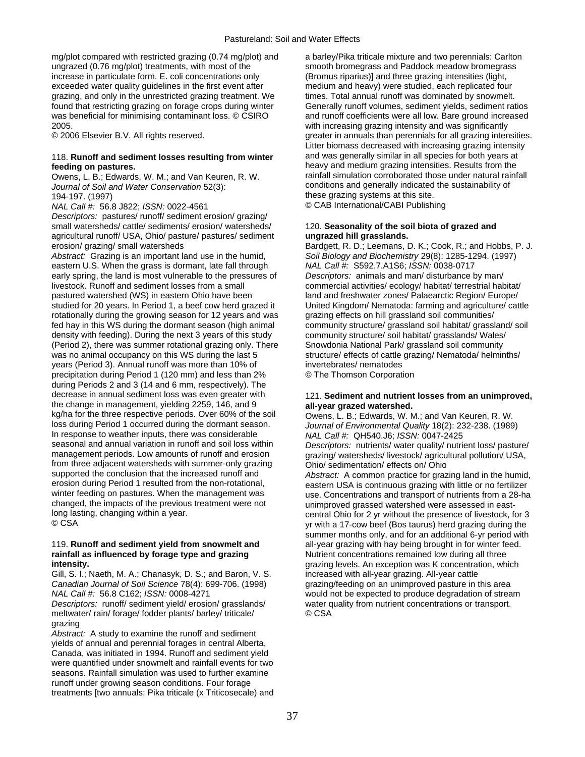mg/plot compared with restricted grazing (0.74 mg/plot) and ungrazed (0.76 mg/plot) treatments, with most of the increase in particulate form. E. coli concentrations only exceeded water quality guidelines in the first event after grazing, and only in the unrestricted grazing treatment. We found that restricting grazing on forage crops during winter was beneficial for minimising contaminant loss. © CSIRO 2005.
© 2006 Elsevier B.V. All rights reserved.

### 118. Runoff and sediment losses resulting from winter feeding on pastures.

Owens, L. B.; Edwards, W. M.; and Van Keuren, R. W.
*Journal of Soil and Water Conservation* 52(3): 194-197. (1997)
*NAL Call #:* 56.8 J822; *ISSN:* 0022-4561
*Descriptors:* pastures/ runoff/ sediment erosion/ grazing/ small watersheds/ cattle/ sediments/ erosion/ watersheds/ agricultural runoff/ USA, Ohio/ pasture/ pastures/ sediment erosion/ grazing/ small watersheds
*Abstract:* Grazing is an important land use in the humid, eastern U.S. When the grass is dormant, late fall through early spring, the land is most vulnerable to the pressures of livestock. Runoff and sediment losses from a small pastured watershed (WS) in eastern Ohio have been studied for 20 years. In Period 1, a beef cow herd grazed it rotationally during the growing season for 12 years and was fed hay in this WS during the dormant season (high animal density with feeding). During the next 3 years of this study (Period 2), there was summer rotational grazing only. There was no animal occupancy on this WS during the last 5 years (Period 3). Annual runoff was more than 10% of precipitation during Period 1 (120 mm) and less than 2% during Periods 2 and 3 (14 and 6 mm, respectively). The decrease in annual sediment loss was even greater with the change in management, yielding 2259, 146, and 9 kg/ha for the three respective periods. Over 60% of the soil loss during Period 1 occurred during the dormant season. In response to weather inputs, there was considerable seasonal and annual variation in runoff and soil loss within management periods. Low amounts of runoff and erosion from three adjacent watersheds with summer-only grazing supported the conclusion that the increased runoff and erosion during Period 1 resulted from the non-rotational, winter feeding on pastures. When the management was changed, the impacts of the previous treatment were not long lasting, changing within a year.
© CSA

### 119. Runoff and sediment yield from snowmelt and rainfall as influenced by forage type and grazing intensity.

Gill, S. I.; Naeth, M. A.; Chanasyk, D. S.; and Baron, V. S.
*Canadian Journal of Soil Science* 78(4): 699-706. (1998)
*NAL Call #:* 56.8 C162; *ISSN:* 0008-4271
*Descriptors:* runoff/ sediment yield/ erosion/ grasslands/ meltwater/ rain/ forage/ fodder plants/ barley/ triticale/ grazing
*Abstract:* A study to examine the runoff and sediment yields of annual and perennial forages in central Alberta, Canada, was initiated in 1994. Runoff and sediment yield were quantified under snowmelt and rainfall events for two seasons. Rainfall simulation was used to further examine runoff under growing season conditions. Four forage treatments [two annuals: Pika triticale (x Triticosecale) and a barley/Pika triticale mixture and two perennials: Carlton smooth bromegrass and Paddock meadow bromegrass (Bromus riparius)] and three grazing intensities (light, medium and heavy) were studied, each replicated four times. Total annual runoff was dominated by snowmelt. Generally runoff volumes, sediment yields, sediment ratios and runoff coefficients were all low. Bare ground increased with increasing grazing intensity and was significantly greater in annuals than perennials for all grazing intensities. Litter biomass decreased with increasing grazing intensity and was generally similar in all species for both years at heavy and medium grazing intensities. Results from the rainfall simulation corroborated those under natural rainfall conditions and generally indicated the sustainability of these grazing systems at this site.
© CAB International/CABI Publishing

### 120. Seasonality of the soil biota of grazed and ungrazed hill grasslands.

Bardgett, R. D.; Leemans, D. K.; Cook, R.; and Hobbs, P. J.
*Soil Biology and Biochemistry* 29(8): 1285-1294. (1997)
*NAL Call #:* S592.7.A1S6; *ISSN:* 0038-0717
*Descriptors:* animals and man/ disturbance by man/ commercial activities/ ecology/ habitat/ terrestrial habitat/ land and freshwater zones/ Palaearctic Region/ Europe/ United Kingdom/ Nematoda: farming and agriculture/ cattle grazing effects on hill grassland soil communities/ community structure/ grassland soil habitat/ grassland/ soil community structure/ soil habitat/ grasslands/ Wales/ Snowdonia National Park/ grassland soil community structure/ effects of cattle grazing/ Nematoda/ helminths/ invertebrates/ nematodes
© The Thomson Corporation

### 121. Sediment and nutrient losses from an unimproved, all-year grazed watershed.

Owens, L. B.; Edwards, W. M.; and Van Keuren, R. W.
*Journal of Environmental Quality* 18(2): 232-238. (1989)
*NAL Call #:* QH540.J6; *ISSN:* 0047-2425
*Descriptors:* nutrients/ water quality/ nutrient loss/ pasture/ grazing/ watersheds/ livestock/ agricultural pollution/ USA, Ohio/ sedimentation/ effects on/ Ohio
*Abstract:* A common practice for grazing land in the humid, eastern USA is continuous grazing with little or no fertilizer use. Concentrations and transport of nutrients from a 28-ha unimproved grassed watershed were assessed in east-central Ohio for 2 yr without the presence of livestock, for 3 yr with a 17-cow beef (Bos taurus) herd grazing during the summer months only, and for an additional 6-yr period with all-year grazing with hay being brought in for winter feed. Nutrient concentrations remained low during all three grazing levels. An exception was K concentration, which increased with all-year grazing. All-year cattle grazing/feeding on an unimproved pasture in this area would not be expected to produce degradation of stream water quality from nutrient concentrations or transport.
© CSA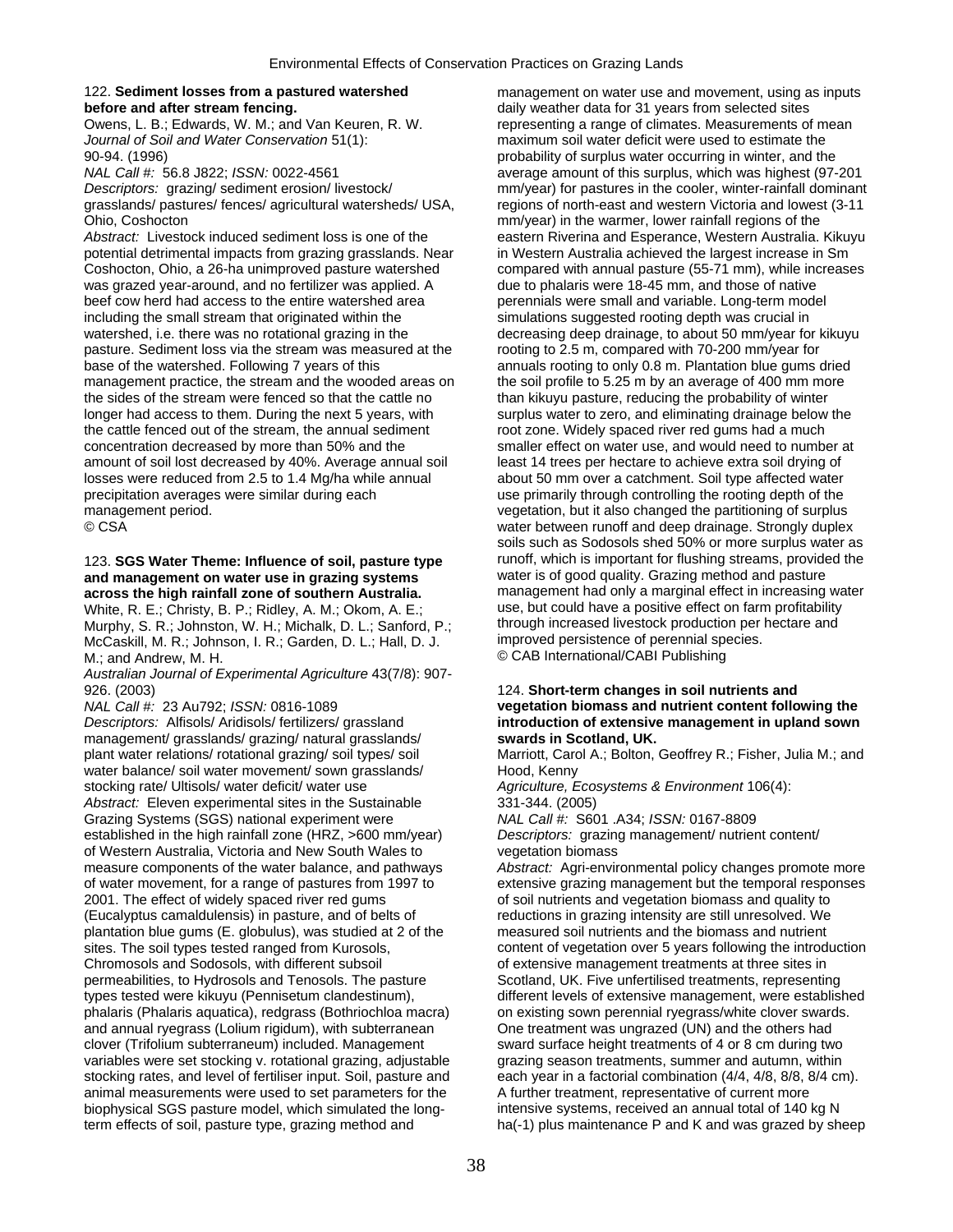122. **Sediment losses from a pastured watershed before and after stream fencing.**
Owens, L. B.; Edwards, W. M.; and Van Keuren, R. W.
*Journal of Soil and Water Conservation* 51(1): 90-94. (1996)
*NAL Call #:* 56.8 J822; *ISSN:* 0022-4561
*Descriptors:* grazing/ sediment erosion/ livestock/ grasslands/ pastures/ fences/ agricultural watersheds/ USA, Ohio, Coshocton
*Abstract:* Livestock induced sediment loss is one of the potential detrimental impacts from grazing grasslands. Near Coshocton, Ohio, a 26-ha unimproved pasture watershed was grazed year-around, and no fertilizer was applied. A beef cow herd had access to the entire watershed area including the small stream that originated within the watershed, i.e. there was no rotational grazing in the pasture. Sediment loss via the stream was measured at the base of the watershed. Following 7 years of this management practice, the stream and the wooded areas on the sides of the stream were fenced so that the cattle no longer had access to them. During the next 5 years, with the cattle fenced out of the stream, the annual sediment concentration decreased by more than 50% and the amount of soil lost decreased by 40%. Average annual soil losses were reduced from 2.5 to 1.4 Mg/ha while annual precipitation averages were similar during each management period.
© CSA

123. **SGS Water Theme: Influence of soil, pasture type and management on water use in grazing systems across the high rainfall zone of southern Australia.**
White, R. E.; Christy, B. P.; Ridley, A. M.; Okom, A. E.; Murphy, S. R.; Johnston, W. H.; Michalk, D. L.; Sanford, P.; McCaskill, M. R.; Johnson, I. R.; Garden, D. L.; Hall, D. J. M.; and Andrew, M. H.
*Australian Journal of Experimental Agriculture* 43(7/8): 907-926. (2003)
*NAL Call #:* 23 Au792; *ISSN:* 0816-1089
*Descriptors:* Alfisols/ Aridisols/ fertilizers/ grassland management/ grasslands/ grazing/ natural grasslands/ plant water relations/ rotational grazing/ soil types/ soil water balance/ soil water movement/ sown grasslands/ stocking rate/ Ultisols/ water deficit/ water use
*Abstract:* Eleven experimental sites in the Sustainable Grazing Systems (SGS) national experiment were established in the high rainfall zone (HRZ, >600 mm/year) of Western Australia, Victoria and New South Wales to measure components of the water balance, and pathways of water movement, for a range of pastures from 1997 to 2001. The effect of widely spaced river red gums (Eucalyptus camaldulensis) in pasture, and of belts of plantation blue gums (E. globulus), was studied at 2 of the sites. The soil types tested ranged from Kurosols, Chromosols and Sodosols, with different subsoil permeabilities, to Hydrosols and Tenosols. The pasture types tested were kikuyu (Pennisetum clandestinum), phalaris (Phalaris aquatica), redgrass (Bothriochloa macra) and annual ryegrass (Lolium rigidum), with subterranean clover (Trifolium subterraneum) included. Management variables were set stocking v. rotational grazing, adjustable stocking rates, and level of fertiliser input. Soil, pasture and animal measurements were used to set parameters for the biophysical SGS pasture model, which simulated the long-term effects of soil, pasture type, grazing method and management on water use and movement, using as inputs daily weather data for 31 years from selected sites representing a range of climates. Measurements of mean maximum soil water deficit were used to estimate the probability of surplus water occurring in winter, and the average amount of this surplus, which was highest (97-201 mm/year) for pastures in the cooler, winter-rainfall dominant regions of north-east and western Victoria and lowest (3-11 mm/year) in the warmer, lower rainfall regions of the eastern Riverina and Esperance, Western Australia. Kikuyu in Western Australia achieved the largest increase in Sm compared with annual pasture (55-71 mm), while increases due to phalaris were 18-45 mm, and those of native perennials were small and variable. Long-term model simulations suggested rooting depth was crucial in decreasing deep drainage, to about 50 mm/year for kikuyu rooting to 2.5 m, compared with 70-200 mm/year for annuals rooting to only 0.8 m. Plantation blue gums dried the soil profile to 5.25 m by an average of 400 mm more than kikuyu pasture, reducing the probability of winter surplus water to zero, and eliminating drainage below the root zone. Widely spaced river red gums had a much smaller effect on water use, and would need to number at least 14 trees per hectare to achieve extra soil drying of about 50 mm over a catchment. Soil type affected water use primarily through controlling the rooting depth of the vegetation, but it also changed the partitioning of surplus water between runoff and deep drainage. Strongly duplex soils such as Sodosols shed 50% or more surplus water as runoff, which is important for flushing streams, provided the water is of good quality. Grazing method and pasture management had only a marginal effect in increasing water use, but could have a positive effect on farm profitability through increased livestock production per hectare and improved persistence of perennial species.
© CAB International/CABI Publishing

124. **Short-term changes in soil nutrients and vegetation biomass and nutrient content following the introduction of extensive management in upland sown swards in Scotland, UK.**
Marriott, Carol A.; Bolton, Geoffrey R.; Fisher, Julia M.; and Hood, Kenny
*Agriculture, Ecosystems & Environment* 106(4): 331-344. (2005)
*NAL Call #:* S601 .A34; *ISSN:* 0167-8809
*Descriptors:* grazing management/ nutrient content/ vegetation biomass
*Abstract:* Agri-environmental policy changes promote more extensive grazing management but the temporal responses of soil nutrients and vegetation biomass and quality to reductions in grazing intensity are still unresolved. We measured soil nutrients and the biomass and nutrient content of vegetation over 5 years following the introduction of extensive management treatments at three sites in Scotland, UK. Five unfertilised treatments, representing different levels of extensive management, were established on existing sown perennial ryegrass/white clover swards. One treatment was ungrazed (UN) and the others had sward surface height treatments of 4 or 8 cm during two grazing season treatments, summer and autumn, within each year in a factorial combination (4/4, 4/8, 8/8, 8/4 cm). A further treatment, representative of current more intensive systems, received an annual total of 140 kg N ha(-1) plus maintenance P and K and was grazed by sheep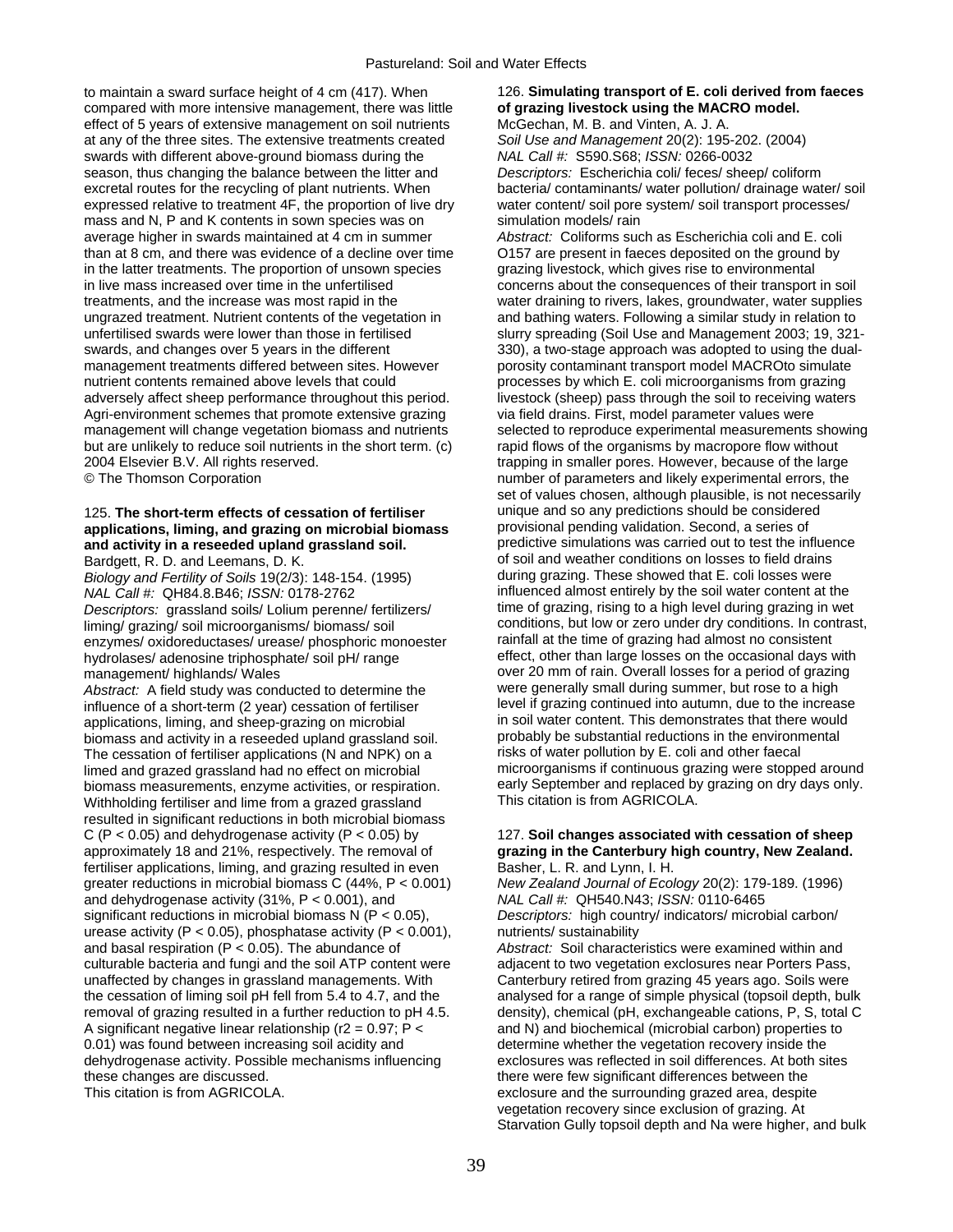to maintain a sward surface height of 4 cm (417). When compared with more intensive management, there was little effect of 5 years of extensive management on soil nutrients at any of the three sites. The extensive treatments created swards with different above-ground biomass during the season, thus changing the balance between the litter and excretal routes for the recycling of plant nutrients. When expressed relative to treatment 4F, the proportion of live dry mass and N, P and K contents in sown species was on average higher in swards maintained at 4 cm in summer than at 8 cm, and there was evidence of a decline over time in the latter treatments. The proportion of unsown species in live mass increased over time in the unfertilised treatments, and the increase was most rapid in the ungrazed treatment. Nutrient contents of the vegetation in unfertilised swards were lower than those in fertilised swards, and changes over 5 years in the different management treatments differed between sites. However nutrient contents remained above levels that could adversely affect sheep performance throughout this period. Agri-environment schemes that promote extensive grazing management will change vegetation biomass and nutrients but are unlikely to reduce soil nutrients in the short term. (c) 2004 Elsevier B.V. All rights reserved.
© The Thomson Corporation

125. **The short-term effects of cessation of fertiliser applications, liming, and grazing on microbial biomass and activity in a reseeded upland grassland soil.**
Bardgett, R. D. and Leemans, D. K.
*Biology and Fertility of Soils* 19(2/3): 148-154. (1995)
*NAL Call #:* QH84.8.B46; *ISSN:* 0178-2762
*Descriptors:* grassland soils/ Lolium perenne/ fertilizers/ liming/ grazing/ soil microorganisms/ biomass/ soil enzymes/ oxidoreductases/ urease/ phosphoric monoester hydrolases/ adenosine triphosphate/ soil pH/ range management/ highlands/ Wales
*Abstract:* A field study was conducted to determine the influence of a short-term (2 year) cessation of fertiliser applications, liming, and sheep-grazing on microbial biomass and activity in a reseeded upland grassland soil. The cessation of fertiliser applications (N and NPK) on a limed and grazed grassland had no effect on microbial biomass measurements, enzyme activities, or respiration. Withholding fertiliser and lime from a grazed grassland resulted in significant reductions in both microbial biomass C ($P < 0.05$) and dehydrogenase activity ($P < 0.05$) by approximately 18 and 21%, respectively. The removal of fertiliser applications, liming, and grazing resulted in even greater reductions in microbial biomass C (44%, $P < 0.001$) and dehydrogenase activity (31%, $P < 0.001$), and significant reductions in microbial biomass N ($P < 0.05$), urease activity ($P < 0.05$), phosphatase activity ($P < 0.001$), and basal respiration ($P < 0.05$). The abundance of culturable bacteria and fungi and the soil ATP content were unaffected by changes in grassland managements. With the cessation of liming soil pH fell from 5.4 to 4.7, and the removal of grazing resulted in a further reduction to pH 4.5. A significant negative linear relationship ($r^2 = 0.97$; $P < 0.01$) was found between increasing soil acidity and dehydrogenase activity. Possible mechanisms influencing these changes are discussed.
This citation is from AGRICOLA.

126. **Simulating transport of E. coli derived from faeces of grazing livestock using the MACRO model.**
McGechan, M. B. and Vinten, A. J. A.
*Soil Use and Management* 20(2): 195-202. (2004)
*NAL Call #:* S590.S68; *ISSN:* 0266-0032
*Descriptors:* Escherichia coli/ feces/ sheep/ coliform bacteria/ contaminants/ water pollution/ drainage water/ soil water content/ soil pore system/ soil transport processes/ simulation models/ rain
*Abstract:* Coliforms such as Escherichia coli and E. coli O157 are present in faeces deposited on the ground by grazing livestock, which gives rise to environmental concerns about the consequences of their transport in soil water draining to rivers, lakes, groundwater, water supplies and bathing waters. Following a similar study in relation to slurry spreading (Soil Use and Management 2003; 19, 321-330), a two-stage approach was adopted to using the dual-porosity contaminant transport model MACROto simulate processes by which E. coli microorganisms from grazing livestock (sheep) pass through the soil to receiving waters via field drains. First, model parameter values were selected to reproduce experimental measurements showing rapid flows of the organisms by macropore flow without trapping in smaller pores. However, because of the large number of parameters and likely experimental errors, the set of values chosen, although plausible, is not necessarily unique and so any predictions should be considered provisional pending validation. Second, a series of predictive simulations was carried out to test the influence of soil and weather conditions on losses to field drains during grazing. These showed that E. coli losses were influenced almost entirely by the soil water content at the time of grazing, rising to a high level during grazing in wet conditions, but low or zero under dry conditions. In contrast, rainfall at the time of grazing had almost no consistent effect, other than large losses on the occasional days with over 20 mm of rain. Overall losses for a period of grazing were generally small during summer, but rose to a high level if grazing continued into autumn, due to the increase in soil water content. This demonstrates that there would probably be substantial reductions in the environmental risks of water pollution by E. coli and other faecal microorganisms if continuous grazing were stopped around early September and replaced by grazing on dry days only.
This citation is from AGRICOLA.

127. **Soil changes associated with cessation of sheep grazing in the Canterbury high country, New Zealand.**
Basher, L. R. and Lynn, I. H.
*New Zealand Journal of Ecology* 20(2): 179-189. (1996)
*NAL Call #:* QH540.N43; *ISSN:* 0110-6465
*Descriptors:* high country/ indicators/ microbial carbon/ nutrients/ sustainability
*Abstract:* Soil characteristics were examined within and adjacent to two vegetation exclosures near Porters Pass, Canterbury retired from grazing 45 years ago. Soils were analysed for a range of simple physical (topsoil depth, bulk density), chemical (pH, exchangeable cations, P, S, total C and N) and biochemical (microbial carbon) properties to determine whether the vegetation recovery inside the exclosures was reflected in soil differences. At both sites there were few significant differences between the exclosure and the surrounding grazed area, despite vegetation recovery since exclusion of grazing. At Starvation Gully topsoil depth and Na were higher, and bulk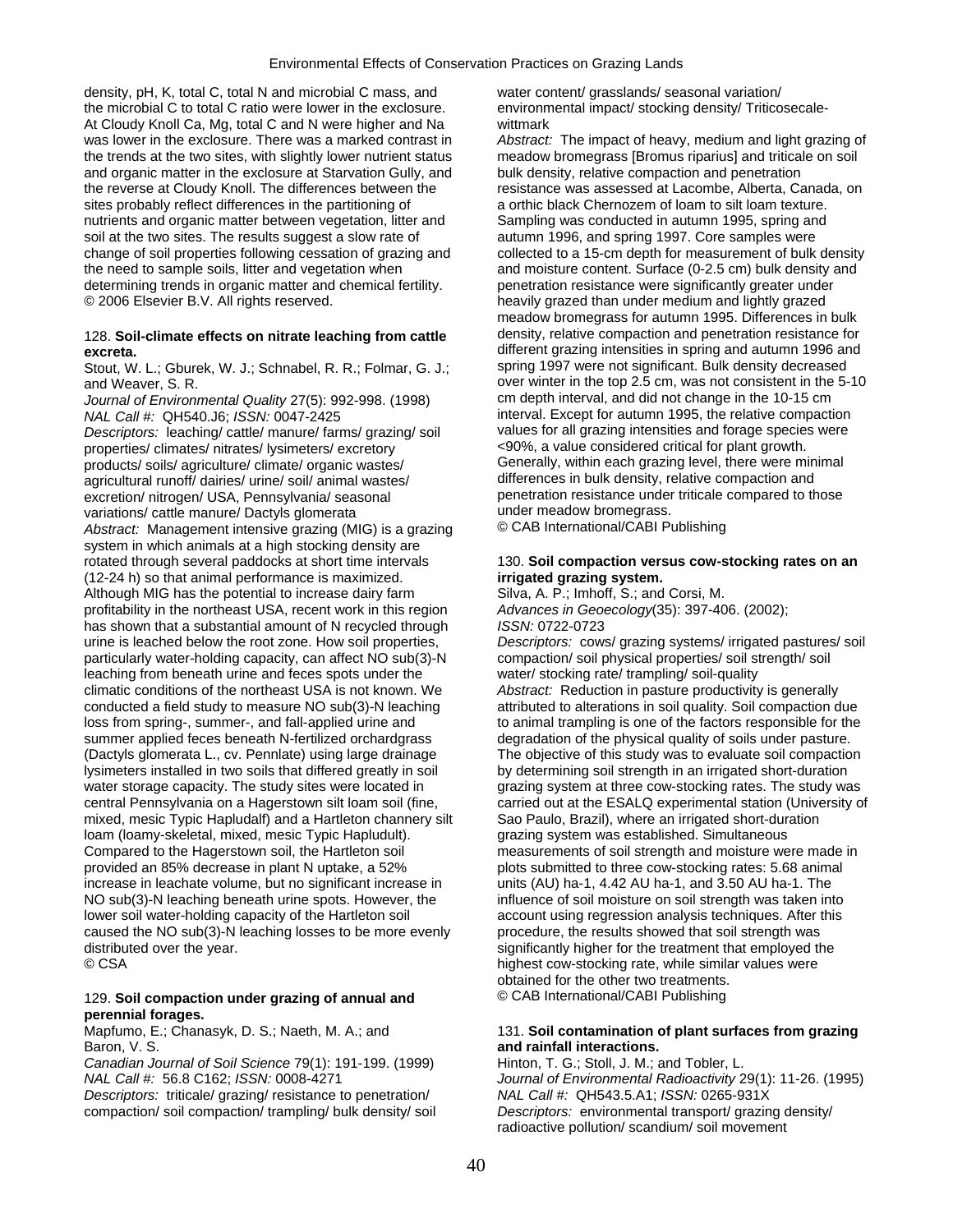density, pH, K, total C, total N and microbial C mass, and the microbial C to total C ratio were lower in the exclosure. At Cloudy Knoll Ca, Mg, total C and N were higher and Na was lower in the exclosure. There was a marked contrast in the trends at the two sites, with slightly lower nutrient status and organic matter in the exclosure at Starvation Gully, and the reverse at Cloudy Knoll. The differences between the sites probably reflect differences in the partitioning of nutrients and organic matter between vegetation, litter and soil at the two sites. The results suggest a slow rate of change of soil properties following cessation of grazing and the need to sample soils, litter and vegetation when determining trends in organic matter and chemical fertility.
© 2006 Elsevier B.V. All rights reserved.

128. **Soil-climate effects on nitrate leaching from cattle excreta.**
Stout, W. L.; Gburek, W. J.; Schnabel, R. R.; Folmar, G. J.; and Weaver, S. R.
*Journal of Environmental Quality* 27(5): 992-998. (1998)
*NAL Call #:* QH540.J6; *ISSN:* 0047-2425
*Descriptors:* leaching/ cattle/ manure/ farms/ grazing/ soil properties/ climates/ nitrates/ lysimeters/ excretory products/ soils/ agriculture/ climate/ organic wastes/ agricultural runoff/ dairies/ urine/ soil/ animal wastes/ excretion/ nitrogen/ USA, Pennsylvania/ seasonal variations/ cattle manure/ Dactyls glomerata
*Abstract:* Management intensive grazing (MIG) is a grazing system in which animals at a high stocking density are rotated through several paddocks at short time intervals (12-24 h) so that animal performance is maximized. Although MIG has the potential to increase dairy farm profitability in the northeast USA, recent work in this region has shown that a substantial amount of N recycled through urine is leached below the root zone. How soil properties, particularly water-holding capacity, can affect NO sub(3)-N leaching from beneath urine and feces spots under the climatic conditions of the northeast USA is not known. We conducted a field study to measure NO sub(3)-N leaching loss from spring-, summer-, and fall-applied urine and summer applied feces beneath N-fertilized orchardgrass (Dactyls glomerata L., cv. Pennlate) using large drainage lysimeters installed in two soils that differed greatly in soil water storage capacity. The study sites were located in central Pennsylvania on a Hagerstown silt loam soil (fine, mixed, mesic Typic Hapludalf) and a Hartleton channery silt loam (loamy-skeletal, mixed, mesic Typic Hapludult). Compared to the Hagerstown soil, the Hartleton soil provided an 85% decrease in plant N uptake, a 52% increase in leachate volume, but no significant increase in NO sub(3)-N leaching beneath urine spots. However, the lower soil water-holding capacity of the Hartleton soil caused the NO sub(3)-N leaching losses to be more evenly distributed over the year.
© CSA

129. **Soil compaction under grazing of annual and perennial forages.**
Mapfumo, E.; Chanasyk, D. S.; Naeth, M. A.; and Baron, V. S.
*Canadian Journal of Soil Science* 79(1): 191-199. (1999)
*NAL Call #:* 56.8 C162; *ISSN:* 0008-4271
*Descriptors:* triticale/ grazing/ resistance to penetration/ compaction/ soil compaction/ trampling/ bulk density/ soil water content/ grasslands/ seasonal variation/ environmental impact/ stocking density/ Triticosecale-wittmark
*Abstract:* The impact of heavy, medium and light grazing of meadow bromegrass [Bromus riparius] and triticale on soil bulk density, relative compaction and penetration resistance was assessed at Lacombe, Alberta, Canada, on a orthic black Chernozem of loam to silt loam texture. Sampling was conducted in autumn 1995, spring and autumn 1996, and spring 1997. Core samples were collected to a 15-cm depth for measurement of bulk density and moisture content. Surface (0-2.5 cm) bulk density and penetration resistance were significantly greater under heavily grazed than under medium and lightly grazed meadow bromegrass for autumn 1995. Differences in bulk density, relative compaction and penetration resistance for different grazing intensities in spring and autumn 1996 and spring 1997 were not significant. Bulk density decreased over winter in the top 2.5 cm, was not consistent in the 5-10 cm depth interval, and did not change in the 10-15 cm interval. Except for autumn 1995, the relative compaction values for all grazing intensities and forage species were <90%, a value considered critical for plant growth. Generally, within each grazing level, there were minimal differences in bulk density, relative compaction and penetration resistance under triticale compared to those under meadow bromegrass.
© CAB International/CABI Publishing

130. **Soil compaction versus cow-stocking rates on an irrigated grazing system.**
Silva, A. P.; Imhoff, S.; and Corsi, M.
*Advances in Geoecology*(35): 397-406. (2002);
*ISSN:* 0722-0723
*Descriptors:* cows/ grazing systems/ irrigated pastures/ soil compaction/ soil physical properties/ soil strength/ soil water/ stocking rate/ trampling/ soil-quality
*Abstract:* Reduction in pasture productivity is generally attributed to alterations in soil quality. Soil compaction due to animal trampling is one of the factors responsible for the degradation of the physical quality of soils under pasture. The objective of this study was to evaluate soil compaction by determining soil strength in an irrigated short-duration grazing system at three cow-stocking rates. The study was carried out at the ESALQ experimental station (University of Sao Paulo, Brazil), where an irrigated short-duration grazing system was established. Simultaneous measurements of soil strength and moisture were made in plots submitted to three cow-stocking rates: 5.68 animal units (AU) ha-1, 4.42 AU ha-1, and 3.50 AU ha-1. The influence of soil moisture on soil strength was taken into account using regression analysis techniques. After this procedure, the results showed that soil strength was significantly higher for the treatment that employed the highest cow-stocking rate, while similar values were obtained for the other two treatments.
© CAB International/CABI Publishing

131. **Soil contamination of plant surfaces from grazing and rainfall interactions.**
Hinton, T. G.; Stoll, J. M.; and Tobler, L.
*Journal of Environmental Radioactivity* 29(1): 11-26. (1995)
*NAL Call #:* QH543.5.A1; *ISSN:* 0265-931X
*Descriptors:* environmental transport/ grazing density/ radioactive pollution/ scandium/ soil movement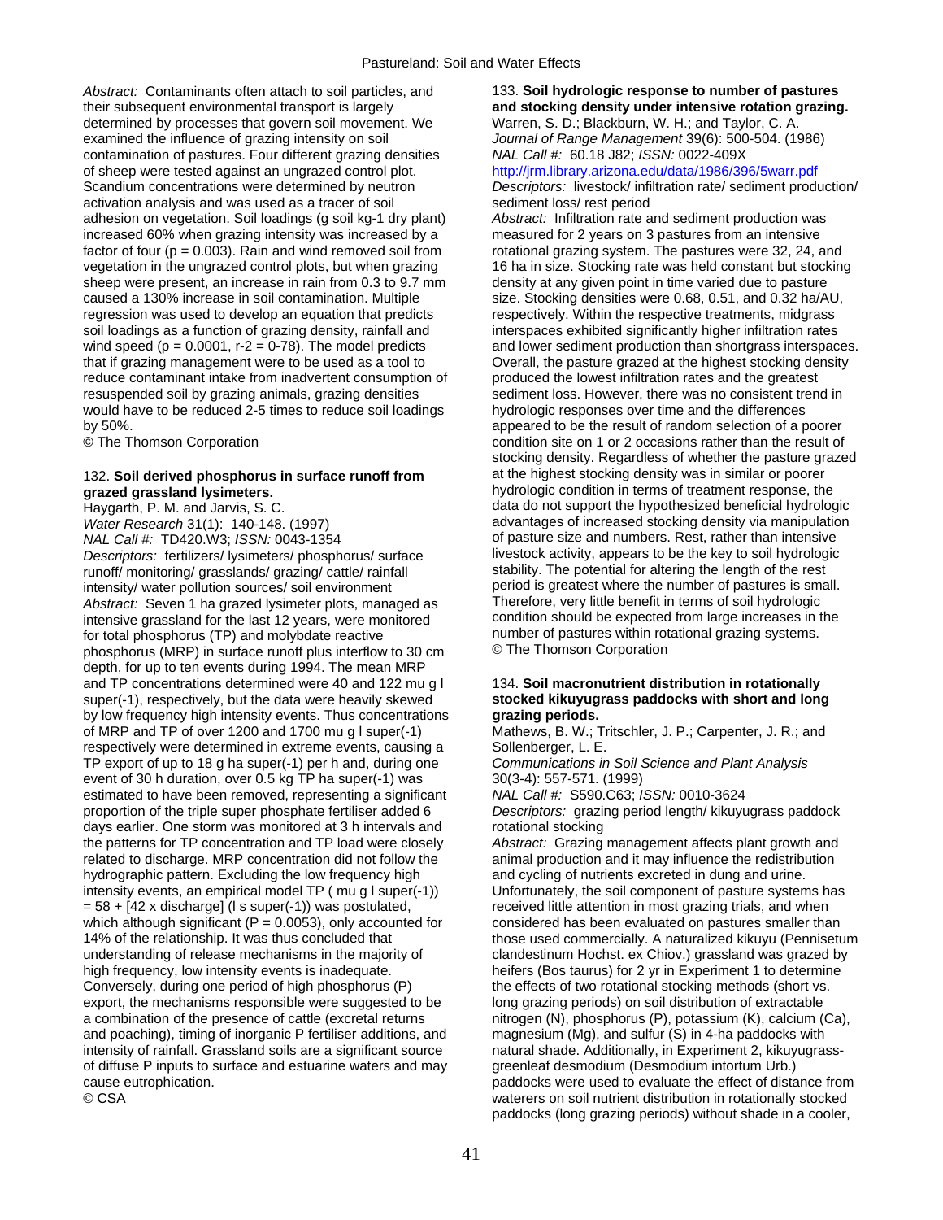*Abstract:* Contaminants often attach to soil particles, and their subsequent environmental transport is largely determined by processes that govern soil movement. We examined the influence of grazing intensity on soil contamination of pastures. Four different grazing densities of sheep were tested against an ungrazed control plot. Scandium concentrations were determined by neutron activation analysis and was used as a tracer of soil adhesion on vegetation. Soil loadings (g soil kg-1 dry plant) increased 60% when grazing intensity was increased by a factor of four (p = 0.003). Rain and wind removed soil from vegetation in the ungrazed control plots, but when grazing sheep were present, an increase in rain from 0.3 to 9.7 mm caused a 130% increase in soil contamination. Multiple regression was used to develop an equation that predicts soil loadings as a function of grazing density, rainfall and wind speed (p = 0.0001, r-2 = 0-78). The model predicts that if grazing management were to be used as a tool to reduce contaminant intake from inadvertent consumption of resuspended soil by grazing animals, grazing densities would have to be reduced 2-5 times to reduce soil loadings by 50%.
© The Thomson Corporation

132. **Soil derived phosphorus in surface runoff from grazed grassland lysimeters.**
Haygarth, P. M. and Jarvis, S. C.
*Water Research* 31(1): 140-148. (1997)
*NAL Call #:* TD420.W3; *ISSN:* 0043-1354
*Descriptors:* fertilizers/ lysimeters/ phosphorus/ surface runoff/ monitoring/ grasslands/ grazing/ cattle/ rainfall intensity/ water pollution sources/ soil environment
*Abstract:* Seven 1 ha grazed lysimeter plots, managed as intensive grassland for the last 12 years, were monitored for total phosphorus (TP) and molybdate reactive phosphorus (MRP) in surface runoff plus interflow to 30 cm depth, for up to ten events during 1994. The mean MRP and TP concentrations determined were 40 and 122 mu g l super(-1), respectively, but the data were heavily skewed by low frequency high intensity events. Thus concentrations of MRP and TP of over 1200 and 1700 mu g l super(-1) respectively were determined in extreme events, causing a TP export of up to 18 g ha super(-1) per h and, during one event of 30 h duration, over 0.5 kg TP ha super(-1) was estimated to have been removed, representing a significant proportion of the triple super phosphate fertiliser added 6 days earlier. One storm was monitored at 3 h intervals and the patterns for TP concentration and TP load were closely related to discharge. MRP concentration did not follow the hydrographic pattern. Excluding the low frequency high intensity events, an empirical model TP ( mu g l super(-1)) = 58 + [42 x discharge] (l s super(-1)) was postulated, which although significant (P = 0.0053), only accounted for 14% of the relationship. It was thus concluded that understanding of release mechanisms in the majority of high frequency, low intensity events is inadequate. Conversely, during one period of high phosphorus (P) export, the mechanisms responsible were suggested to be a combination of the presence of cattle (excretal returns and poaching), timing of inorganic P fertiliser additions, and intensity of rainfall. Grassland soils are a significant source of diffuse P inputs to surface and estuarine waters and may cause eutrophication.
© CSA

133. **Soil hydrologic response to number of pastures and stocking density under intensive rotation grazing.**
Warren, S. D.; Blackburn, W. H.; and Taylor, C. A.
*Journal of Range Management* 39(6): 500-504. (1986)
*NAL Call #:* 60.18 J82; *ISSN:* 0022-409X
http://jrm.library.arizona.edu/data/1986/396/5warr.pdf
*Descriptors:* livestock/ infiltration rate/ sediment production/ sediment loss/ rest period
*Abstract:* Infiltration rate and sediment production was measured for 2 years on 3 pastures from an intensive rotational grazing system. The pastures were 32, 24, and 16 ha in size. Stocking rate was held constant but stocking density at any given point in time varied due to pasture size. Stocking densities were 0.68, 0.51, and 0.32 ha/AU, respectively. Within the respective treatments, midgrass interspaces exhibited significantly higher infiltration rates and lower sediment production than shortgrass interspaces. Overall, the pasture grazed at the highest stocking density produced the lowest infiltration rates and the greatest sediment loss. However, there was no consistent trend in hydrologic responses over time and the differences appeared to be the result of random selection of a poorer condition site on 1 or 2 occasions rather than the result of stocking density. Regardless of whether the pasture grazed at the highest stocking density was in similar or poorer hydrologic condition in terms of treatment response, the data do not support the hypothesized beneficial hydrologic advantages of increased stocking density via manipulation of pasture size and numbers. Rest, rather than intensive livestock activity, appears to be the key to soil hydrologic stability. The potential for altering the length of the rest period is greatest where the number of pastures is small. Therefore, very little benefit in terms of soil hydrologic condition should be expected from large increases in the number of pastures within rotational grazing systems.
© The Thomson Corporation

134. **Soil macronutrient distribution in rotationally stocked kikuyugrass paddocks with short and long grazing periods.**
Mathews, B. W.; Tritschler, J. P.; Carpenter, J. R.; and Sollenberger, L. E.
*Communications in Soil Science and Plant Analysis* 30(3-4): 557-571. (1999)
*NAL Call #:* S590.C63; *ISSN:* 0010-3624
*Descriptors:* grazing period length/ kikuyugrass paddock rotational stocking
*Abstract:* Grazing management affects plant growth and animal production and it may influence the redistribution and cycling of nutrients excreted in dung and urine. Unfortunately, the soil component of pasture systems has received little attention in most grazing trials, and when considered has been evaluated on pastures smaller than those used commercially. A naturalized kikuyu (Pennisetum clandestinum Hochst. ex Chiov.) grassland was grazed by heifers (Bos taurus) for 2 yr in Experiment 1 to determine the effects of two rotational stocking methods (short vs. long grazing periods) on soil distribution of extractable nitrogen (N), phosphorus (P), potassium (K), calcium (Ca), magnesium (Mg), and sulfur (S) in 4-ha paddocks with natural shade. Additionally, in Experiment 2, kikuyugrass-greenleaf desmodium (Desmodium intortum Urb.) paddocks were used to evaluate the effect of distance from waterers on soil nutrient distribution in rotationally stocked paddocks (long grazing periods) without shade in a cooler,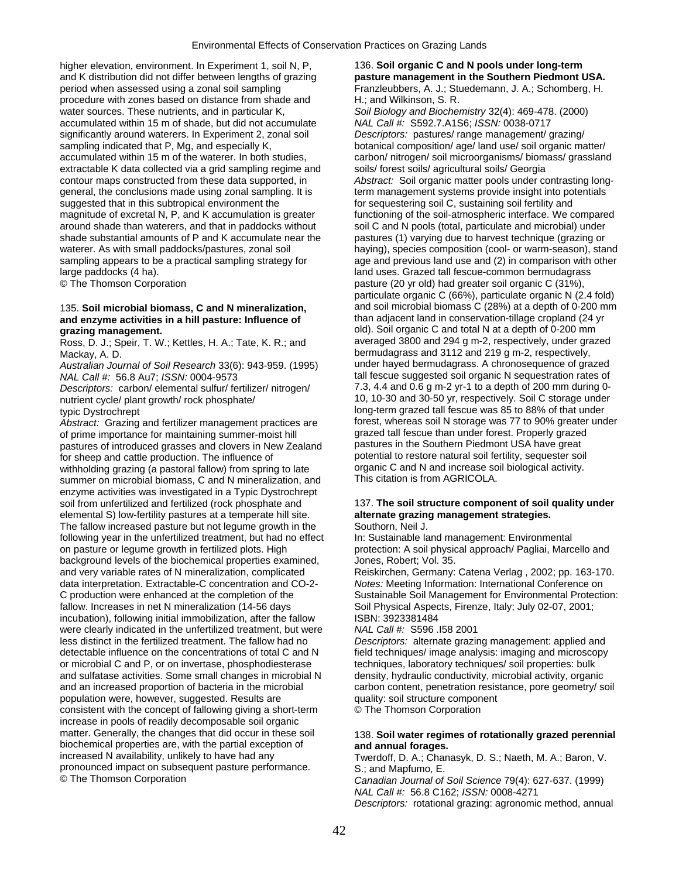higher elevation, environment. In Experiment 1, soil N, P, and K distribution did not differ between lengths of grazing period when assessed using a zonal soil sampling procedure with zones based on distance from shade and water sources. These nutrients, and in particular K, accumulated within 15 m of shade, but did not accumulate significantly around waterers. In Experiment 2, zonal soil sampling indicated that P, Mg, and especially K, accumulated within 15 m of the waterer. In both studies, extractable K data collected via a grid sampling regime and contour maps constructed from these data supported, in general, the conclusions made using zonal sampling. It is suggested that in this subtropical environment the magnitude of excretal N, P, and K accumulation is greater around shade than waterers, and that in paddocks without shade substantial amounts of P and K accumulate near the waterer. As with small paddocks/pastures, zonal soil sampling appears to be a practical sampling strategy for large paddocks (4 ha).
© The Thomson Corporation

135. **Soil microbial biomass, C and N mineralization, and enzyme activities in a hill pasture: Influence of grazing management.**
Ross, D. J.; Speir, T. W.; Kettles, H. A.; Tate, K. R.; and Mackay, A. D.
*Australian Journal of Soil Research* 33(6): 943-959. (1995)
*NAL Call #:* 56.8 Au7; *ISSN:* 0004-9573
*Descriptors:* carbon/ elemental sulfur/ fertilizer/ nitrogen/ nutrient cycle/ plant growth/ rock phosphate/ typic Dystrochrept
*Abstract:* Grazing and fertilizer management practices are of prime importance for maintaining summer-moist hill pastures of introduced grasses and clovers in New Zealand for sheep and cattle production. The influence of withholding grazing (a pastoral fallow) from spring to late summer on microbial biomass, C and N mineralization, and enzyme activities was investigated in a Typic Dystrochrept soil from unfertilized and fertilized (rock phosphate and elemental S) low-fertility pastures at a temperate hill site. The fallow increased pasture but not legume growth in the following year in the unfertilized treatment, but had no effect on pasture or legume growth in fertilized plots. High background levels of the biochemical properties examined, and very variable rates of N mineralization, complicated data interpretation. Extractable-C concentration and $CO_2$-C production were enhanced at the completion of the fallow. Increases in net N mineralization (14-56 days incubation), following initial immobilization, after the fallow were clearly indicated in the unfertilized treatment, but were less distinct in the fertilized treatment. The fallow had no detectable influence on the concentrations of total C and N or microbial C and P, or on invertase, phosphodiesterase and sulfatase activities. Some small changes in microbial N and an increased proportion of bacteria in the microbial population were, however, suggested. Results are consistent with the concept of fallowing giving a short-term increase in pools of readily decomposable soil organic matter. Generally, the changes that did occur in these soil biochemical properties are, with the partial exception of increased N availability, unlikely to have had any pronounced impact on subsequent pasture performance.
© The Thomson Corporation

136. **Soil organic C and N pools under long-term pasture management in the Southern Piedmont USA.**
Franzleubbers, A. J.; Stuedemann, J. A.; Schomberg, H. H.; and Wilkinson, S. R.
*Soil Biology and Biochemistry* 32(4): 469-478. (2000)
*NAL Call #:* S592.7.A1S6; *ISSN:* 0038-0717
*Descriptors:* pastures/ range management/ grazing/ botanical composition/ age/ land use/ soil organic matter/ carbon/ nitrogen/ soil microorganisms/ biomass/ grassland soils/ forest soils/ agricultural soils/ Georgia
*Abstract:* Soil organic matter pools under contrasting long-term management systems provide insight into potentials for sequestering soil C, sustaining soil fertility and functioning of the soil-atmospheric interface. We compared soil C and N pools (total, particulate and microbial) under pastures (1) varying due to harvest technique (grazing or haying), species composition (cool- or warm-season), stand age and previous land use and (2) in comparison with other land uses. Grazed tall fescue-common bermudagrass pasture (20 yr old) had greater soil organic C (31%), particulate organic C (66%), particulate organic N (2.4 fold) and soil microbial biomass C (28%) at a depth of 0-200 mm than adjacent land in conservation-tillage cropland (24 yr old). Soil organic C and total N at a depth of 0-200 mm averaged 3800 and 294 g $m^{-2}$, respectively, under grazed bermudagrass and 3112 and 219 g $m^{-2}$, respectively, under hayed bermudagrass. A chronosequence of grazed tall fescue suggested soil organic N sequestration rates of 7.3, 4.4 and 0.6 g $m^{-2}$ $yr^{-1}$ to a depth of 200 mm during 0-10, 10-30 and 30-50 yr, respectively. Soil C storage under long-term grazed tall fescue was 85 to 88% of that under forest, whereas soil N storage was 77 to 90% greater under grazed tall fescue than under forest. Properly grazed pastures in the Southern Piedmont USA have great potential to restore natural soil fertility, sequester soil organic C and N and increase soil biological activity.
This citation is from AGRICOLA.

137. **The soil structure component of soil quality under alternate grazing management strategies.**
Southorn, Neil J.
In: Sustainable land management: Environmental protection: A soil physical approach/ Pagliai, Marcello and Jones, Robert; Vol. 35.
Reiskirchen, Germany: Catena Verlag , 2002; pp. 163-170.
*Notes:* Meeting Information: International Conference on Sustainable Soil Management for Environmental Protection: Soil Physical Aspects, Firenze, Italy; July 02-07, 2001; ISBN: 3923381484
*NAL Call #:* S596 .I58 2001
*Descriptors:* alternate grazing management: applied and field techniques/ image analysis: imaging and microscopy techniques, laboratory techniques/ soil properties: bulk density, hydraulic conductivity, microbial activity, organic carbon content, penetration resistance, pore geometry/ soil quality: soil structure component
© The Thomson Corporation

138. **Soil water regimes of rotationally grazed perennial and annual forages.**
Twerdoff, D. A.; Chanasyk, D. S.; Naeth, M. A.; Baron, V. S.; and Mapfumo, E.
*Canadian Journal of Soil Science* 79(4): 627-637. (1999)
*NAL Call #:* 56.8 C162; *ISSN:* 0008-4271
*Descriptors:* rotational grazing: agronomic method, annual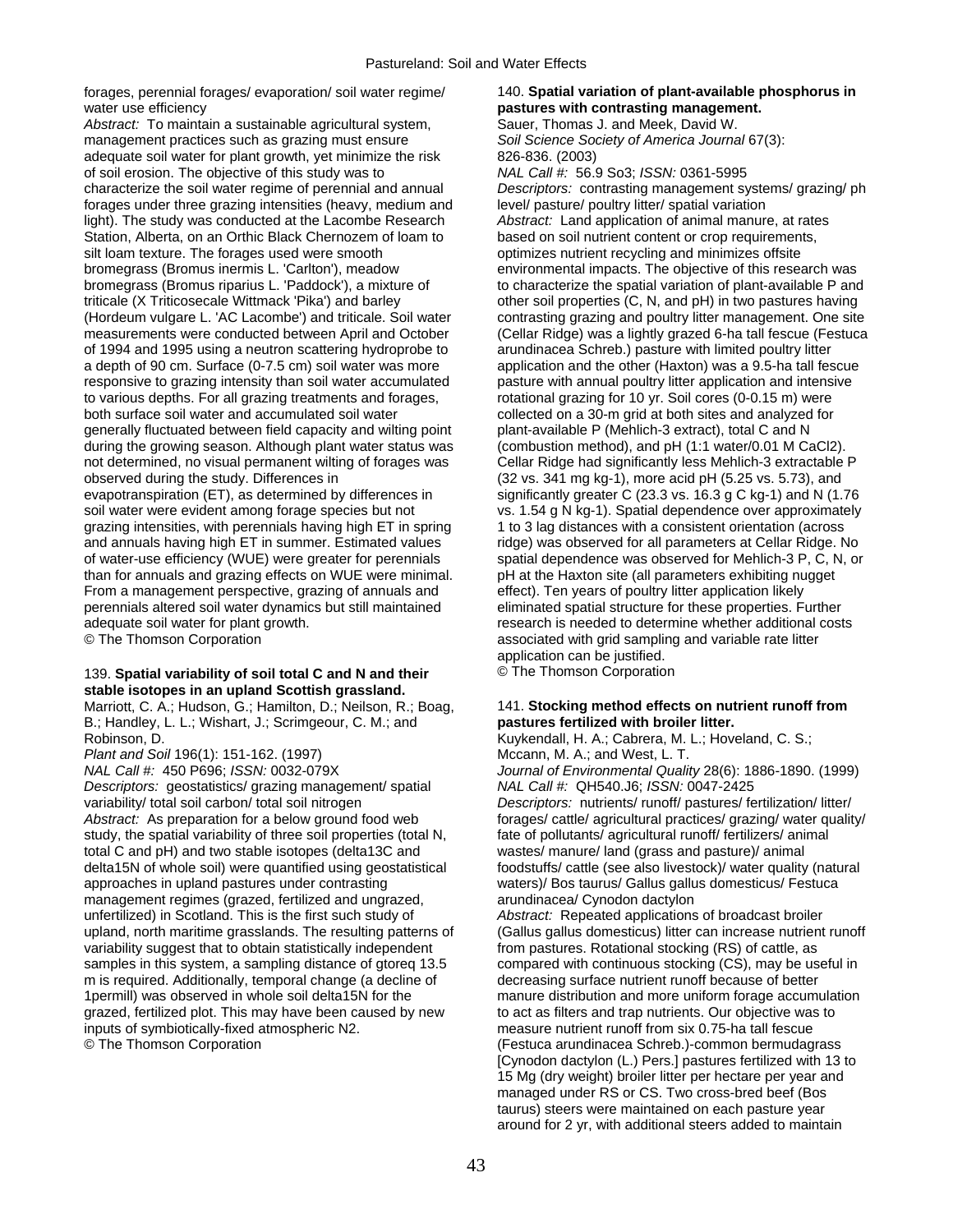forages, perennial forages/ evaporation/ soil water regime/ water use efficiency

*Abstract:* To maintain a sustainable agricultural system, management practices such as grazing must ensure adequate soil water for plant growth, yet minimize the risk of soil erosion. The objective of this study was to characterize the soil water regime of perennial and annual forages under three grazing intensities (heavy, medium and light). The study was conducted at the Lacombe Research Station, Alberta, on an Orthic Black Chernozem of loam to silt loam texture. The forages used were smooth bromegrass (Bromus inermis L. 'Carlton'), meadow bromegrass (Bromus riparius L. 'Paddock'), a mixture of triticale (X Triticosecale Wittmack 'Pika') and barley (Hordeum vulgare L. 'AC Lacombe') and triticale. Soil water measurements were conducted between April and October of 1994 and 1995 using a neutron scattering hydroprobe to a depth of 90 cm. Surface (0-7.5 cm) soil water was more responsive to grazing intensity than soil water accumulated to various depths. For all grazing treatments and forages, both surface soil water and accumulated soil water generally fluctuated between field capacity and wilting point during the growing season. Although plant water status was not determined, no visual permanent wilting of forages was observed during the study. Differences in evapotranspiration (ET), as determined by differences in soil water were evident among forage species but not grazing intensities, with perennials having high ET in spring and annuals having high ET in summer. Estimated values of water-use efficiency (WUE) were greater for perennials than for annuals and grazing effects on WUE were minimal. From a management perspective, grazing of annuals and perennials altered soil water dynamics but still maintained adequate soil water for plant growth.
© The Thomson Corporation

139. **Spatial variability of soil total C and N and their stable isotopes in an upland Scottish grassland.**
Marriott, C. A.; Hudson, G.; Hamilton, D.; Neilson, R.; Boag, B.; Handley, L. L.; Wishart, J.; Scrimgeour, C. M.; and Robinson, D.
*Plant and Soil* 196(1): 151-162. (1997)
*NAL Call #:* 450 P696; *ISSN:* 0032-079X
*Descriptors:* geostatistics/ grazing management/ spatial variability/ total soil carbon/ total soil nitrogen
*Abstract:* As preparation for a below ground food web study, the spatial variability of three soil properties (total N, total C and pH) and two stable isotopes (delta13C and delta15N of whole soil) were quantified using geostatistical approaches in upland pastures under contrasting management regimes (grazed, fertilized and ungrazed, unfertilized) in Scotland. This is the first such study of upland, north maritime grasslands. The resulting patterns of variability suggest that to obtain statistically independent samples in this system, a sampling distance of gtoreq 13.5 m is required. Additionally, temporal change (a decline of 1permill) was observed in whole soil delta15N for the grazed, fertilized plot. This may have been caused by new inputs of symbiotically-fixed atmospheric N2.
© The Thomson Corporation

140. **Spatial variation of plant-available phosphorus in pastures with contrasting management.**
Sauer, Thomas J. and Meek, David W.
*Soil Science Society of America Journal* 67(3): 826-836. (2003)
*NAL Call #:* 56.9 So3; *ISSN:* 0361-5995
*Descriptors:* contrasting management systems/ grazing/ ph level/ pasture/ poultry litter/ spatial variation
*Abstract:* Land application of animal manure, at rates based on soil nutrient content or crop requirements, optimizes nutrient recycling and minimizes offsite environmental impacts. The objective of this research was to characterize the spatial variation of plant-available P and other soil properties (C, N, and pH) in two pastures having contrasting grazing and poultry litter management. One site (Cellar Ridge) was a lightly grazed 6-ha tall fescue (Festuca arundinacea Schreb.) pasture with limited poultry litter application and the other (Haxton) was a 9.5-ha tall fescue pasture with annual poultry litter application and intensive rotational grazing for 10 yr. Soil cores (0-0.15 m) were collected on a 30-m grid at both sites and analyzed for plant-available P (Mehlich-3 extract), total C and N (combustion method), and pH (1:1 water/0.01 M CaCl2). Cellar Ridge had significantly less Mehlich-3 extractable P (32 vs. 341 mg kg-1), more acid pH (5.25 vs. 5.73), and significantly greater C (23.3 vs. 16.3 g C kg-1) and N (1.76 vs. 1.54 g N kg-1). Spatial dependence over approximately 1 to 3 lag distances with a consistent orientation (across ridge) was observed for all parameters at Cellar Ridge. No spatial dependence was observed for Mehlich-3 P, C, N, or pH at the Haxton site (all parameters exhibiting nugget effect). Ten years of poultry litter application likely eliminated spatial structure for these properties. Further research is needed to determine whether additional costs associated with grid sampling and variable rate litter application can be justified.
© The Thomson Corporation

141. **Stocking method effects on nutrient runoff from pastures fertilized with broiler litter.**
Kuykendall, H. A.; Cabrera, M. L.; Hoveland, C. S.; Mccann, M. A.; and West, L. T.
*Journal of Environmental Quality* 28(6): 1886-1890. (1999)
*NAL Call #:* QH540.J6; *ISSN:* 0047-2425
*Descriptors:* nutrients/ runoff/ pastures/ fertilization/ litter/ forages/ cattle/ agricultural practices/ grazing/ water quality/ fate of pollutants/ agricultural runoff/ fertilizers/ animal wastes/ manure/ land (grass and pasture)/ animal foodstuffs/ cattle (see also livestock)/ water quality (natural waters)/ Bos taurus/ Gallus gallus domesticus/ Festuca arundinacea/ Cynodon dactylon
*Abstract:* Repeated applications of broadcast broiler (Gallus gallus domesticus) litter can increase nutrient runoff from pastures. Rotational stocking (RS) of cattle, as compared with continuous stocking (CS), may be useful in decreasing surface nutrient runoff because of better manure distribution and more uniform forage accumulation to act as filters and trap nutrients. Our objective was to measure nutrient runoff from six 0.75-ha tall fescue (Festuca arundinacea Schreb.)-common bermudagrass [Cynodon dactylon (L.) Pers.] pastures fertilized with 13 to 15 Mg (dry weight) broiler litter per hectare per year and managed under RS or CS. Two cross-bred beef (Bos taurus) steers were maintained on each pasture year around for 2 yr, with additional steers added to maintain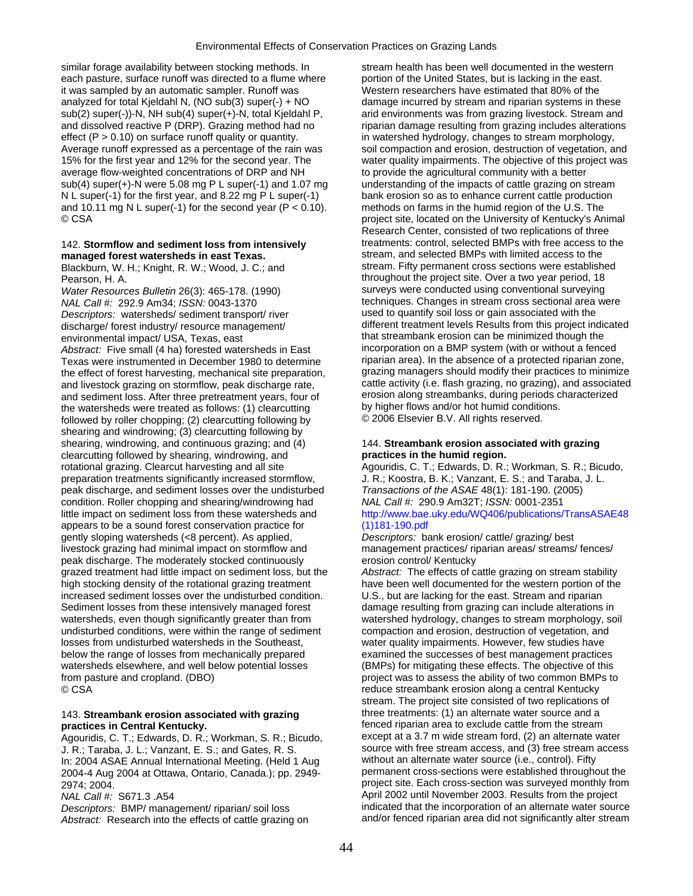similar forage availability between stocking methods. In each pasture, surface runoff was directed to a flume where it was sampled by an automatic sampler. Runoff was analyzed for total Kjeldahl N, ($NO_3^-$ + $NO_2^-$)-N, $NH_4^+$-N, total Kjeldahl P, and dissolved reactive P (DRP). Grazing method had no effect ($P > 0.10$) on surface runoff quality or quantity. Average runoff expressed as a percentage of the rain was 15% for the first year and 12% for the second year. The average flow-weighted concentrations of DRP and $NH_4^+$-N were 5.08 mg P $L^{-1}$ and 1.07 mg N $L^{-1}$ for the first year, and 8.22 mg P $L^{-1}$ and 10.11 mg N $L^{-1}$ for the second year ($P < 0.10$).
© CSA

142. **Stormflow and sediment loss from intensively managed forest watersheds in east Texas.**
Blackburn, W. H.; Knight, R. W.; Wood, J. C.; and Pearson, H. A.
*Water Resources Bulletin* 26(3): 465-178. (1990)
*NAL Call #:* 292.9 Am34; *ISSN:* 0043-1370
*Descriptors:* watersheds/ sediment transport/ river discharge/ forest industry/ resource management/ environmental impact/ USA, Texas, east
*Abstract:* Five small (4 ha) forested watersheds in East Texas were instrumented in December 1980 to determine the effect of forest harvesting, mechanical site preparation, and livestock grazing on stormflow, peak discharge rate, and sediment loss. After three pretreatment years, four of the watersheds were treated as follows: (1) clearcutting followed by roller chopping; (2) clearcutting following by shearing and windrowing; (3) clearcutting following by shearing, windrowing, and continuous grazing; and (4) clearcutting followed by shearing, windrowing, and rotational grazing. Clearcut harvesting and all site preparation treatments significantly increased stormflow, peak discharge, and sediment losses over the undisturbed condition. Roller chopping and shearing/windrowing had little impact on sediment loss from these watersheds and appears to be a sound forest conservation practice for gently sloping watersheds (<8 percent). As applied, livestock grazing had minimal impact on stormflow and peak discharge. The moderately stocked continuously grazed treatment had little impact on sediment loss, but the high stocking density of the rotational grazing treatment increased sediment losses over the undisturbed condition. Sediment losses from these intensively managed forest watersheds, even though significantly greater than from undisturbed conditions, were within the range of sediment losses from undisturbed watersheds in the Southeast, below the range of losses from mechanically prepared watersheds elsewhere, and well below potential losses from pasture and cropland. (DBO)
© CSA

143. **Streambank erosion associated with grazing practices in Central Kentucky.**
Agouridis, C. T.; Edwards, D. R.; Workman, S. R.; Bicudo, J. R.; Taraba, J. L.; Vanzant, E. S.; and Gates, R. S.
In: 2004 ASAE Annual International Meeting. (Held 1 Aug 2004-4 Aug 2004 at Ottawa, Ontario, Canada.); pp. 2949-2974; 2004.
*NAL Call #:* S671.3 .A54
*Descriptors:* BMP/ management/ riparian/ soil loss
*Abstract:* Research into the effects of cattle grazing on stream health has been well documented in the western portion of the United States, but is lacking in the east. Western researchers have estimated that 80% of the damage incurred by stream and riparian systems in these arid environments was from grazing livestock. Stream and riparian damage resulting from grazing includes alterations in watershed hydrology, changes to stream morphology, soil compaction and erosion, destruction of vegetation, and water quality impairments. The objective of this project was to provide the agricultural community with a better understanding of the impacts of cattle grazing on stream bank erosion so as to enhance current cattle production methods on farms in the humid region of the U.S. The project site, located on the University of Kentucky's Animal Research Center, consisted of two replications of three treatments: control, selected BMPs with free access to the stream, and selected BMPs with limited access to the stream. Fifty permanent cross sections were established throughout the project site. Over a two year period, 18 surveys were conducted using conventional surveying techniques. Changes in stream cross sectional area were used to quantify soil loss or gain associated with the different treatment levels Results from this project indicated that streambank erosion can be minimized though the incorporation on a BMP system (with or without a fenced riparian area). In the absence of a protected riparian zone, grazing managers should modify their practices to minimize cattle activity (i.e. flash grazing, no grazing), and associated erosion along streambanks, during periods characterized by higher flows and/or hot humid conditions.
© 2006 Elsevier B.V. All rights reserved.

144. **Streambank erosion associated with grazing practices in the humid region.**
Agouridis, C. T.; Edwards, D. R.; Workman, S. R.; Bicudo, J. R.; Koostra, B. K.; Vanzant, E. S.; and Taraba, J. L.
*Transactions of the ASAE* 48(1): 181-190. (2005)
*NAL Call #:* 290.9 Am32T; *ISSN:* 0001-2351
http://www.bae.uky.edu/WQ406/publications/TransASAE48(1)181-190.pdf
*Descriptors:* bank erosion/ cattle/ grazing/ best management practices/ riparian areas/ streams/ fences/ erosion control/ Kentucky
*Abstract:* The effects of cattle grazing on stream stability have been well documented for the western portion of the U.S., but are lacking for the east. Stream and riparian damage resulting from grazing can include alterations in watershed hydrology, changes to stream morphology, soil compaction and erosion, destruction of vegetation, and water quality impairments. However, few studies have examined the successes of best management practices (BMPs) for mitigating these effects. The objective of this project was to assess the ability of two common BMPs to reduce streambank erosion along a central Kentucky stream. The project site consisted of two replications of three treatments: (1) an alternate water source and a fenced riparian area to exclude cattle from the stream except at a 3.7 m wide stream ford, (2) an alternate water source with free stream access, and (3) free stream access without an alternate water source (i.e., control). Fifty permanent cross-sections were established throughout the project site. Each cross-section was surveyed monthly from April 2002 until November 2003. Results from the project indicated that the incorporation of an alternate water source and/or fenced riparian area did not significantly alter stream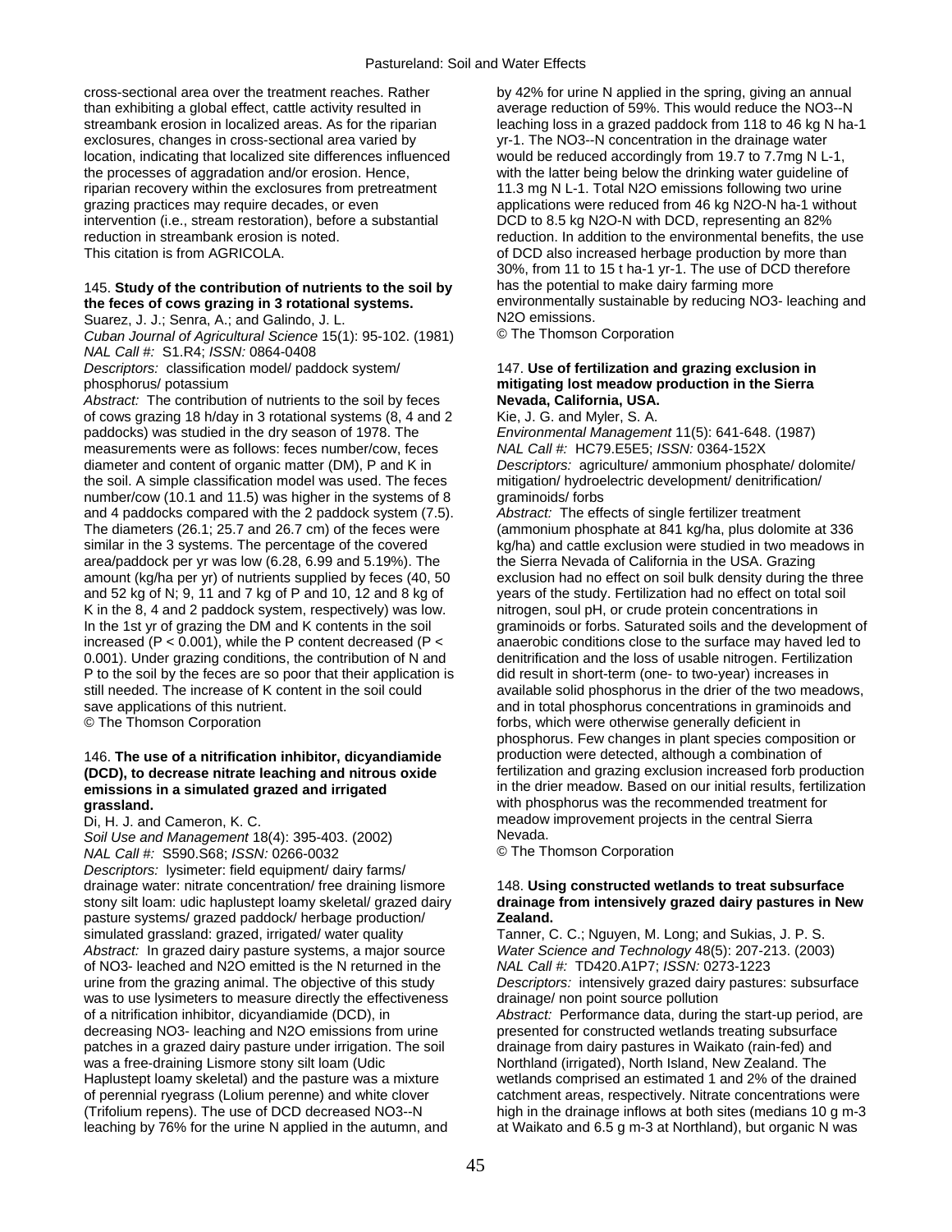cross-sectional area over the treatment reaches. Rather than exhibiting a global effect, cattle activity resulted in streambank erosion in localized areas. As for the riparian exclosures, changes in cross-sectional area varied by location, indicating that localized site differences influenced the processes of aggradation and/or erosion. Hence, riparian recovery within the exclosures from pretreatment grazing practices may require decades, or even intervention (i.e., stream restoration), before a substantial reduction in streambank erosion is noted.
This citation is from AGRICOLA.

### 145. **Study of the contribution of nutrients to the soil by the feces of cows grazing in 3 rotational systems.**

Suarez, J. J.; Senra, A.; and Galindo, J. L.
*Cuban Journal of Agricultural Science* 15(1): 95-102. (1981)
*NAL Call #:* S1.R4; *ISSN:* 0864-0408
*Descriptors:* classification model/ paddock system/ phosphorus/ potassium
*Abstract:* The contribution of nutrients to the soil by feces of cows grazing 18 h/day in 3 rotational systems (8, 4 and 2 paddocks) was studied in the dry season of 1978. The measurements were as follows: feces number/cow, feces diameter and content of organic matter (DM), P and K in the soil. A simple classification model was used. The feces number/cow (10.1 and 11.5) was higher in the systems of 8 and 4 paddocks compared with the 2 paddock system (7.5). The diameters (26.1; 25.7 and 26.7 cm) of the feces were similar in the 3 systems. The percentage of the covered area/paddock per yr was low (6.28, 6.99 and 5.19%). The amount (kg/ha per yr) of nutrients supplied by feces (40, 50 and 52 kg of N; 9, 11 and 7 kg of P and 10, 12 and 8 kg of K in the 8, 4 and 2 paddock system, respectively) was low. In the 1st yr of grazing the DM and K contents in the soil increased ($P < 0.001$), while the P content decreased ($P < 0.001$). Under grazing conditions, the contribution of N and P to the soil by the feces are so poor that their application is still needed. The increase of K content in the soil could save applications of this nutrient.
© The Thomson Corporation

### 146. **The use of a nitrification inhibitor, dicyandiamide (DCD), to decrease nitrate leaching and nitrous oxide emissions in a simulated grazed and irrigated grassland.**

Di, H. J. and Cameron, K. C.
*Soil Use and Management* 18(4): 395-403. (2002)
*NAL Call #:* S590.S68; *ISSN:* 0266-0032
*Descriptors:* lysimeter: field equipment/ dairy farms/ drainage water: nitrate concentration/ free draining lismore stony silt loam: udic haplustept loamy skeletal/ grazed dairy pasture systems/ grazed paddock/ herbage production/ simulated grassland: grazed, irrigated/ water quality
*Abstract:* In grazed dairy pasture systems, a major source of $NO_3^-$ leached and $N_2O$ emitted is the N returned in the urine from the grazing animal. The objective of this study was to use lysimeters to measure directly the effectiveness of a nitrification inhibitor, dicyandiamide (DCD), in decreasing $NO_3^-$ leaching and $N_2O$ emissions from urine patches in a grazed dairy pasture under irrigation. The soil was a free-draining Lismore stony silt loam (Udic Haplustept loamy skeletal) and the pasture was a mixture of perennial ryegrass (Lolium perenne) and white clover (Trifolium repens). The use of DCD decreased $NO_3^-$-N leaching by 76% for the urine N applied in the autumn, and by 42% for urine N applied in the spring, giving an annual average reduction of 59%. This would reduce the $NO_3^-$-N leaching loss in a grazed paddock from 118 to 46 kg N $ha^{-1}$ $yr^{-1}$. The $NO_3^-$-N concentration in the drainage water would be reduced accordingly from 19.7 to 7.7mg N $L^{-1}$, with the latter being below the drinking water guideline of 11.3 mg N $L^{-1}$. Total $N_2O$ emissions following two urine applications were reduced from 46 kg $N_2O$-N $ha^{-1}$ without DCD to 8.5 kg $N_2O$-N with DCD, representing an 82% reduction. In addition to the environmental benefits, the use of DCD also increased herbage production by more than 30%, from 11 to 15 t $ha^{-1}$ $yr^{-1}$. The use of DCD therefore has the potential to make dairy farming more environmentally sustainable by reducing $NO_3^-$ leaching and $N_2O$ emissions.
© The Thomson Corporation

### 147. **Use of fertilization and grazing exclusion in mitigating lost meadow production in the Sierra Nevada, California, USA.**

Kie, J. G. and Myler, S. A.
*Environmental Management* 11(5): 641-648. (1987)
*NAL Call #:* HC79.E5E5; *ISSN:* 0364-152X
*Descriptors:* agriculture/ ammonium phosphate/ dolomite/ mitigation/ hydroelectric development/ denitrification/ graminoids/ forbs
*Abstract:* The effects of single fertilizer treatment (ammonium phosphate at 841 kg/ha, plus dolomite at 336 kg/ha) and cattle exclusion were studied in two meadows in the Sierra Nevada of California in the USA. Grazing exclusion had no effect on soil bulk density during the three years of the study. Fertilization had no effect on total soil nitrogen, soul pH, or crude protein concentrations in graminoids or forbs. Saturated soils and the development of anaerobic conditions close to the surface may haved led to denitrification and the loss of usable nitrogen. Fertilization did result in short-term (one- to two-year) increases in available solid phosphorus in the drier of the two meadows, and in total phosphorus concentrations in graminoids and forbs, which were otherwise generally deficient in phosphorus. Few changes in plant species composition or production were detected, although a combination of fertilization and grazing exclusion increased forb production in the drier meadow. Based on our initial results, fertilization with phosphorus was the recommended treatment for meadow improvement projects in the central Sierra Nevada.
© The Thomson Corporation

### 148. **Using constructed wetlands to treat subsurface drainage from intensively grazed dairy pastures in New Zealand.**

Tanner, C. C.; Nguyen, M. Long; and Sukias, J. P. S.
*Water Science and Technology* 48(5): 207-213. (2003)
*NAL Call #:* TD420.A1P7; *ISSN:* 0273-1223
*Descriptors:* intensively grazed dairy pastures: subsurface drainage/ non point source pollution
*Abstract:* Performance data, during the start-up period, are presented for constructed wetlands treating subsurface drainage from dairy pastures in Waikato (rain-fed) and Northland (irrigated), North Island, New Zealand. The wetlands comprised an estimated 1 and 2% of the drained catchment areas, respectively. Nitrate concentrations were high in the drainage inflows at both sites (medians 10 g $m^{-3}$ at Waikato and 6.5 g $m^{-3}$ at Northland), but organic N was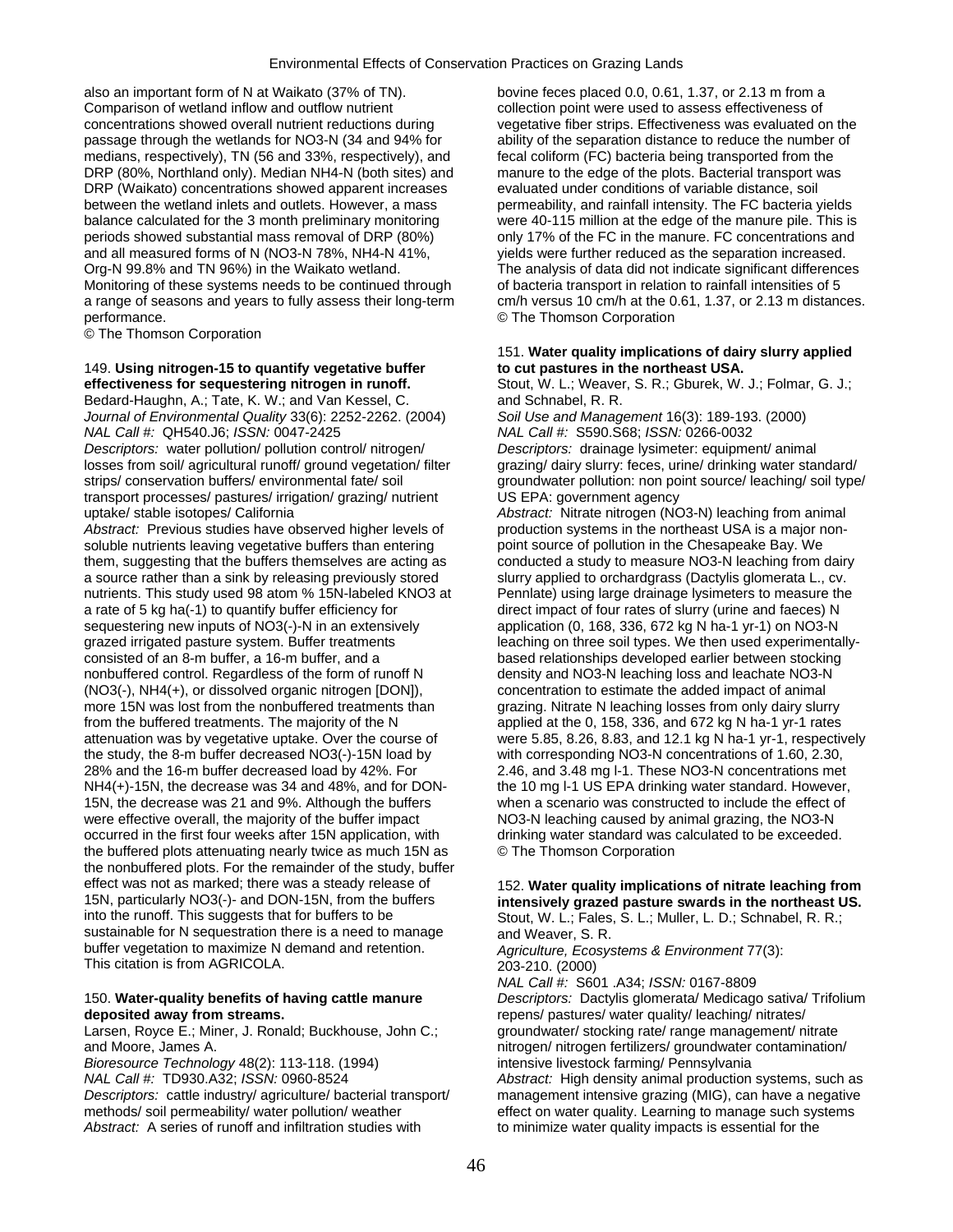also an important form of N at Waikato (37% of TN). Comparison of wetland inflow and outflow nutrient concentrations showed overall nutrient reductions during passage through the wetlands for NO3-N (34 and 94% for medians, respectively), TN (56 and 33%, respectively), and DRP (80%, Northland only). Median NH4-N (both sites) and DRP (Waikato) concentrations showed apparent increases between the wetland inlets and outlets. However, a mass balance calculated for the 3 month preliminary monitoring periods showed substantial mass removal of DRP (80%) and all measured forms of N (NO3-N 78%, NH4-N 41%, Org-N 99.8% and TN 96%) in the Waikato wetland. Monitoring of these systems needs to be continued through a range of seasons and years to fully assess their long-term performance.
© The Thomson Corporation

149. **Using nitrogen-15 to quantify vegetative buffer effectiveness for sequestering nitrogen in runoff.**
Bedard-Haughn, A.; Tate, K. W.; and Van Kessel, C.
*Journal of Environmental Quality* 33(6): 2252-2262. (2004)
*NAL Call #:* QH540.J6; *ISSN:* 0047-2425
*Descriptors:* water pollution/ pollution control/ nitrogen/ losses from soil/ agricultural runoff/ ground vegetation/ filter strips/ conservation buffers/ environmental fate/ soil transport processes/ pastures/ irrigation/ grazing/ nutrient uptake/ stable isotopes/ California
*Abstract:* Previous studies have observed higher levels of soluble nutrients leaving vegetative buffers than entering them, suggesting that the buffers themselves are acting as a source rather than a sink by releasing previously stored nutrients. This study used 98 atom % 15N-labeled KNO3 at a rate of 5 kg ha(-1) to quantify buffer efficiency for sequestering new inputs of NO3(-)-N in an extensively grazed irrigated pasture system. Buffer treatments consisted of an 8-m buffer, a 16-m buffer, and a nonbuffered control. Regardless of the form of runoff N (NO3(-), NH4(+), or dissolved organic nitrogen [DON]), more 15N was lost from the nonbuffered treatments than from the buffered treatments. The majority of the N attenuation was by vegetative uptake. Over the course of the study, the 8-m buffer decreased NO3(-)-15N load by 28% and the 16-m buffer decreased load by 42%. For NH4(+)-15N, the decrease was 34 and 48%, and for DON-15N, the decrease was 21 and 9%. Although the buffers were effective overall, the majority of the buffer impact occurred in the first four weeks after 15N application, with the buffered plots attenuating nearly twice as much 15N as the nonbuffered plots. For the remainder of the study, buffer effect was not as marked; there was a steady release of 15N, particularly NO3(-)- and DON-15N, from the buffers into the runoff. This suggests that for buffers to be sustainable for N sequestration there is a need to manage buffer vegetation to maximize N demand and retention.
This citation is from AGRICOLA.

150. **Water-quality benefits of having cattle manure deposited away from streams.**
Larsen, Royce E.; Miner, J. Ronald; Buckhouse, John C.; and Moore, James A.
*Bioresource Technology* 48(2): 113-118. (1994)
*NAL Call #:* TD930.A32; *ISSN:* 0960-8524
*Descriptors:* cattle industry/ agriculture/ bacterial transport/ methods/ soil permeability/ water pollution/ weather
*Abstract:* A series of runoff and infiltration studies with bovine feces placed 0.0, 0.61, 1.37, or 2.13 m from a collection point were used to assess effectiveness of vegetative fiber strips. Effectiveness was evaluated on the ability of the separation distance to reduce the number of fecal coliform (FC) bacteria being transported from the manure to the edge of the plots. Bacterial transport was evaluated under conditions of variable distance, soil permeability, and rainfall intensity. The FC bacteria yields were 40-115 million at the edge of the manure pile. This is only 17% of the FC in the manure. FC concentrations and yields were further reduced as the separation increased. The analysis of data did not indicate significant differences of bacteria transport in relation to rainfall intensities of 5 cm/h versus 10 cm/h at the 0.61, 1.37, or 2.13 m distances.
© The Thomson Corporation

151. **Water quality implications of dairy slurry applied to cut pastures in the northeast USA.**
Stout, W. L.; Weaver, S. R.; Gburek, W. J.; Folmar, G. J.; and Schnabel, R. R.
*Soil Use and Management* 16(3): 189-193. (2000)
*NAL Call #:* S590.S68; *ISSN:* 0266-0032
*Descriptors:* drainage lysimeter: equipment/ animal grazing/ dairy slurry: feces, urine/ drinking water standard/ groundwater pollution: non point source/ leaching/ soil type/ US EPA: government agency
*Abstract:* Nitrate nitrogen (NO3-N) leaching from animal production systems in the northeast USA is a major non-point source of pollution in the Chesapeake Bay. We conducted a study to measure NO3-N leaching from dairy slurry applied to orchardgrass (Dactylis glomerata L., cv. Pennlate) using large drainage lysimeters to measure the direct impact of four rates of slurry (urine and faeces) N application (0, 168, 336, 672 kg N ha-1 yr-1) on NO3-N leaching on three soil types. We then used experimentally-based relationships developed earlier between stocking density and NO3-N leaching loss and leachate NO3-N concentration to estimate the added impact of animal grazing. Nitrate N leaching losses from only dairy slurry applied at the 0, 158, 336, and 672 kg N ha-1 yr-1 rates were 5.85, 8.26, 8.83, and 12.1 kg N ha-1 yr-1, respectively with corresponding NO3-N concentrations of 1.60, 2.30, 2.46, and 3.48 mg l-1. These NO3-N concentrations met the 10 mg l-1 US EPA drinking water standard. However, when a scenario was constructed to include the effect of NO3-N leaching caused by animal grazing, the NO3-N drinking water standard was calculated to be exceeded.
© The Thomson Corporation

152. **Water quality implications of nitrate leaching from intensively grazed pasture swards in the northeast US.**
Stout, W. L.; Fales, S. L.; Muller, L. D.; Schnabel, R. R.; and Weaver, S. R.
*Agriculture, Ecosystems & Environment* 77(3): 203-210. (2000)
*NAL Call #:* S601 .A34; *ISSN:* 0167-8809
*Descriptors:* Dactylis glomerata/ Medicago sativa/ Trifolium repens/ pastures/ water quality/ leaching/ nitrates/ groundwater/ stocking rate/ range management/ nitrate nitrogen/ nitrogen fertilizers/ groundwater contamination/ intensive livestock farming/ Pennsylvania
*Abstract:* High density animal production systems, such as management intensive grazing (MIG), can have a negative effect on water quality. Learning to manage such systems to minimize water quality impacts is essential for the